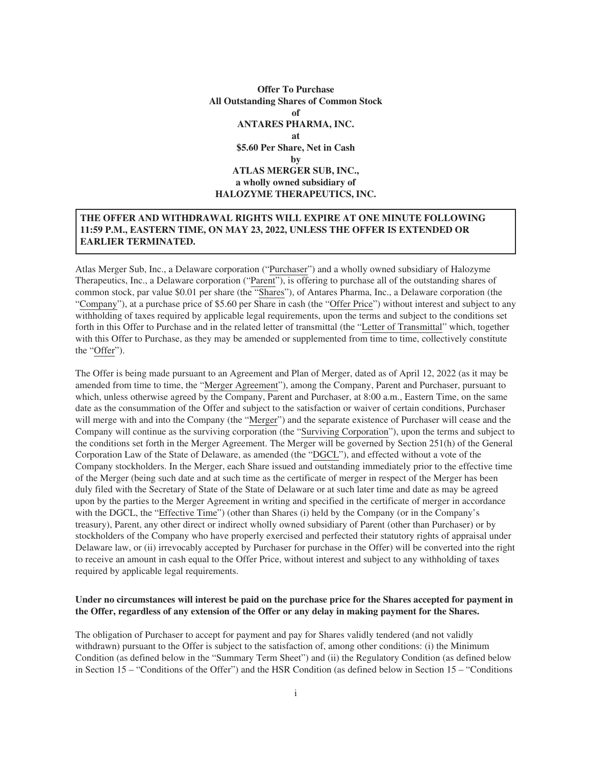**Offer To Purchase**
**All Outstanding Shares of Common Stock**
**of**
**ANTARES PHARMA, INC.**
**at**
**$5.60 Per Share, Net in Cash**
**by**
**ATLAS MERGER SUB, INC.,**
**a wholly owned subsidiary of**
**HALOZYME THERAPEUTICS, INC.**

**THE OFFER AND WITHDRAWAL RIGHTS WILL EXPIRE AT ONE MINUTE FOLLOWING 11:59 P.M., EASTERN TIME, ON MAY 23, 2022, UNLESS THE OFFER IS EXTENDED OR EARLIER TERMINATED.**

Atlas Merger Sub, Inc., a Delaware corporation ("Purchaser") and a wholly owned subsidiary of Halozyme Therapeutics, Inc., a Delaware corporation ("Parent"), is offering to purchase all of the outstanding shares of common stock, par value $0.01 per share (the "Shares"), of Antares Pharma, Inc., a Delaware corporation (the "Company"), at a purchase price of $5.60 per Share in cash (the "Offer Price") without interest and subject to any withholding of taxes required by applicable legal requirements, upon the terms and subject to the conditions set forth in this Offer to Purchase and in the related letter of transmittal (the "Letter of Transmittal" which, together with this Offer to Purchase, as they may be amended or supplemented from time to time, collectively constitute the "Offer").

The Offer is being made pursuant to an Agreement and Plan of Merger, dated as of April 12, 2022 (as it may be amended from time to time, the "Merger Agreement"), among the Company, Parent and Purchaser, pursuant to which, unless otherwise agreed by the Company, Parent and Purchaser, at 8:00 a.m., Eastern Time, on the same date as the consummation of the Offer and subject to the satisfaction or waiver of certain conditions, Purchaser will merge with and into the Company (the "Merger") and the separate existence of Purchaser will cease and the Company will continue as the surviving corporation (the "Surviving Corporation"), upon the terms and subject to the conditions set forth in the Merger Agreement. The Merger will be governed by Section 251(h) of the General Corporation Law of the State of Delaware, as amended (the "DGCL"), and effected without a vote of the Company stockholders. In the Merger, each Share issued and outstanding immediately prior to the effective time of the Merger (being such date and at such time as the certificate of merger in respect of the Merger has been duly filed with the Secretary of State of the State of Delaware or at such later time and date as may be agreed upon by the parties to the Merger Agreement in writing and specified in the certificate of merger in accordance with the DGCL, the "Effective Time") (other than Shares (i) held by the Company (or in the Company's treasury), Parent, any other direct or indirect wholly owned subsidiary of Parent (other than Purchaser) or by stockholders of the Company who have properly exercised and perfected their statutory rights of appraisal under Delaware law, or (ii) irrevocably accepted by Purchaser for purchase in the Offer) will be converted into the right to receive an amount in cash equal to the Offer Price, without interest and subject to any withholding of taxes required by applicable legal requirements.

**Under no circumstances will interest be paid on the purchase price for the Shares accepted for payment in the Offer, regardless of any extension of the Offer or any delay in making payment for the Shares.**

The obligation of Purchaser to accept for payment and pay for Shares validly tendered (and not validly withdrawn) pursuant to the Offer is subject to the satisfaction of, among other conditions: (i) the Minimum Condition (as defined below in the "Summary Term Sheet") and (ii) the Regulatory Condition (as defined below in Section 15 – "Conditions of the Offer") and the HSR Condition (as defined below in Section 15 – "Conditions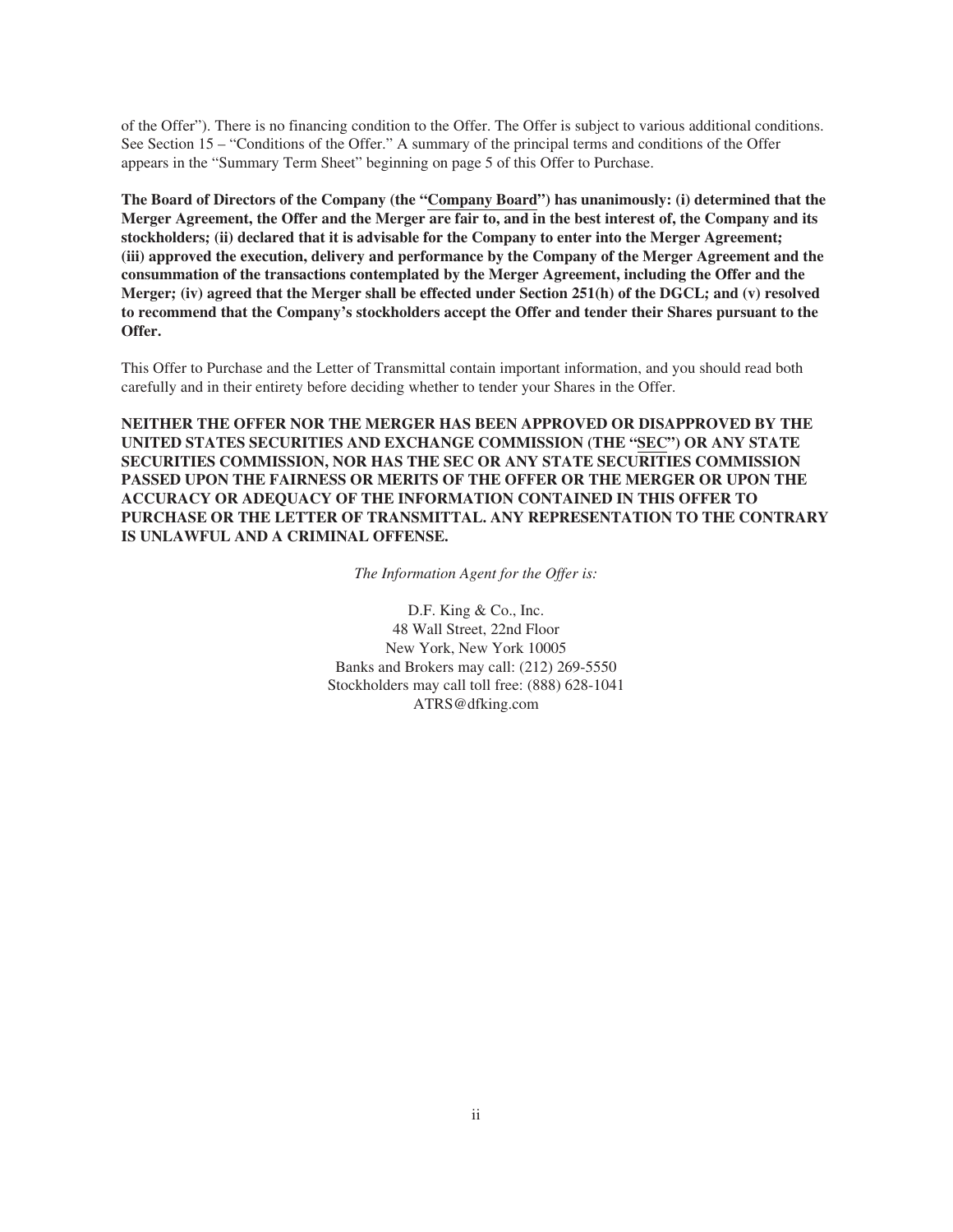of the Offer"). There is no financing condition to the Offer. The Offer is subject to various additional conditions. See Section 15 – "Conditions of the Offer." A summary of the principal terms and conditions of the Offer appears in the "Summary Term Sheet" beginning on page 5 of this Offer to Purchase.

**The Board of Directors of the Company (the "Company Board") has unanimously: (i) determined that the Merger Agreement, the Offer and the Merger are fair to, and in the best interest of, the Company and its stockholders; (ii) declared that it is advisable for the Company to enter into the Merger Agreement; (iii) approved the execution, delivery and performance by the Company of the Merger Agreement and the consummation of the transactions contemplated by the Merger Agreement, including the Offer and the Merger; (iv) agreed that the Merger shall be effected under Section 251(h) of the DGCL; and (v) resolved to recommend that the Company's stockholders accept the Offer and tender their Shares pursuant to the Offer.**

This Offer to Purchase and the Letter of Transmittal contain important information, and you should read both carefully and in their entirety before deciding whether to tender your Shares in the Offer.

**NEITHER THE OFFER NOR THE MERGER HAS BEEN APPROVED OR DISAPPROVED BY THE UNITED STATES SECURITIES AND EXCHANGE COMMISSION (THE "SEC") OR ANY STATE SECURITIES COMMISSION, NOR HAS THE SEC OR ANY STATE SECURITIES COMMISSION PASSED UPON THE FAIRNESS OR MERITS OF THE OFFER OR THE MERGER OR UPON THE ACCURACY OR ADEQUACY OF THE INFORMATION CONTAINED IN THIS OFFER TO PURCHASE OR THE LETTER OF TRANSMITTAL. ANY REPRESENTATION TO THE CONTRARY IS UNLAWFUL AND A CRIMINAL OFFENSE.**

*The Information Agent for the Offer is:*

D.F. King & Co., Inc.
48 Wall Street, 22nd Floor
New York, New York 10005
Banks and Brokers may call: (212) 269-5550
Stockholders may call toll free: (888) 628-1041
ATRS@dfking.com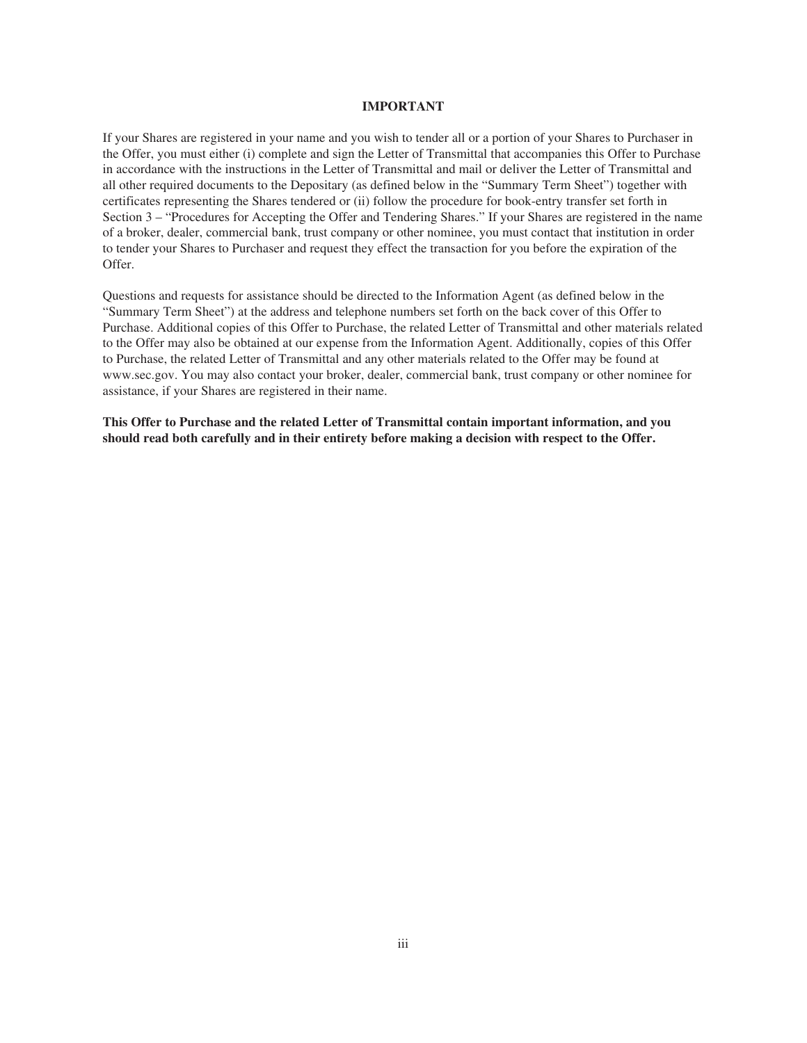## IMPORTANT

If your Shares are registered in your name and you wish to tender all or a portion of your Shares to Purchaser in the Offer, you must either (i) complete and sign the Letter of Transmittal that accompanies this Offer to Purchase in accordance with the instructions in the Letter of Transmittal and mail or deliver the Letter of Transmittal and all other required documents to the Depositary (as defined below in the "Summary Term Sheet") together with certificates representing the Shares tendered or (ii) follow the procedure for book-entry transfer set forth in Section 3 – "Procedures for Accepting the Offer and Tendering Shares." If your Shares are registered in the name of a broker, dealer, commercial bank, trust company or other nominee, you must contact that institution in order to tender your Shares to Purchaser and request they effect the transaction for you before the expiration of the Offer.

Questions and requests for assistance should be directed to the Information Agent (as defined below in the "Summary Term Sheet") at the address and telephone numbers set forth on the back cover of this Offer to Purchase. Additional copies of this Offer to Purchase, the related Letter of Transmittal and other materials related to the Offer may also be obtained at our expense from the Information Agent. Additionally, copies of this Offer to Purchase, the related Letter of Transmittal and any other materials related to the Offer may be found at www.sec.gov. You may also contact your broker, dealer, commercial bank, trust company or other nominee for assistance, if your Shares are registered in their name.

**This Offer to Purchase and the related Letter of Transmittal contain important information, and you should read both carefully and in their entirety before making a decision with respect to the Offer.**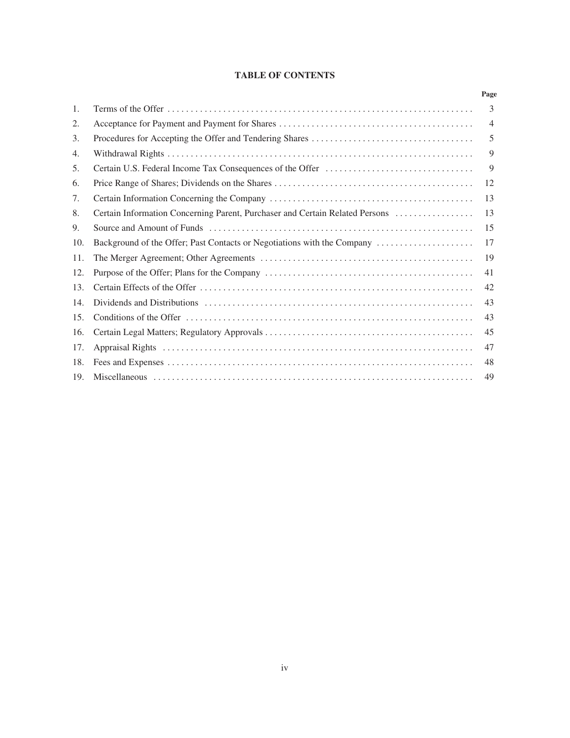## TABLE OF CONTENTS

| | | Page |
|---|---|---|
| 1. | Terms of the Offer | 3 |
| 2. | Acceptance for Payment and Payment for Shares | 4 |
| 3. | Procedures for Accepting the Offer and Tendering Shares | 5 |
| 4. | Withdrawal Rights | 9 |
| 5. | Certain U.S. Federal Income Tax Consequences of the Offer | 9 |
| 6. | Price Range of Shares; Dividends on the Shares | 12 |
| 7. | Certain Information Concerning the Company | 13 |
| 8. | Certain Information Concerning Parent, Purchaser and Certain Related Persons | 13 |
| 9. | Source and Amount of Funds | 15 |
| 10. | Background of the Offer; Past Contacts or Negotiations with the Company | 17 |
| 11. | The Merger Agreement; Other Agreements | 19 |
| 12. | Purpose of the Offer; Plans for the Company | 41 |
| 13. | Certain Effects of the Offer | 42 |
| 14. | Dividends and Distributions | 43 |
| 15. | Conditions of the Offer | 43 |
| 16. | Certain Legal Matters; Regulatory Approvals | 45 |
| 17. | Appraisal Rights | 47 |
| 18. | Fees and Expenses | 48 |
| 19. | Miscellaneous | 49 |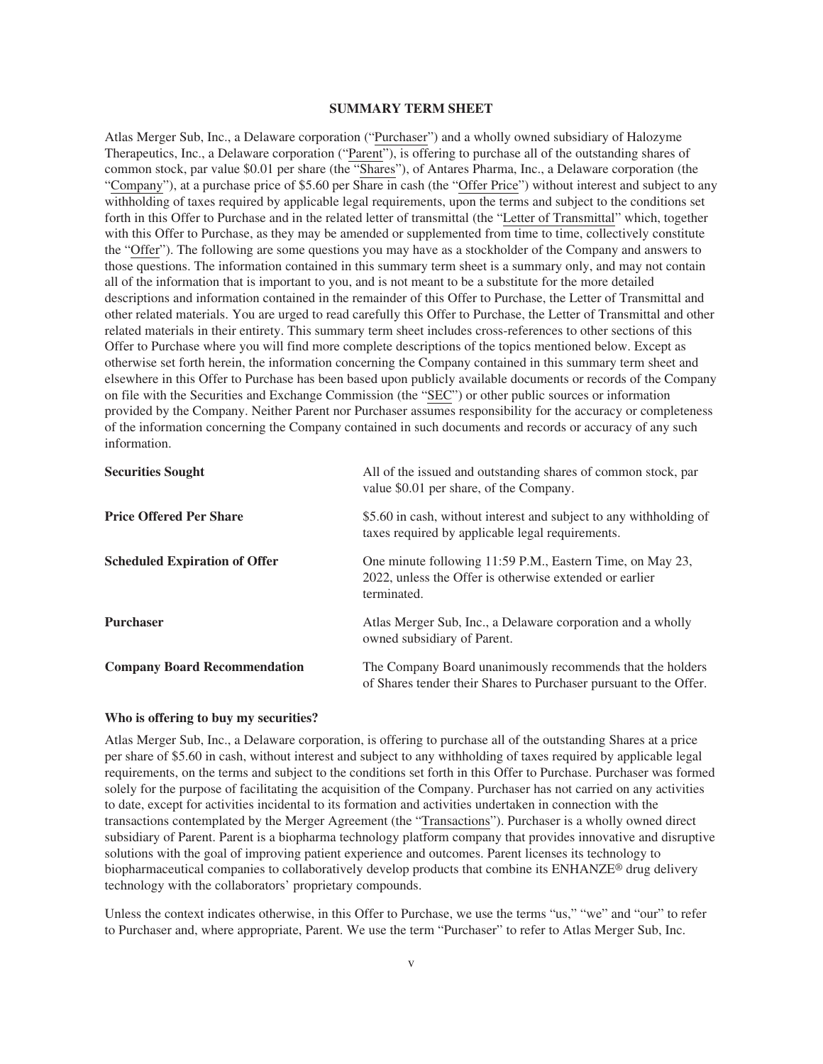## SUMMARY TERM SHEET

Atlas Merger Sub, Inc., a Delaware corporation ("Purchaser") and a wholly owned subsidiary of Halozyme Therapeutics, Inc., a Delaware corporation ("Parent"), is offering to purchase all of the outstanding shares of common stock, par value $0.01 per share (the "Shares"), of Antares Pharma, Inc., a Delaware corporation (the "Company"), at a purchase price of $5.60 per Share in cash (the "Offer Price") without interest and subject to any withholding of taxes required by applicable legal requirements, upon the terms and subject to the conditions set forth in this Offer to Purchase and in the related letter of transmittal (the "Letter of Transmittal" which, together with this Offer to Purchase, as they may be amended or supplemented from time to time, collectively constitute the "Offer"). The following are some questions you may have as a stockholder of the Company and answers to those questions. The information contained in this summary term sheet is a summary only, and may not contain all of the information that is important to you, and is not meant to be a substitute for the more detailed descriptions and information contained in the remainder of this Offer to Purchase, the Letter of Transmittal and other related materials. You are urged to read carefully this Offer to Purchase, the Letter of Transmittal and other related materials in their entirety. This summary term sheet includes cross-references to other sections of this Offer to Purchase where you will find more complete descriptions of the topics mentioned below. Except as otherwise set forth herein, the information concerning the Company contained in this summary term sheet and elsewhere in this Offer to Purchase has been based upon publicly available documents or records of the Company on file with the Securities and Exchange Commission (the "SEC") or other public sources or information provided by the Company. Neither Parent nor Purchaser assumes responsibility for the accuracy or completeness of the information concerning the Company contained in such documents and records or accuracy of any such information.

| | |
|---|---|
| **Securities Sought** | All of the issued and outstanding shares of common stock, par value $0.01 per share, of the Company. |
| **Price Offered Per Share** | $5.60 in cash, without interest and subject to any withholding of taxes required by applicable legal requirements. |
| **Scheduled Expiration of Offer** | One minute following 11:59 P.M., Eastern Time, on May 23, 2022, unless the Offer is otherwise extended or earlier terminated. |
| **Purchaser** | Atlas Merger Sub, Inc., a Delaware corporation and a wholly owned subsidiary of Parent. |
| **Company Board Recommendation** | The Company Board unanimously recommends that the holders of Shares tender their Shares to Purchaser pursuant to the Offer. |

**Who is offering to buy my securities?**

Atlas Merger Sub, Inc., a Delaware corporation, is offering to purchase all of the outstanding Shares at a price per share of $5.60 in cash, without interest and subject to any withholding of taxes required by applicable legal requirements, on the terms and subject to the conditions set forth in this Offer to Purchase. Purchaser was formed solely for the purpose of facilitating the acquisition of the Company. Purchaser has not carried on any activities to date, except for activities incidental to its formation and activities undertaken in connection with the transactions contemplated by the Merger Agreement (the "Transactions"). Purchaser is a wholly owned direct subsidiary of Parent. Parent is a biopharma technology platform company that provides innovative and disruptive solutions with the goal of improving patient experience and outcomes. Parent licenses its technology to biopharmaceutical companies to collaboratively develop products that combine its ENHANZE® drug delivery technology with the collaborators' proprietary compounds.

Unless the context indicates otherwise, in this Offer to Purchase, we use the terms "us," "we" and "our" to refer to Purchaser and, where appropriate, Parent. We use the term "Purchaser" to refer to Atlas Merger Sub, Inc.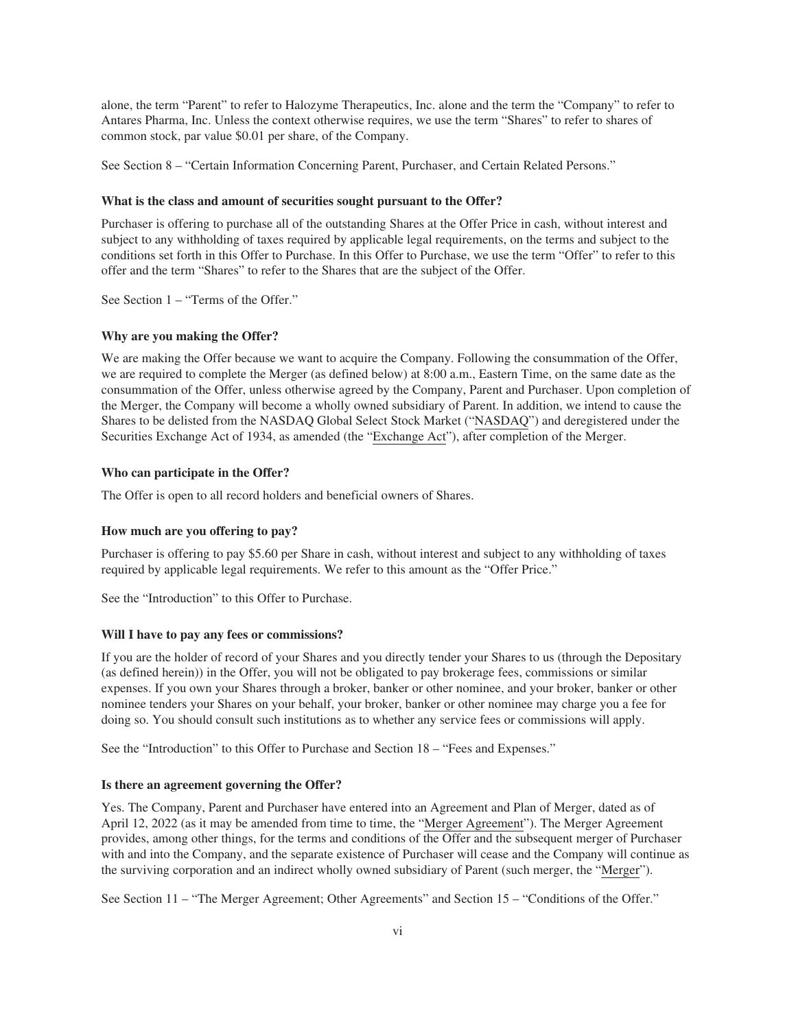alone, the term "Parent" to refer to Halozyme Therapeutics, Inc. alone and the term the "Company" to refer to Antares Pharma, Inc. Unless the context otherwise requires, we use the term "Shares" to refer to shares of common stock, par value $0.01 per share, of the Company.

See Section 8 – "Certain Information Concerning Parent, Purchaser, and Certain Related Persons."

**What is the class and amount of securities sought pursuant to the Offer?**

Purchaser is offering to purchase all of the outstanding Shares at the Offer Price in cash, without interest and subject to any withholding of taxes required by applicable legal requirements, on the terms and subject to the conditions set forth in this Offer to Purchase. In this Offer to Purchase, we use the term "Offer" to refer to this offer and the term "Shares" to refer to the Shares that are the subject of the Offer.

See Section 1 – "Terms of the Offer."

**Why are you making the Offer?**

We are making the Offer because we want to acquire the Company. Following the consummation of the Offer, we are required to complete the Merger (as defined below) at 8:00 a.m., Eastern Time, on the same date as the consummation of the Offer, unless otherwise agreed by the Company, Parent and Purchaser. Upon completion of the Merger, the Company will become a wholly owned subsidiary of Parent. In addition, we intend to cause the Shares to be delisted from the NASDAQ Global Select Stock Market ("NASDAQ") and deregistered under the Securities Exchange Act of 1934, as amended (the "Exchange Act"), after completion of the Merger.

**Who can participate in the Offer?**

The Offer is open to all record holders and beneficial owners of Shares.

**How much are you offering to pay?**

Purchaser is offering to pay $5.60 per Share in cash, without interest and subject to any withholding of taxes required by applicable legal requirements. We refer to this amount as the "Offer Price."

See the "Introduction" to this Offer to Purchase.

**Will I have to pay any fees or commissions?**

If you are the holder of record of your Shares and you directly tender your Shares to us (through the Depositary (as defined herein)) in the Offer, you will not be obligated to pay brokerage fees, commissions or similar expenses. If you own your Shares through a broker, banker or other nominee, and your broker, banker or other nominee tenders your Shares on your behalf, your broker, banker or other nominee may charge you a fee for doing so. You should consult such institutions as to whether any service fees or commissions will apply.

See the "Introduction" to this Offer to Purchase and Section 18 – "Fees and Expenses."

**Is there an agreement governing the Offer?**

Yes. The Company, Parent and Purchaser have entered into an Agreement and Plan of Merger, dated as of April 12, 2022 (as it may be amended from time to time, the "Merger Agreement"). The Merger Agreement provides, among other things, for the terms and conditions of the Offer and the subsequent merger of Purchaser with and into the Company, and the separate existence of Purchaser will cease and the Company will continue as the surviving corporation and an indirect wholly owned subsidiary of Parent (such merger, the "Merger").

See Section 11 – "The Merger Agreement; Other Agreements" and Section 15 – "Conditions of the Offer."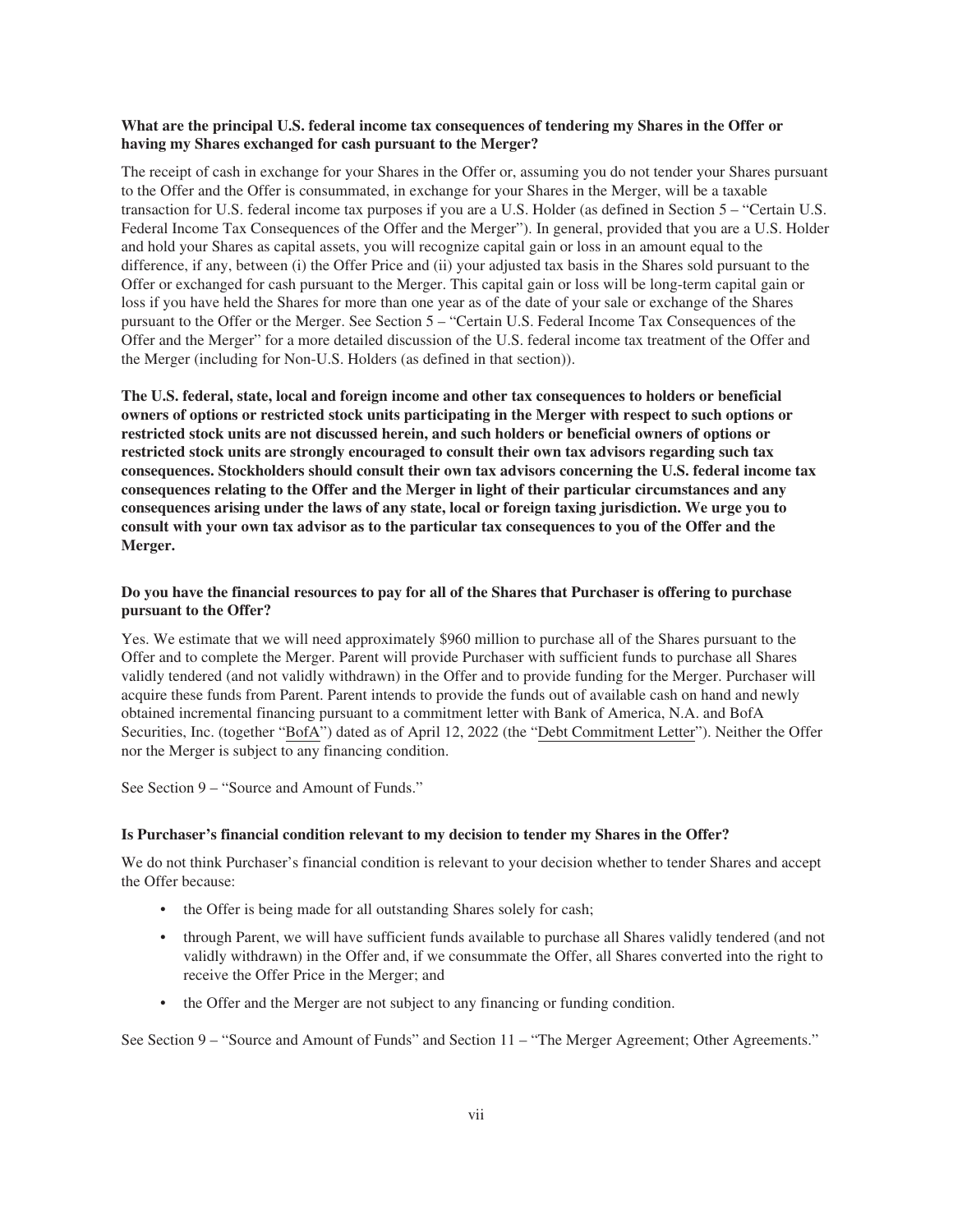**What are the principal U.S. federal income tax consequences of tendering my Shares in the Offer or having my Shares exchanged for cash pursuant to the Merger?**

The receipt of cash in exchange for your Shares in the Offer or, assuming you do not tender your Shares pursuant to the Offer and the Offer is consummated, in exchange for your Shares in the Merger, will be a taxable transaction for U.S. federal income tax purposes if you are a U.S. Holder (as defined in Section 5 – "Certain U.S. Federal Income Tax Consequences of the Offer and the Merger"). In general, provided that you are a U.S. Holder and hold your Shares as capital assets, you will recognize capital gain or loss in an amount equal to the difference, if any, between (i) the Offer Price and (ii) your adjusted tax basis in the Shares sold pursuant to the Offer or exchanged for cash pursuant to the Merger. This capital gain or loss will be long-term capital gain or loss if you have held the Shares for more than one year as of the date of your sale or exchange of the Shares pursuant to the Offer or the Merger. See Section 5 – "Certain U.S. Federal Income Tax Consequences of the Offer and the Merger" for a more detailed discussion of the U.S. federal income tax treatment of the Offer and the Merger (including for Non-U.S. Holders (as defined in that section)).

**The U.S. federal, state, local and foreign income and other tax consequences to holders or beneficial owners of options or restricted stock units participating in the Merger with respect to such options or restricted stock units are not discussed herein, and such holders or beneficial owners of options or restricted stock units are strongly encouraged to consult their own tax advisors regarding such tax consequences. Stockholders should consult their own tax advisors concerning the U.S. federal income tax consequences relating to the Offer and the Merger in light of their particular circumstances and any consequences arising under the laws of any state, local or foreign taxing jurisdiction. We urge you to consult with your own tax advisor as to the particular tax consequences to you of the Offer and the Merger.**

**Do you have the financial resources to pay for all of the Shares that Purchaser is offering to purchase pursuant to the Offer?**

Yes. We estimate that we will need approximately $960 million to purchase all of the Shares pursuant to the Offer and to complete the Merger. Parent will provide Purchaser with sufficient funds to purchase all Shares validly tendered (and not validly withdrawn) in the Offer and to provide funding for the Merger. Purchaser will acquire these funds from Parent. Parent intends to provide the funds out of available cash on hand and newly obtained incremental financing pursuant to a commitment letter with Bank of America, N.A. and BofA Securities, Inc. (together "BofA") dated as of April 12, 2022 (the "Debt Commitment Letter"). Neither the Offer nor the Merger is subject to any financing condition.

See Section 9 – "Source and Amount of Funds."

**Is Purchaser's financial condition relevant to my decision to tender my Shares in the Offer?**

We do not think Purchaser's financial condition is relevant to your decision whether to tender Shares and accept the Offer because:

- the Offer is being made for all outstanding Shares solely for cash;
- through Parent, we will have sufficient funds available to purchase all Shares validly tendered (and not validly withdrawn) in the Offer and, if we consummate the Offer, all Shares converted into the right to receive the Offer Price in the Merger; and
- the Offer and the Merger are not subject to any financing or funding condition.

See Section 9 – "Source and Amount of Funds" and Section 11 – "The Merger Agreement; Other Agreements."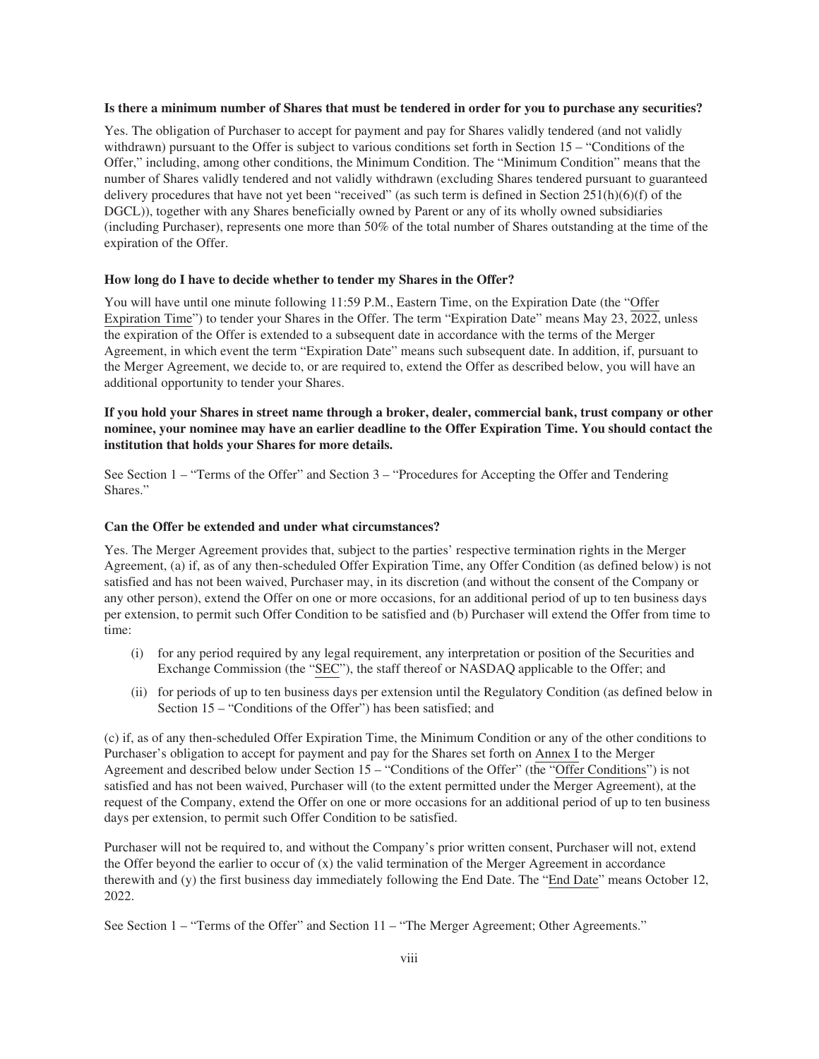**Is there a minimum number of Shares that must be tendered in order for you to purchase any securities?**

Yes. The obligation of Purchaser to accept for payment and pay for Shares validly tendered (and not validly withdrawn) pursuant to the Offer is subject to various conditions set forth in Section 15 – "Conditions of the Offer," including, among other conditions, the Minimum Condition. The "Minimum Condition" means that the number of Shares validly tendered and not validly withdrawn (excluding Shares tendered pursuant to guaranteed delivery procedures that have not yet been "received" (as such term is defined in Section 251(h)(6)(f) of the DGCL)), together with any Shares beneficially owned by Parent or any of its wholly owned subsidiaries (including Purchaser), represents one more than 50% of the total number of Shares outstanding at the time of the expiration of the Offer.

**How long do I have to decide whether to tender my Shares in the Offer?**

You will have until one minute following 11:59 P.M., Eastern Time, on the Expiration Date (the "Offer Expiration Time") to tender your Shares in the Offer. The term "Expiration Date" means May 23, 2022, unless the expiration of the Offer is extended to a subsequent date in accordance with the terms of the Merger Agreement, in which event the term "Expiration Date" means such subsequent date. In addition, if, pursuant to the Merger Agreement, we decide to, or are required to, extend the Offer as described below, you will have an additional opportunity to tender your Shares.

**If you hold your Shares in street name through a broker, dealer, commercial bank, trust company or other nominee, your nominee may have an earlier deadline to the Offer Expiration Time. You should contact the institution that holds your Shares for more details.**

See Section 1 – "Terms of the Offer" and Section 3 – "Procedures for Accepting the Offer and Tendering Shares."

**Can the Offer be extended and under what circumstances?**

Yes. The Merger Agreement provides that, subject to the parties' respective termination rights in the Merger Agreement, (a) if, as of any then-scheduled Offer Expiration Time, any Offer Condition (as defined below) is not satisfied and has not been waived, Purchaser may, in its discretion (and without the consent of the Company or any other person), extend the Offer on one or more occasions, for an additional period of up to ten business days per extension, to permit such Offer Condition to be satisfied and (b) Purchaser will extend the Offer from time to time:

- (i) for any period required by any legal requirement, any interpretation or position of the Securities and Exchange Commission (the "SEC"), the staff thereof or NASDAQ applicable to the Offer; and
- (ii) for periods of up to ten business days per extension until the Regulatory Condition (as defined below in Section 15 – "Conditions of the Offer") has been satisfied; and

(c) if, as of any then-scheduled Offer Expiration Time, the Minimum Condition or any of the other conditions to Purchaser's obligation to accept for payment and pay for the Shares set forth on Annex I to the Merger Agreement and described below under Section 15 – "Conditions of the Offer" (the "Offer Conditions") is not satisfied and has not been waived, Purchaser will (to the extent permitted under the Merger Agreement), at the request of the Company, extend the Offer on one or more occasions for an additional period of up to ten business days per extension, to permit such Offer Condition to be satisfied.

Purchaser will not be required to, and without the Company's prior written consent, Purchaser will not, extend the Offer beyond the earlier to occur of (x) the valid termination of the Merger Agreement in accordance therewith and (y) the first business day immediately following the End Date. The "End Date" means October 12, 2022.

See Section 1 – "Terms of the Offer" and Section 11 – "The Merger Agreement; Other Agreements."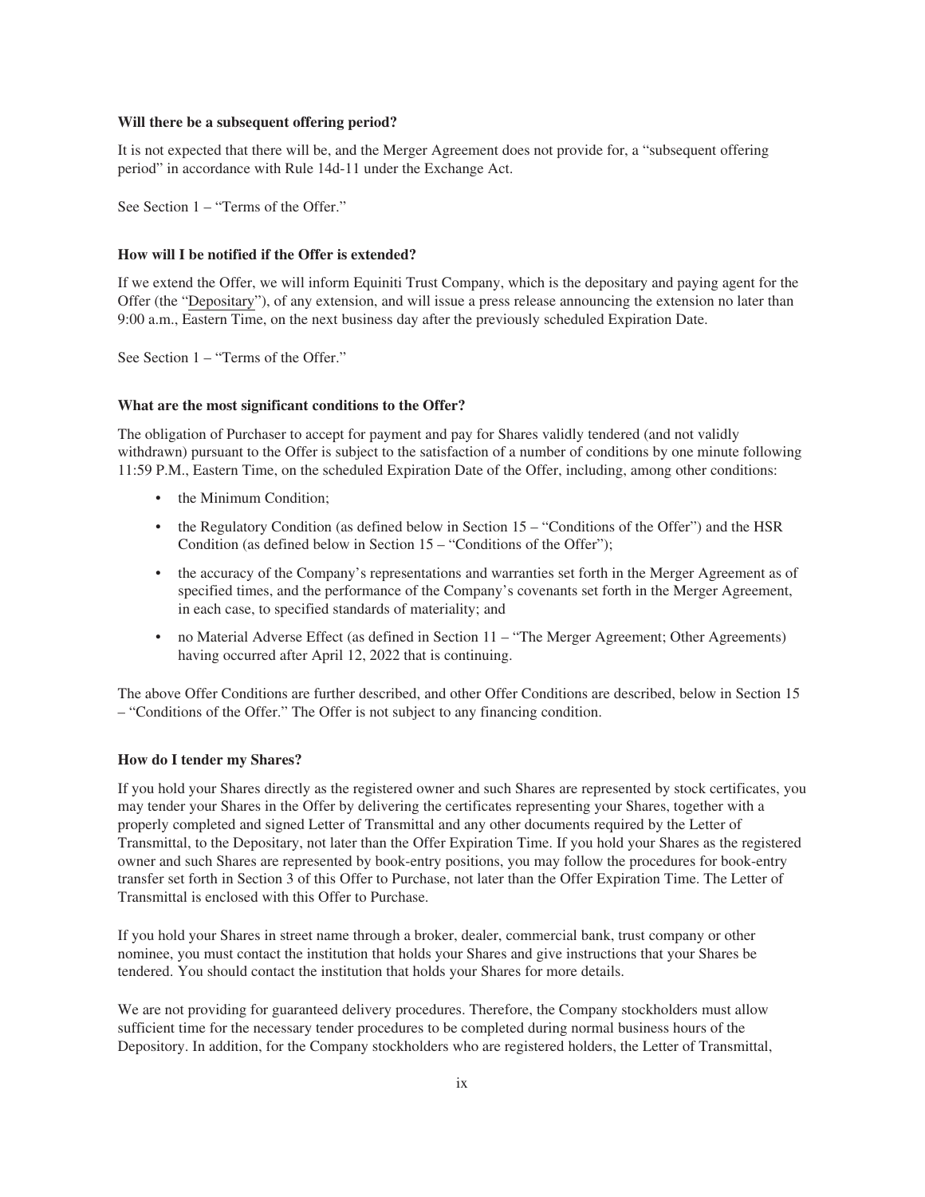**Will there be a subsequent offering period?**

It is not expected that there will be, and the Merger Agreement does not provide for, a "subsequent offering period" in accordance with Rule 14d-11 under the Exchange Act.

See Section 1 – "Terms of the Offer."

**How will I be notified if the Offer is extended?**

If we extend the Offer, we will inform Equiniti Trust Company, which is the depositary and paying agent for the Offer (the "Depositary"), of any extension, and will issue a press release announcing the extension no later than 9:00 a.m., Eastern Time, on the next business day after the previously scheduled Expiration Date.

See Section 1 – "Terms of the Offer."

**What are the most significant conditions to the Offer?**

The obligation of Purchaser to accept for payment and pay for Shares validly tendered (and not validly withdrawn) pursuant to the Offer is subject to the satisfaction of a number of conditions by one minute following 11:59 P.M., Eastern Time, on the scheduled Expiration Date of the Offer, including, among other conditions:

- the Minimum Condition;
- the Regulatory Condition (as defined below in Section 15 – "Conditions of the Offer") and the HSR Condition (as defined below in Section 15 – "Conditions of the Offer");
- the accuracy of the Company's representations and warranties set forth in the Merger Agreement as of specified times, and the performance of the Company's covenants set forth in the Merger Agreement, in each case, to specified standards of materiality; and
- no Material Adverse Effect (as defined in Section 11 – "The Merger Agreement; Other Agreements) having occurred after April 12, 2022 that is continuing.

The above Offer Conditions are further described, and other Offer Conditions are described, below in Section 15 – "Conditions of the Offer." The Offer is not subject to any financing condition.

**How do I tender my Shares?**

If you hold your Shares directly as the registered owner and such Shares are represented by stock certificates, you may tender your Shares in the Offer by delivering the certificates representing your Shares, together with a properly completed and signed Letter of Transmittal and any other documents required by the Letter of Transmittal, to the Depositary, not later than the Offer Expiration Time. If you hold your Shares as the registered owner and such Shares are represented by book-entry positions, you may follow the procedures for book-entry transfer set forth in Section 3 of this Offer to Purchase, not later than the Offer Expiration Time. The Letter of Transmittal is enclosed with this Offer to Purchase.

If you hold your Shares in street name through a broker, dealer, commercial bank, trust company or other nominee, you must contact the institution that holds your Shares and give instructions that your Shares be tendered. You should contact the institution that holds your Shares for more details.

We are not providing for guaranteed delivery procedures. Therefore, the Company stockholders must allow sufficient time for the necessary tender procedures to be completed during normal business hours of the Depository. In addition, for the Company stockholders who are registered holders, the Letter of Transmittal,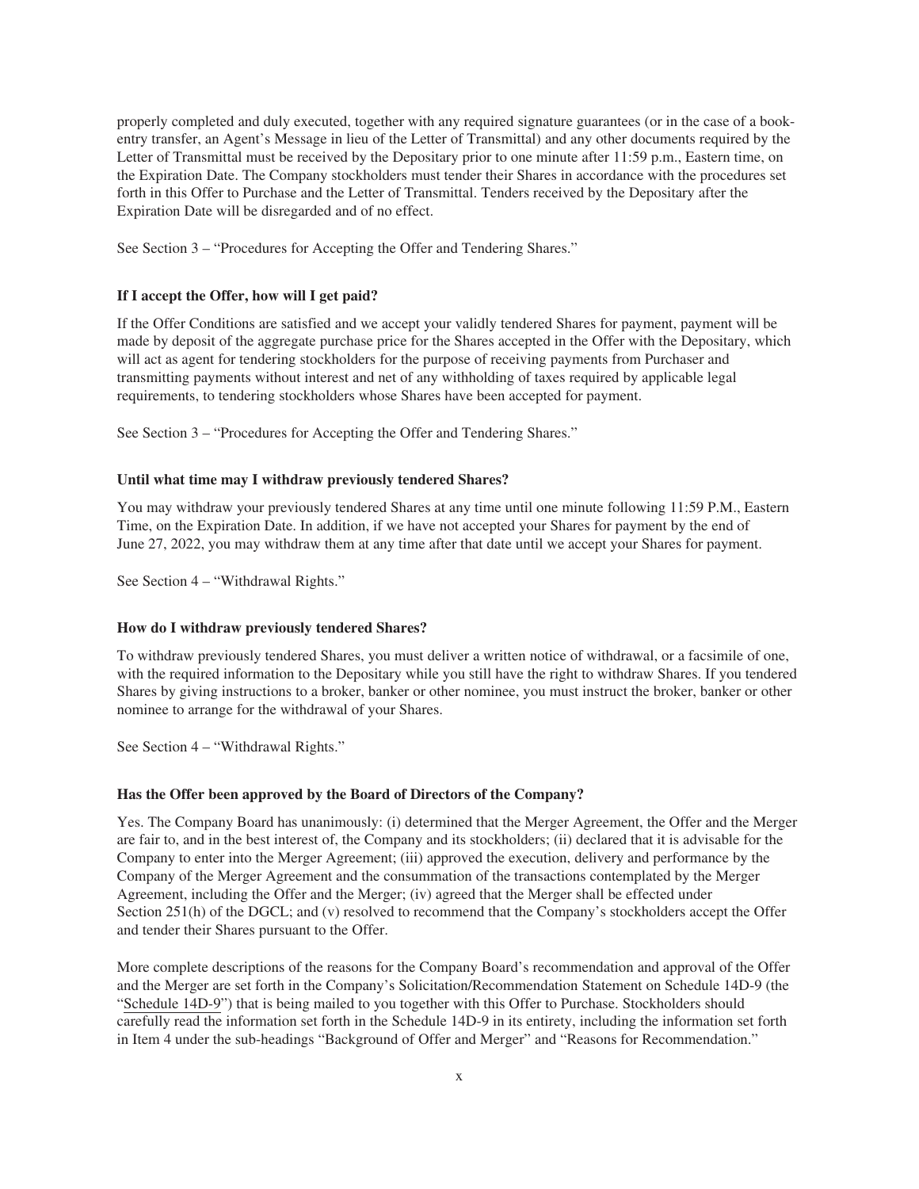properly completed and duly executed, together with any required signature guarantees (or in the case of a book-entry transfer, an Agent's Message in lieu of the Letter of Transmittal) and any other documents required by the Letter of Transmittal must be received by the Depositary prior to one minute after 11:59 p.m., Eastern time, on the Expiration Date. The Company stockholders must tender their Shares in accordance with the procedures set forth in this Offer to Purchase and the Letter of Transmittal. Tenders received by the Depositary after the Expiration Date will be disregarded and of no effect.

See Section 3 – "Procedures for Accepting the Offer and Tendering Shares."

**If I accept the Offer, how will I get paid?**

If the Offer Conditions are satisfied and we accept your validly tendered Shares for payment, payment will be made by deposit of the aggregate purchase price for the Shares accepted in the Offer with the Depositary, which will act as agent for tendering stockholders for the purpose of receiving payments from Purchaser and transmitting payments without interest and net of any withholding of taxes required by applicable legal requirements, to tendering stockholders whose Shares have been accepted for payment.

See Section 3 – "Procedures for Accepting the Offer and Tendering Shares."

**Until what time may I withdraw previously tendered Shares?**

You may withdraw your previously tendered Shares at any time until one minute following 11:59 P.M., Eastern Time, on the Expiration Date. In addition, if we have not accepted your Shares for payment by the end of June 27, 2022, you may withdraw them at any time after that date until we accept your Shares for payment.

See Section 4 – "Withdrawal Rights."

**How do I withdraw previously tendered Shares?**

To withdraw previously tendered Shares, you must deliver a written notice of withdrawal, or a facsimile of one, with the required information to the Depositary while you still have the right to withdraw Shares. If you tendered Shares by giving instructions to a broker, banker or other nominee, you must instruct the broker, banker or other nominee to arrange for the withdrawal of your Shares.

See Section 4 – "Withdrawal Rights."

**Has the Offer been approved by the Board of Directors of the Company?**

Yes. The Company Board has unanimously: (i) determined that the Merger Agreement, the Offer and the Merger are fair to, and in the best interest of, the Company and its stockholders; (ii) declared that it is advisable for the Company to enter into the Merger Agreement; (iii) approved the execution, delivery and performance by the Company of the Merger Agreement and the consummation of the transactions contemplated by the Merger Agreement, including the Offer and the Merger; (iv) agreed that the Merger shall be effected under Section 251(h) of the DGCL; and (v) resolved to recommend that the Company's stockholders accept the Offer and tender their Shares pursuant to the Offer.

More complete descriptions of the reasons for the Company Board's recommendation and approval of the Offer and the Merger are set forth in the Company's Solicitation/Recommendation Statement on Schedule 14D-9 (the "Schedule 14D-9") that is being mailed to you together with this Offer to Purchase. Stockholders should carefully read the information set forth in the Schedule 14D-9 in its entirety, including the information set forth in Item 4 under the sub-headings "Background of Offer and Merger" and "Reasons for Recommendation."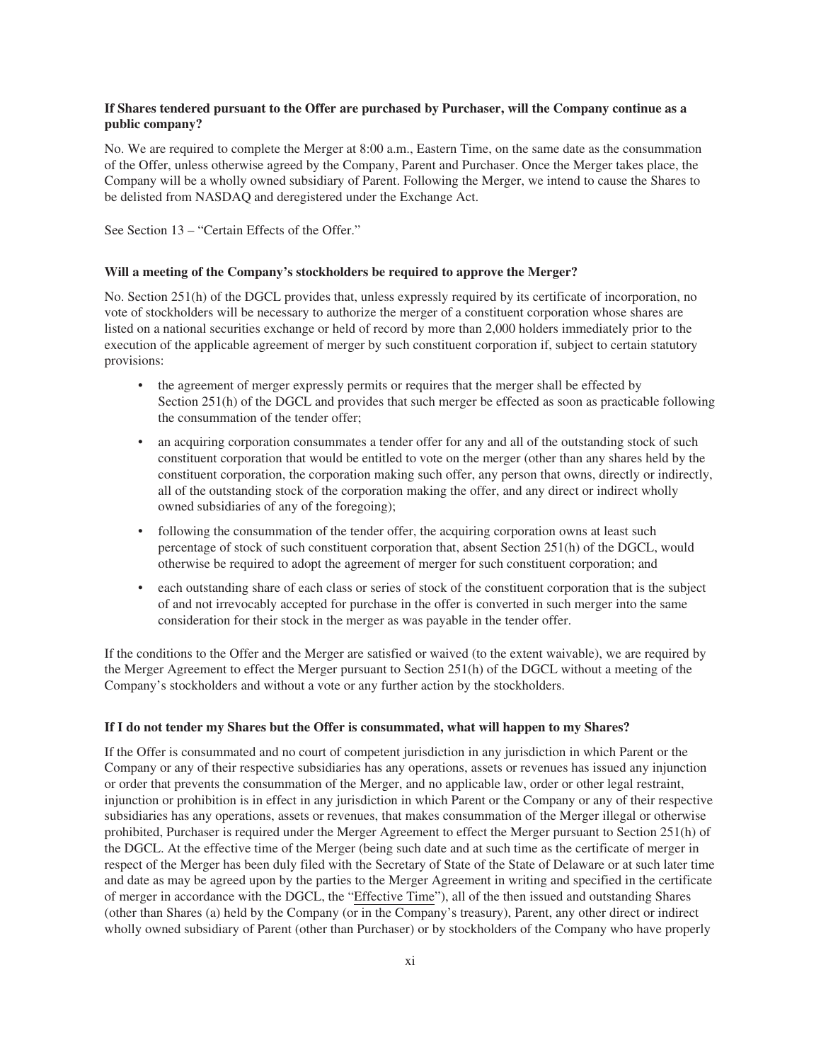**If Shares tendered pursuant to the Offer are purchased by Purchaser, will the Company continue as a public company?**

No. We are required to complete the Merger at 8:00 a.m., Eastern Time, on the same date as the consummation of the Offer, unless otherwise agreed by the Company, Parent and Purchaser. Once the Merger takes place, the Company will be a wholly owned subsidiary of Parent. Following the Merger, we intend to cause the Shares to be delisted from NASDAQ and deregistered under the Exchange Act.

See Section 13 – "Certain Effects of the Offer."

**Will a meeting of the Company's stockholders be required to approve the Merger?**

No. Section 251(h) of the DGCL provides that, unless expressly required by its certificate of incorporation, no vote of stockholders will be necessary to authorize the merger of a constituent corporation whose shares are listed on a national securities exchange or held of record by more than 2,000 holders immediately prior to the execution of the applicable agreement of merger by such constituent corporation if, subject to certain statutory provisions:

- the agreement of merger expressly permits or requires that the merger shall be effected by Section 251(h) of the DGCL and provides that such merger be effected as soon as practicable following the consummation of the tender offer;
- an acquiring corporation consummates a tender offer for any and all of the outstanding stock of such constituent corporation that would be entitled to vote on the merger (other than any shares held by the constituent corporation, the corporation making such offer, any person that owns, directly or indirectly, all of the outstanding stock of the corporation making the offer, and any direct or indirect wholly owned subsidiaries of any of the foregoing);
- following the consummation of the tender offer, the acquiring corporation owns at least such percentage of stock of such constituent corporation that, absent Section 251(h) of the DGCL, would otherwise be required to adopt the agreement of merger for such constituent corporation; and
- each outstanding share of each class or series of stock of the constituent corporation that is the subject of and not irrevocably accepted for purchase in the offer is converted in such merger into the same consideration for their stock in the merger as was payable in the tender offer.

If the conditions to the Offer and the Merger are satisfied or waived (to the extent waivable), we are required by the Merger Agreement to effect the Merger pursuant to Section 251(h) of the DGCL without a meeting of the Company's stockholders and without a vote or any further action by the stockholders.

**If I do not tender my Shares but the Offer is consummated, what will happen to my Shares?**

If the Offer is consummated and no court of competent jurisdiction in any jurisdiction in which Parent or the Company or any of their respective subsidiaries has any operations, assets or revenues has issued any injunction or order that prevents the consummation of the Merger, and no applicable law, order or other legal restraint, injunction or prohibition is in effect in any jurisdiction in which Parent or the Company or any of their respective subsidiaries has any operations, assets or revenues, that makes consummation of the Merger illegal or otherwise prohibited, Purchaser is required under the Merger Agreement to effect the Merger pursuant to Section 251(h) of the DGCL. At the effective time of the Merger (being such date and at such time as the certificate of merger in respect of the Merger has been duly filed with the Secretary of State of the State of Delaware or at such later time and date as may be agreed upon by the parties to the Merger Agreement in writing and specified in the certificate of merger in accordance with the DGCL, the "Effective Time"), all of the then issued and outstanding Shares (other than Shares (a) held by the Company (or in the Company's treasury), Parent, any other direct or indirect wholly owned subsidiary of Parent (other than Purchaser) or by stockholders of the Company who have properly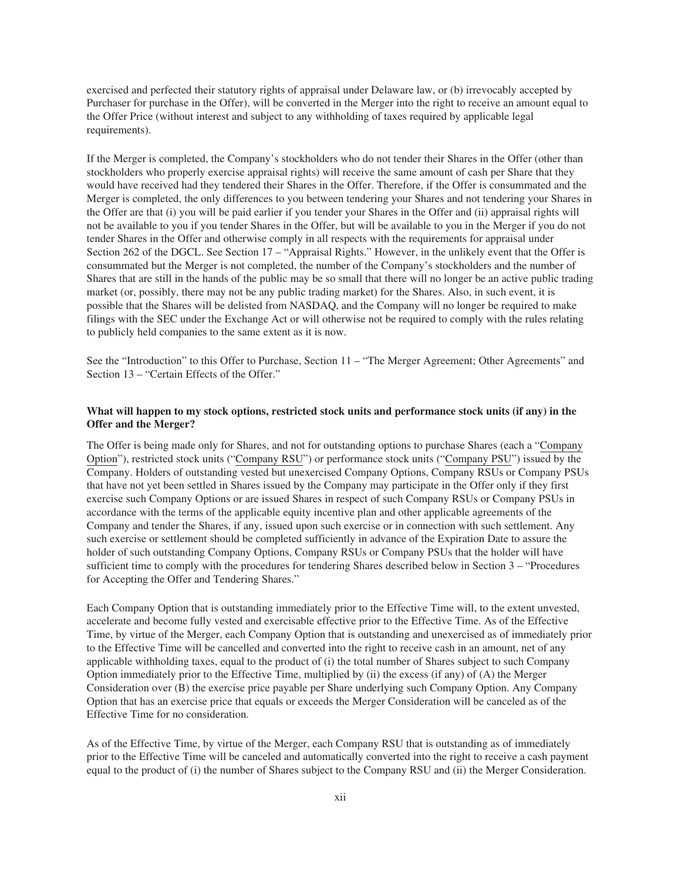exercised and perfected their statutory rights of appraisal under Delaware law, or (b) irrevocably accepted by Purchaser for purchase in the Offer), will be converted in the Merger into the right to receive an amount equal to the Offer Price (without interest and subject to any withholding of taxes required by applicable legal requirements).

If the Merger is completed, the Company's stockholders who do not tender their Shares in the Offer (other than stockholders who properly exercise appraisal rights) will receive the same amount of cash per Share that they would have received had they tendered their Shares in the Offer. Therefore, if the Offer is consummated and the Merger is completed, the only differences to you between tendering your Shares and not tendering your Shares in the Offer are that (i) you will be paid earlier if you tender your Shares in the Offer and (ii) appraisal rights will not be available to you if you tender Shares in the Offer, but will be available to you in the Merger if you do not tender Shares in the Offer and otherwise comply in all respects with the requirements for appraisal under Section 262 of the DGCL. See Section 17 – "Appraisal Rights." However, in the unlikely event that the Offer is consummated but the Merger is not completed, the number of the Company's stockholders and the number of Shares that are still in the hands of the public may be so small that there will no longer be an active public trading market (or, possibly, there may not be any public trading market) for the Shares. Also, in such event, it is possible that the Shares will be delisted from NASDAQ, and the Company will no longer be required to make filings with the SEC under the Exchange Act or will otherwise not be required to comply with the rules relating to publicly held companies to the same extent as it is now.

See the "Introduction" to this Offer to Purchase, Section 11 – "The Merger Agreement; Other Agreements" and Section 13 – "Certain Effects of the Offer."

**What will happen to my stock options, restricted stock units and performance stock units (if any) in the Offer and the Merger?**

The Offer is being made only for Shares, and not for outstanding options to purchase Shares (each a "Company Option"), restricted stock units ("Company RSU") or performance stock units ("Company PSU") issued by the Company. Holders of outstanding vested but unexercised Company Options, Company RSUs or Company PSUs that have not yet been settled in Shares issued by the Company may participate in the Offer only if they first exercise such Company Options or are issued Shares in respect of such Company RSUs or Company PSUs in accordance with the terms of the applicable equity incentive plan and other applicable agreements of the Company and tender the Shares, if any, issued upon such exercise or in connection with such settlement. Any such exercise or settlement should be completed sufficiently in advance of the Expiration Date to assure the holder of such outstanding Company Options, Company RSUs or Company PSUs that the holder will have sufficient time to comply with the procedures for tendering Shares described below in Section 3 – "Procedures for Accepting the Offer and Tendering Shares."

Each Company Option that is outstanding immediately prior to the Effective Time will, to the extent unvested, accelerate and become fully vested and exercisable effective prior to the Effective Time. As of the Effective Time, by virtue of the Merger, each Company Option that is outstanding and unexercised as of immediately prior to the Effective Time will be cancelled and converted into the right to receive cash in an amount, net of any applicable withholding taxes, equal to the product of (i) the total number of Shares subject to such Company Option immediately prior to the Effective Time, multiplied by (ii) the excess (if any) of (A) the Merger Consideration over (B) the exercise price payable per Share underlying such Company Option. Any Company Option that has an exercise price that equals or exceeds the Merger Consideration will be canceled as of the Effective Time for no consideration.

As of the Effective Time, by virtue of the Merger, each Company RSU that is outstanding as of immediately prior to the Effective Time will be canceled and automatically converted into the right to receive a cash payment equal to the product of (i) the number of Shares subject to the Company RSU and (ii) the Merger Consideration.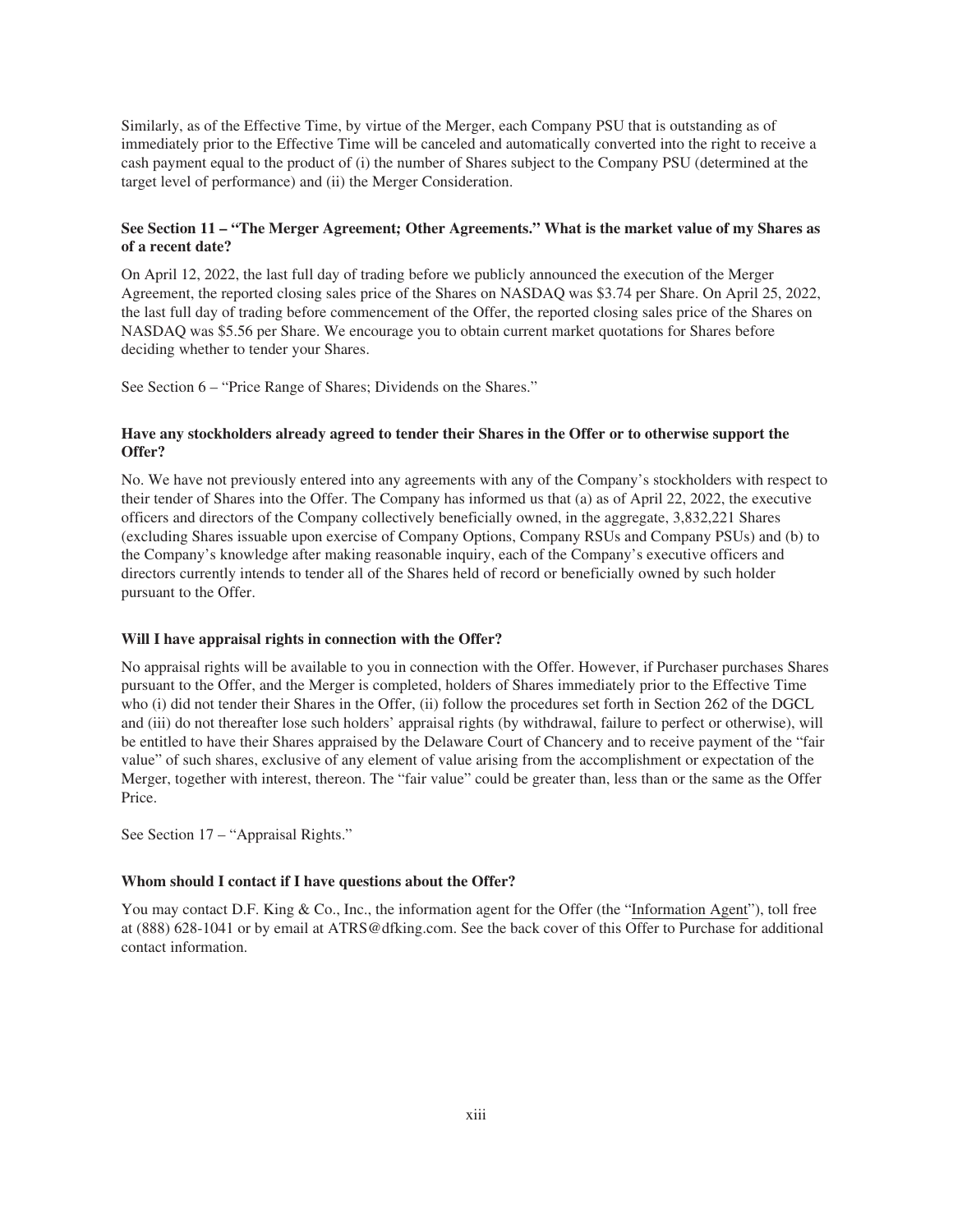Similarly, as of the Effective Time, by virtue of the Merger, each Company PSU that is outstanding as of immediately prior to the Effective Time will be canceled and automatically converted into the right to receive a cash payment equal to the product of (i) the number of Shares subject to the Company PSU (determined at the target level of performance) and (ii) the Merger Consideration.

**See Section 11 – "The Merger Agreement; Other Agreements." What is the market value of my Shares as of a recent date?**

On April 12, 2022, the last full day of trading before we publicly announced the execution of the Merger Agreement, the reported closing sales price of the Shares on NASDAQ was $3.74 per Share. On April 25, 2022, the last full day of trading before commencement of the Offer, the reported closing sales price of the Shares on NASDAQ was $5.56 per Share. We encourage you to obtain current market quotations for Shares before deciding whether to tender your Shares.

See Section 6 – "Price Range of Shares; Dividends on the Shares."

**Have any stockholders already agreed to tender their Shares in the Offer or to otherwise support the Offer?**

No. We have not previously entered into any agreements with any of the Company's stockholders with respect to their tender of Shares into the Offer. The Company has informed us that (a) as of April 22, 2022, the executive officers and directors of the Company collectively beneficially owned, in the aggregate, 3,832,221 Shares (excluding Shares issuable upon exercise of Company Options, Company RSUs and Company PSUs) and (b) to the Company's knowledge after making reasonable inquiry, each of the Company's executive officers and directors currently intends to tender all of the Shares held of record or beneficially owned by such holder pursuant to the Offer.

**Will I have appraisal rights in connection with the Offer?**

No appraisal rights will be available to you in connection with the Offer. However, if Purchaser purchases Shares pursuant to the Offer, and the Merger is completed, holders of Shares immediately prior to the Effective Time who (i) did not tender their Shares in the Offer, (ii) follow the procedures set forth in Section 262 of the DGCL and (iii) do not thereafter lose such holders' appraisal rights (by withdrawal, failure to perfect or otherwise), will be entitled to have their Shares appraised by the Delaware Court of Chancery and to receive payment of the "fair value" of such shares, exclusive of any element of value arising from the accomplishment or expectation of the Merger, together with interest, thereon. The "fair value" could be greater than, less than or the same as the Offer Price.

See Section 17 – "Appraisal Rights."

**Whom should I contact if I have questions about the Offer?**

You may contact D.F. King & Co., Inc., the information agent for the Offer (the "Information Agent"), toll free at (888) 628-1041 or by email at ATRS@dfking.com. See the back cover of this Offer to Purchase for additional contact information.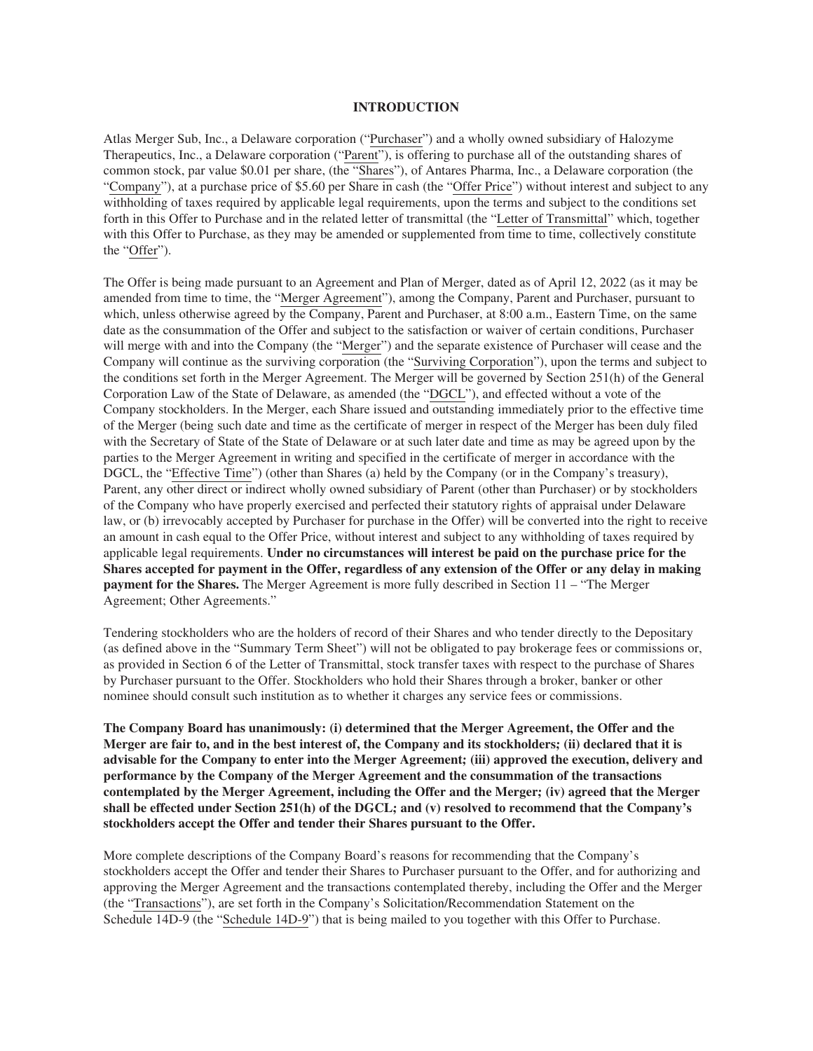# INTRODUCTION

Atlas Merger Sub, Inc., a Delaware corporation ("Purchaser") and a wholly owned subsidiary of Halozyme Therapeutics, Inc., a Delaware corporation ("Parent"), is offering to purchase all of the outstanding shares of common stock, par value $0.01 per share, (the "Shares"), of Antares Pharma, Inc., a Delaware corporation (the "Company"), at a purchase price of $5.60 per Share in cash (the "Offer Price") without interest and subject to any withholding of taxes required by applicable legal requirements, upon the terms and subject to the conditions set forth in this Offer to Purchase and in the related letter of transmittal (the "Letter of Transmittal" which, together with this Offer to Purchase, as they may be amended or supplemented from time to time, collectively constitute the "Offer").

The Offer is being made pursuant to an Agreement and Plan of Merger, dated as of April 12, 2022 (as it may be amended from time to time, the "Merger Agreement"), among the Company, Parent and Purchaser, pursuant to which, unless otherwise agreed by the Company, Parent and Purchaser, at 8:00 a.m., Eastern Time, on the same date as the consummation of the Offer and subject to the satisfaction or waiver of certain conditions, Purchaser will merge with and into the Company (the "Merger") and the separate existence of Purchaser will cease and the Company will continue as the surviving corporation (the "Surviving Corporation"), upon the terms and subject to the conditions set forth in the Merger Agreement. The Merger will be governed by Section 251(h) of the General Corporation Law of the State of Delaware, as amended (the "DGCL"), and effected without a vote of the Company stockholders. In the Merger, each Share issued and outstanding immediately prior to the effective time of the Merger (being such date and time as the certificate of merger in respect of the Merger has been duly filed with the Secretary of State of the State of Delaware or at such later date and time as may be agreed upon by the parties to the Merger Agreement in writing and specified in the certificate of merger in accordance with the DGCL, the "Effective Time") (other than Shares (a) held by the Company (or in the Company's treasury), Parent, any other direct or indirect wholly owned subsidiary of Parent (other than Purchaser) or by stockholders of the Company who have properly exercised and perfected their statutory rights of appraisal under Delaware law, or (b) irrevocably accepted by Purchaser for purchase in the Offer) will be converted into the right to receive an amount in cash equal to the Offer Price, without interest and subject to any withholding of taxes required by applicable legal requirements. **Under no circumstances will interest be paid on the purchase price for the Shares accepted for payment in the Offer, regardless of any extension of the Offer or any delay in making payment for the Shares.** The Merger Agreement is more fully described in Section 11 – "The Merger Agreement; Other Agreements."

Tendering stockholders who are the holders of record of their Shares and who tender directly to the Depositary (as defined above in the "Summary Term Sheet") will not be obligated to pay brokerage fees or commissions or, as provided in Section 6 of the Letter of Transmittal, stock transfer taxes with respect to the purchase of Shares by Purchaser pursuant to the Offer. Stockholders who hold their Shares through a broker, banker or other nominee should consult such institution as to whether it charges any service fees or commissions.

**The Company Board has unanimously: (i) determined that the Merger Agreement, the Offer and the Merger are fair to, and in the best interest of, the Company and its stockholders; (ii) declared that it is advisable for the Company to enter into the Merger Agreement; (iii) approved the execution, delivery and performance by the Company of the Merger Agreement and the consummation of the transactions contemplated by the Merger Agreement, including the Offer and the Merger; (iv) agreed that the Merger shall be effected under Section 251(h) of the DGCL; and (v) resolved to recommend that the Company's stockholders accept the Offer and tender their Shares pursuant to the Offer.**

More complete descriptions of the Company Board's reasons for recommending that the Company's stockholders accept the Offer and tender their Shares to Purchaser pursuant to the Offer, and for authorizing and approving the Merger Agreement and the transactions contemplated thereby, including the Offer and the Merger (the "Transactions"), are set forth in the Company's Solicitation/Recommendation Statement on the Schedule 14D-9 (the "Schedule 14D-9") that is being mailed to you together with this Offer to Purchase.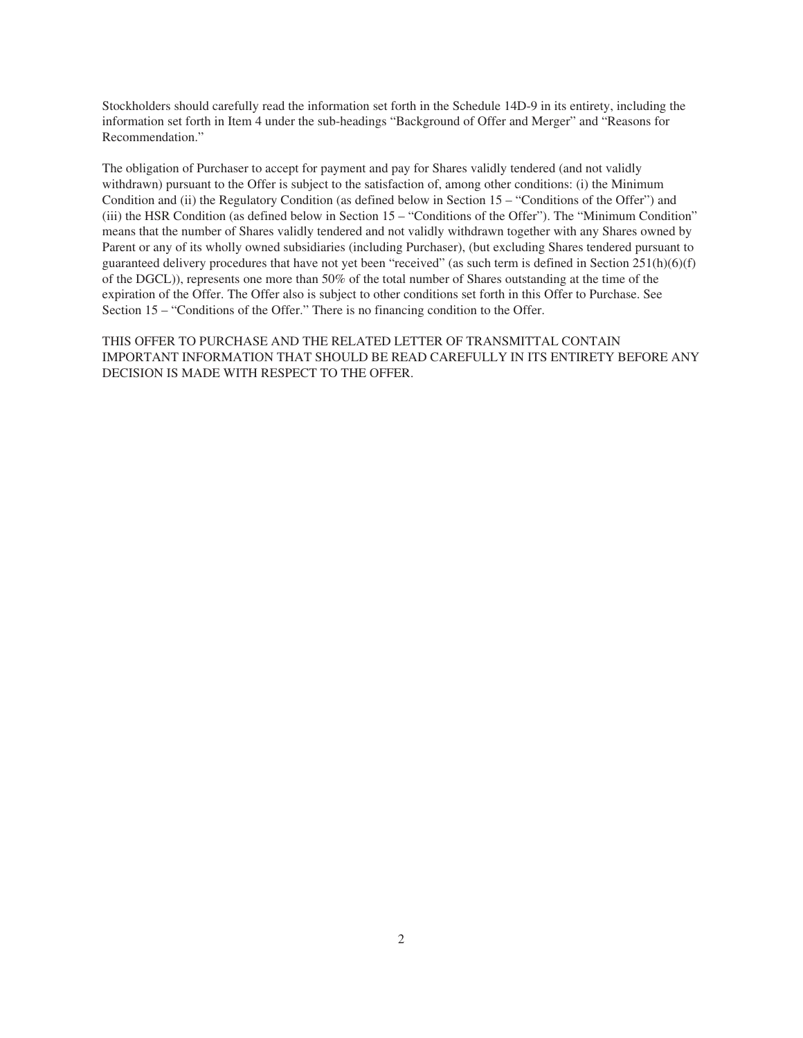Stockholders should carefully read the information set forth in the Schedule 14D-9 in its entirety, including the information set forth in Item 4 under the sub-headings "Background of Offer and Merger" and "Reasons for Recommendation."

The obligation of Purchaser to accept for payment and pay for Shares validly tendered (and not validly withdrawn) pursuant to the Offer is subject to the satisfaction of, among other conditions: (i) the Minimum Condition and (ii) the Regulatory Condition (as defined below in Section 15 – "Conditions of the Offer") and (iii) the HSR Condition (as defined below in Section 15 – "Conditions of the Offer"). The "Minimum Condition" means that the number of Shares validly tendered and not validly withdrawn together with any Shares owned by Parent or any of its wholly owned subsidiaries (including Purchaser), (but excluding Shares tendered pursuant to guaranteed delivery procedures that have not yet been "received" (as such term is defined in Section 251(h)(6)(f) of the DGCL)), represents one more than 50% of the total number of Shares outstanding at the time of the expiration of the Offer. The Offer also is subject to other conditions set forth in this Offer to Purchase. See Section 15 – "Conditions of the Offer." There is no financing condition to the Offer.

THIS OFFER TO PURCHASE AND THE RELATED LETTER OF TRANSMITTAL CONTAIN IMPORTANT INFORMATION THAT SHOULD BE READ CAREFULLY IN ITS ENTIRETY BEFORE ANY DECISION IS MADE WITH RESPECT TO THE OFFER.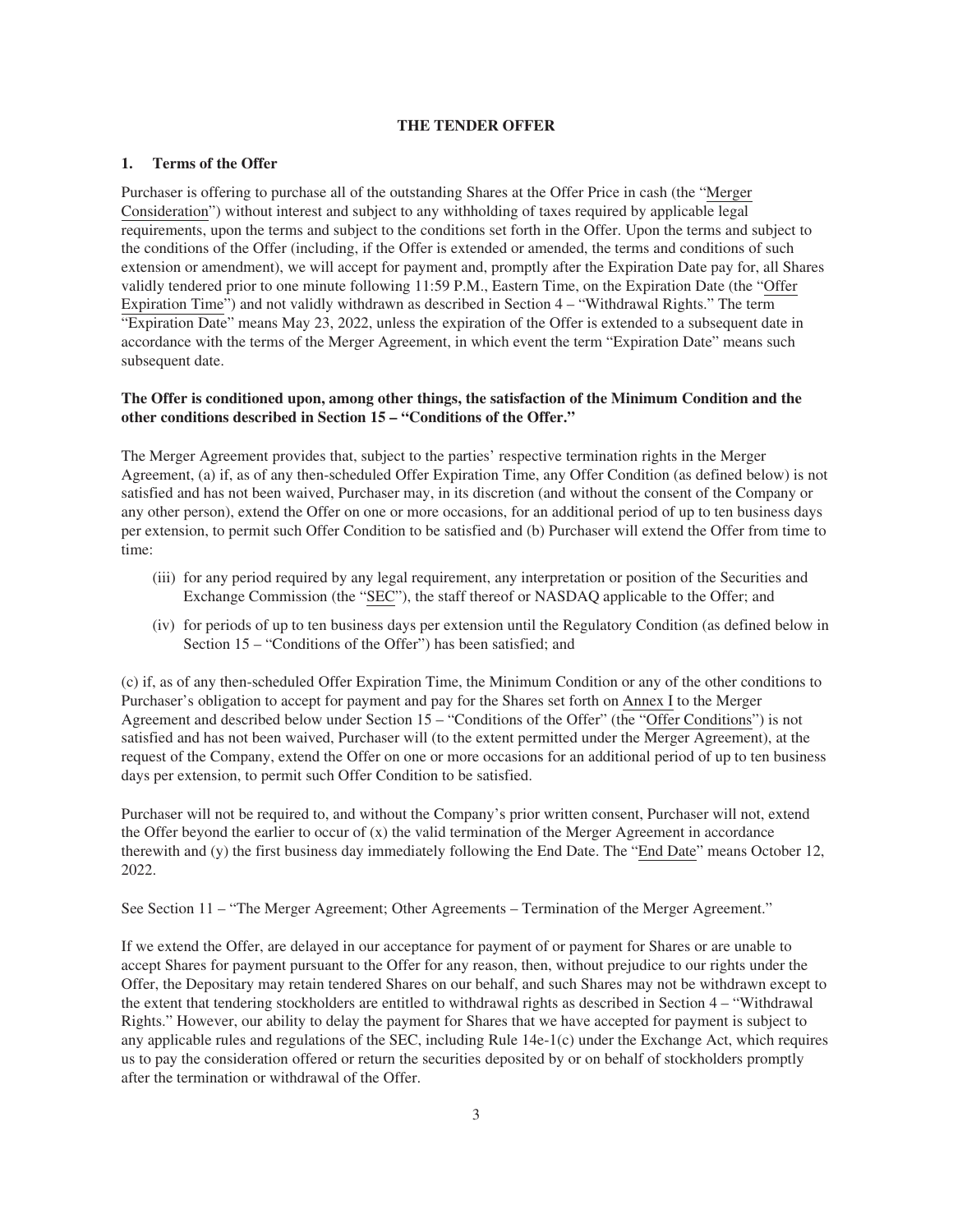# THE TENDER OFFER

## 1. Terms of the Offer

Purchaser is offering to purchase all of the outstanding Shares at the Offer Price in cash (the "Merger Consideration") without interest and subject to any withholding of taxes required by applicable legal requirements, upon the terms and subject to the conditions set forth in the Offer. Upon the terms and subject to the conditions of the Offer (including, if the Offer is extended or amended, the terms and conditions of such extension or amendment), we will accept for payment and, promptly after the Expiration Date pay for, all Shares validly tendered prior to one minute following 11:59 P.M., Eastern Time, on the Expiration Date (the "Offer Expiration Time") and not validly withdrawn as described in Section 4 – "Withdrawal Rights." The term "Expiration Date" means May 23, 2022, unless the expiration of the Offer is extended to a subsequent date in accordance with the terms of the Merger Agreement, in which event the term "Expiration Date" means such subsequent date.

**The Offer is conditioned upon, among other things, the satisfaction of the Minimum Condition and the other conditions described in Section 15 – "Conditions of the Offer."**

The Merger Agreement provides that, subject to the parties' respective termination rights in the Merger Agreement, (a) if, as of any then-scheduled Offer Expiration Time, any Offer Condition (as defined below) is not satisfied and has not been waived, Purchaser may, in its discretion (and without the consent of the Company or any other person), extend the Offer on one or more occasions, for an additional period of up to ten business days per extension, to permit such Offer Condition to be satisfied and (b) Purchaser will extend the Offer from time to time:

- (iii) for any period required by any legal requirement, any interpretation or position of the Securities and Exchange Commission (the "SEC"), the staff thereof or NASDAQ applicable to the Offer; and
- (iv) for periods of up to ten business days per extension until the Regulatory Condition (as defined below in Section 15 – "Conditions of the Offer") has been satisfied; and

(c) if, as of any then-scheduled Offer Expiration Time, the Minimum Condition or any of the other conditions to Purchaser's obligation to accept for payment and pay for the Shares set forth on Annex I to the Merger Agreement and described below under Section 15 – "Conditions of the Offer" (the "Offer Conditions") is not satisfied and has not been waived, Purchaser will (to the extent permitted under the Merger Agreement), at the request of the Company, extend the Offer on one or more occasions for an additional period of up to ten business days per extension, to permit such Offer Condition to be satisfied.

Purchaser will not be required to, and without the Company's prior written consent, Purchaser will not, extend the Offer beyond the earlier to occur of (x) the valid termination of the Merger Agreement in accordance therewith and (y) the first business day immediately following the End Date. The "End Date" means October 12, 2022.

See Section 11 – "The Merger Agreement; Other Agreements – Termination of the Merger Agreement."

If we extend the Offer, are delayed in our acceptance for payment of or payment for Shares or are unable to accept Shares for payment pursuant to the Offer for any reason, then, without prejudice to our rights under the Offer, the Depositary may retain tendered Shares on our behalf, and such Shares may not be withdrawn except to the extent that tendering stockholders are entitled to withdrawal rights as described in Section 4 – "Withdrawal Rights." However, our ability to delay the payment for Shares that we have accepted for payment is subject to any applicable rules and regulations of the SEC, including Rule 14e-1(c) under the Exchange Act, which requires us to pay the consideration offered or return the securities deposited by or on behalf of stockholders promptly after the termination or withdrawal of the Offer.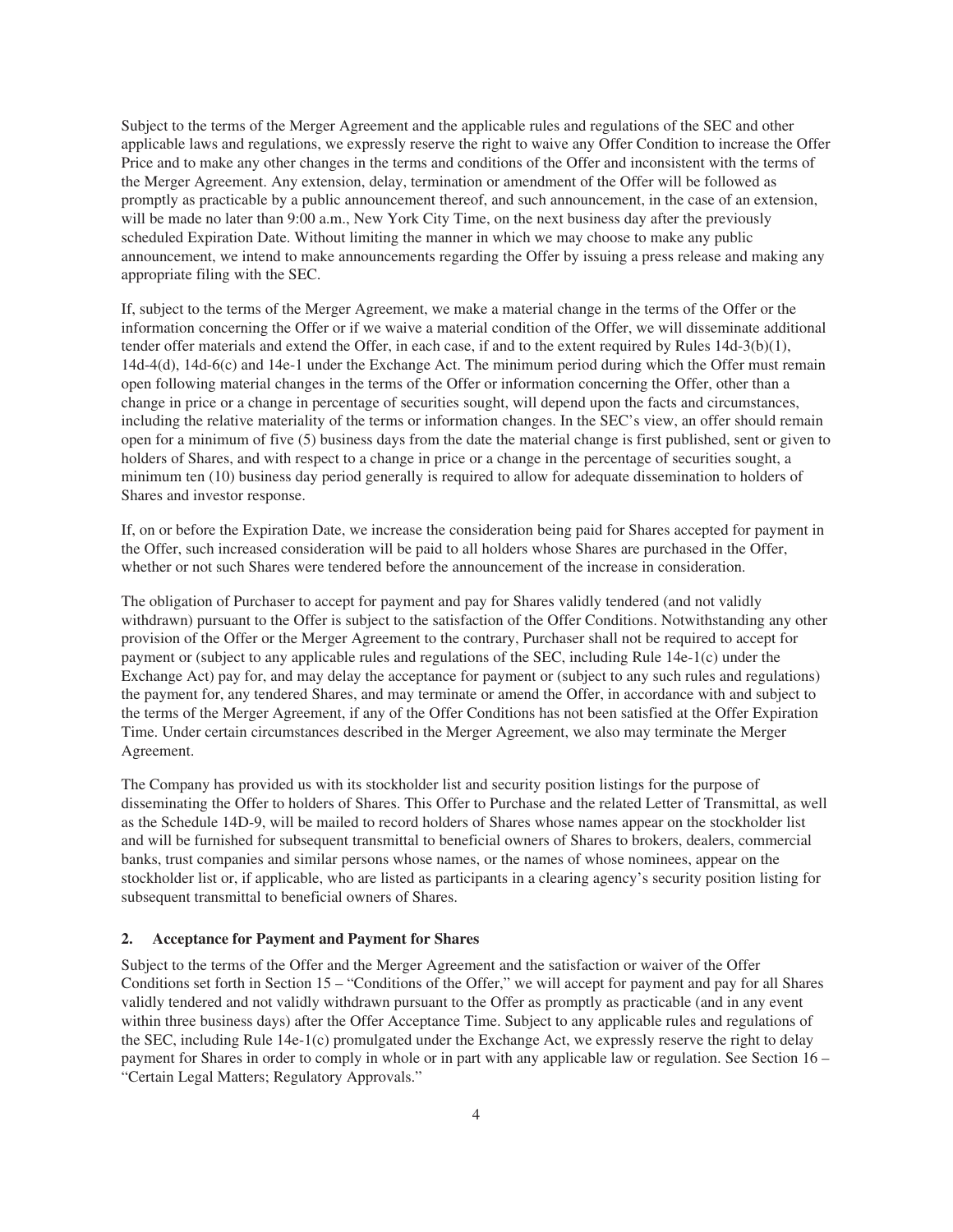Subject to the terms of the Merger Agreement and the applicable rules and regulations of the SEC and other applicable laws and regulations, we expressly reserve the right to waive any Offer Condition to increase the Offer Price and to make any other changes in the terms and conditions of the Offer and inconsistent with the terms of the Merger Agreement. Any extension, delay, termination or amendment of the Offer will be followed as promptly as practicable by a public announcement thereof, and such announcement, in the case of an extension, will be made no later than 9:00 a.m., New York City Time, on the next business day after the previously scheduled Expiration Date. Without limiting the manner in which we may choose to make any public announcement, we intend to make announcements regarding the Offer by issuing a press release and making any appropriate filing with the SEC.

If, subject to the terms of the Merger Agreement, we make a material change in the terms of the Offer or the information concerning the Offer or if we waive a material condition of the Offer, we will disseminate additional tender offer materials and extend the Offer, in each case, if and to the extent required by Rules 14d-3(b)(1), 14d-4(d), 14d-6(c) and 14e-1 under the Exchange Act. The minimum period during which the Offer must remain open following material changes in the terms of the Offer or information concerning the Offer, other than a change in price or a change in percentage of securities sought, will depend upon the facts and circumstances, including the relative materiality of the terms or information changes. In the SEC's view, an offer should remain open for a minimum of five (5) business days from the date the material change is first published, sent or given to holders of Shares, and with respect to a change in price or a change in the percentage of securities sought, a minimum ten (10) business day period generally is required to allow for adequate dissemination to holders of Shares and investor response.

If, on or before the Expiration Date, we increase the consideration being paid for Shares accepted for payment in the Offer, such increased consideration will be paid to all holders whose Shares are purchased in the Offer, whether or not such Shares were tendered before the announcement of the increase in consideration.

The obligation of Purchaser to accept for payment and pay for Shares validly tendered (and not validly withdrawn) pursuant to the Offer is subject to the satisfaction of the Offer Conditions. Notwithstanding any other provision of the Offer or the Merger Agreement to the contrary, Purchaser shall not be required to accept for payment or (subject to any applicable rules and regulations of the SEC, including Rule 14e-1(c) under the Exchange Act) pay for, and may delay the acceptance for payment or (subject to any such rules and regulations) the payment for, any tendered Shares, and may terminate or amend the Offer, in accordance with and subject to the terms of the Merger Agreement, if any of the Offer Conditions has not been satisfied at the Offer Expiration Time. Under certain circumstances described in the Merger Agreement, we also may terminate the Merger Agreement.

The Company has provided us with its stockholder list and security position listings for the purpose of disseminating the Offer to holders of Shares. This Offer to Purchase and the related Letter of Transmittal, as well as the Schedule 14D-9, will be mailed to record holders of Shares whose names appear on the stockholder list and will be furnished for subsequent transmittal to beneficial owners of Shares to brokers, dealers, commercial banks, trust companies and similar persons whose names, or the names of whose nominees, appear on the stockholder list or, if applicable, who are listed as participants in a clearing agency's security position listing for subsequent transmittal to beneficial owners of Shares.

### 2. Acceptance for Payment and Payment for Shares

Subject to the terms of the Offer and the Merger Agreement and the satisfaction or waiver of the Offer Conditions set forth in Section 15 – "Conditions of the Offer," we will accept for payment and pay for all Shares validly tendered and not validly withdrawn pursuant to the Offer as promptly as practicable (and in any event within three business days) after the Offer Acceptance Time. Subject to any applicable rules and regulations of the SEC, including Rule 14e-1(c) promulgated under the Exchange Act, we expressly reserve the right to delay payment for Shares in order to comply in whole or in part with any applicable law or regulation. See Section 16 – "Certain Legal Matters; Regulatory Approvals."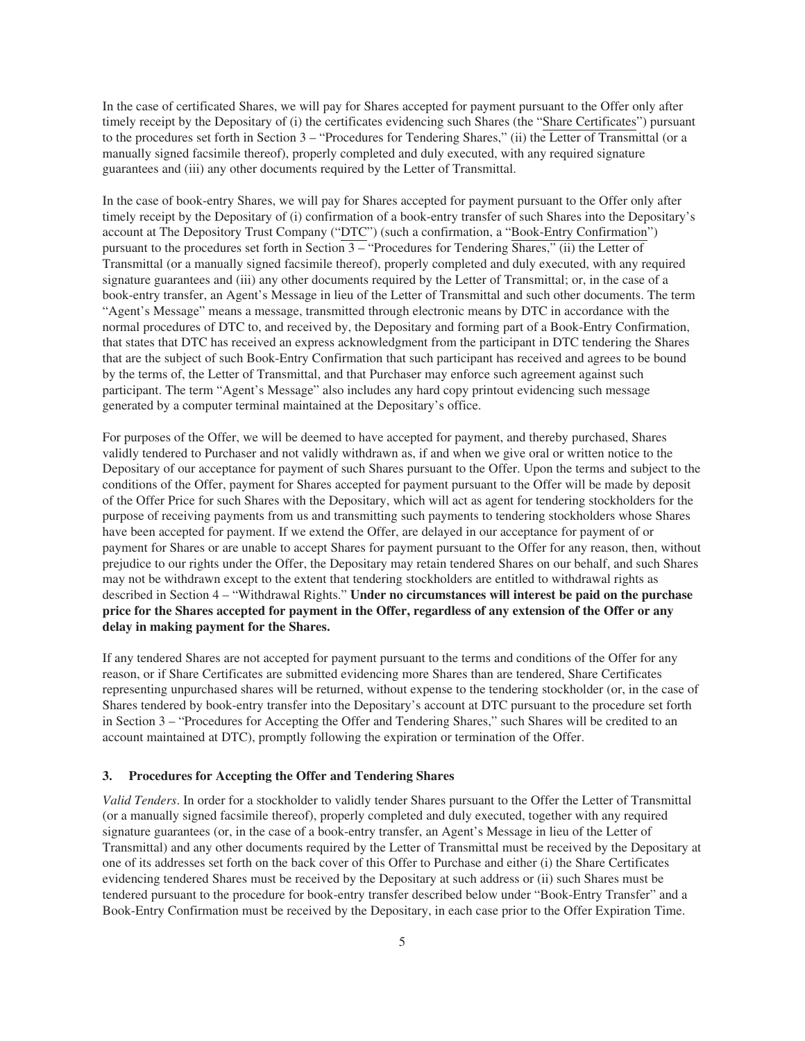In the case of certificated Shares, we will pay for Shares accepted for payment pursuant to the Offer only after timely receipt by the Depositary of (i) the certificates evidencing such Shares (the "Share Certificates") pursuant to the procedures set forth in Section 3 – "Procedures for Tendering Shares," (ii) the Letter of Transmittal (or a manually signed facsimile thereof), properly completed and duly executed, with any required signature guarantees and (iii) any other documents required by the Letter of Transmittal.

In the case of book-entry Shares, we will pay for Shares accepted for payment pursuant to the Offer only after timely receipt by the Depositary of (i) confirmation of a book-entry transfer of such Shares into the Depositary's account at The Depository Trust Company ("DTC") (such a confirmation, a "Book-Entry Confirmation") pursuant to the procedures set forth in Section 3 – "Procedures for Tendering Shares," (ii) the Letter of Transmittal (or a manually signed facsimile thereof), properly completed and duly executed, with any required signature guarantees and (iii) any other documents required by the Letter of Transmittal; or, in the case of a book-entry transfer, an Agent's Message in lieu of the Letter of Transmittal and such other documents. The term "Agent's Message" means a message, transmitted through electronic means by DTC in accordance with the normal procedures of DTC to, and received by, the Depositary and forming part of a Book-Entry Confirmation, that states that DTC has received an express acknowledgment from the participant in DTC tendering the Shares that are the subject of such Book-Entry Confirmation that such participant has received and agrees to be bound by the terms of, the Letter of Transmittal, and that Purchaser may enforce such agreement against such participant. The term "Agent's Message" also includes any hard copy printout evidencing such message generated by a computer terminal maintained at the Depositary's office.

For purposes of the Offer, we will be deemed to have accepted for payment, and thereby purchased, Shares validly tendered to Purchaser and not validly withdrawn as, if and when we give oral or written notice to the Depositary of our acceptance for payment of such Shares pursuant to the Offer. Upon the terms and subject to the conditions of the Offer, payment for Shares accepted for payment pursuant to the Offer will be made by deposit of the Offer Price for such Shares with the Depositary, which will act as agent for tendering stockholders for the purpose of receiving payments from us and transmitting such payments to tendering stockholders whose Shares have been accepted for payment. If we extend the Offer, are delayed in our acceptance for payment of or payment for Shares or are unable to accept Shares for payment pursuant to the Offer for any reason, then, without prejudice to our rights under the Offer, the Depositary may retain tendered Shares on our behalf, and such Shares may not be withdrawn except to the extent that tendering stockholders are entitled to withdrawal rights as described in Section 4 – "Withdrawal Rights." **Under no circumstances will interest be paid on the purchase price for the Shares accepted for payment in the Offer, regardless of any extension of the Offer or any delay in making payment for the Shares.**

If any tendered Shares are not accepted for payment pursuant to the terms and conditions of the Offer for any reason, or if Share Certificates are submitted evidencing more Shares than are tendered, Share Certificates representing unpurchased shares will be returned, without expense to the tendering stockholder (or, in the case of Shares tendered by book-entry transfer into the Depositary's account at DTC pursuant to the procedure set forth in Section 3 – "Procedures for Accepting the Offer and Tendering Shares," such Shares will be credited to an account maintained at DTC), promptly following the expiration or termination of the Offer.

### 3. Procedures for Accepting the Offer and Tendering Shares

*Valid Tenders*. In order for a stockholder to validly tender Shares pursuant to the Offer the Letter of Transmittal (or a manually signed facsimile thereof), properly completed and duly executed, together with any required signature guarantees (or, in the case of a book-entry transfer, an Agent's Message in lieu of the Letter of Transmittal) and any other documents required by the Letter of Transmittal must be received by the Depositary at one of its addresses set forth on the back cover of this Offer to Purchase and either (i) the Share Certificates evidencing tendered Shares must be received by the Depositary at such address or (ii) such Shares must be tendered pursuant to the procedure for book-entry transfer described below under "Book-Entry Transfer" and a Book-Entry Confirmation must be received by the Depositary, in each case prior to the Offer Expiration Time.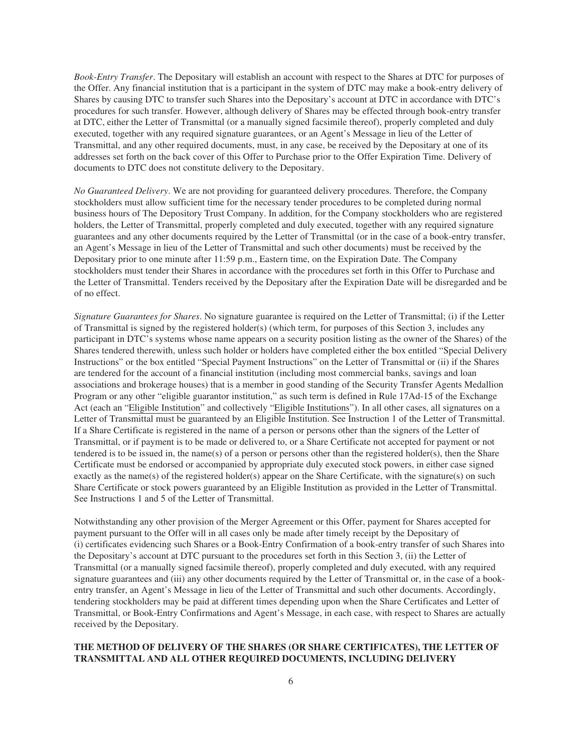*Book-Entry Transfer*. The Depositary will establish an account with respect to the Shares at DTC for purposes of the Offer. Any financial institution that is a participant in the system of DTC may make a book-entry delivery of Shares by causing DTC to transfer such Shares into the Depositary's account at DTC in accordance with DTC's procedures for such transfer. However, although delivery of Shares may be effected through book-entry transfer at DTC, either the Letter of Transmittal (or a manually signed facsimile thereof), properly completed and duly executed, together with any required signature guarantees, or an Agent's Message in lieu of the Letter of Transmittal, and any other required documents, must, in any case, be received by the Depositary at one of its addresses set forth on the back cover of this Offer to Purchase prior to the Offer Expiration Time. Delivery of documents to DTC does not constitute delivery to the Depositary.

*No Guaranteed Delivery*. We are not providing for guaranteed delivery procedures. Therefore, the Company stockholders must allow sufficient time for the necessary tender procedures to be completed during normal business hours of The Depository Trust Company. In addition, for the Company stockholders who are registered holders, the Letter of Transmittal, properly completed and duly executed, together with any required signature guarantees and any other documents required by the Letter of Transmittal (or in the case of a book-entry transfer, an Agent's Message in lieu of the Letter of Transmittal and such other documents) must be received by the Depositary prior to one minute after 11:59 p.m., Eastern time, on the Expiration Date. The Company stockholders must tender their Shares in accordance with the procedures set forth in this Offer to Purchase and the Letter of Transmittal. Tenders received by the Depositary after the Expiration Date will be disregarded and be of no effect.

*Signature Guarantees for Shares*. No signature guarantee is required on the Letter of Transmittal; (i) if the Letter of Transmittal is signed by the registered holder(s) (which term, for purposes of this Section 3, includes any participant in DTC's systems whose name appears on a security position listing as the owner of the Shares) of the Shares tendered therewith, unless such holder or holders have completed either the box entitled "Special Delivery Instructions" or the box entitled "Special Payment Instructions" on the Letter of Transmittal or (ii) if the Shares are tendered for the account of a financial institution (including most commercial banks, savings and loan associations and brokerage houses) that is a member in good standing of the Security Transfer Agents Medallion Program or any other "eligible guarantor institution," as such term is defined in Rule 17Ad-15 of the Exchange Act (each an "Eligible Institution" and collectively "Eligible Institutions"). In all other cases, all signatures on a Letter of Transmittal must be guaranteed by an Eligible Institution. See Instruction 1 of the Letter of Transmittal. If a Share Certificate is registered in the name of a person or persons other than the signers of the Letter of Transmittal, or if payment is to be made or delivered to, or a Share Certificate not accepted for payment or not tendered is to be issued in, the name(s) of a person or persons other than the registered holder(s), then the Share Certificate must be endorsed or accompanied by appropriate duly executed stock powers, in either case signed exactly as the name(s) of the registered holder(s) appear on the Share Certificate, with the signature(s) on such Share Certificate or stock powers guaranteed by an Eligible Institution as provided in the Letter of Transmittal. See Instructions 1 and 5 of the Letter of Transmittal.

Notwithstanding any other provision of the Merger Agreement or this Offer, payment for Shares accepted for payment pursuant to the Offer will in all cases only be made after timely receipt by the Depositary of (i) certificates evidencing such Shares or a Book-Entry Confirmation of a book-entry transfer of such Shares into the Depositary's account at DTC pursuant to the procedures set forth in this Section 3, (ii) the Letter of Transmittal (or a manually signed facsimile thereof), properly completed and duly executed, with any required signature guarantees and (iii) any other documents required by the Letter of Transmittal or, in the case of a book-entry transfer, an Agent's Message in lieu of the Letter of Transmittal and such other documents. Accordingly, tendering stockholders may be paid at different times depending upon when the Share Certificates and Letter of Transmittal, or Book-Entry Confirmations and Agent's Message, in each case, with respect to Shares are actually received by the Depositary.

**THE METHOD OF DELIVERY OF THE SHARES (OR SHARE CERTIFICATES), THE LETTER OF TRANSMITTAL AND ALL OTHER REQUIRED DOCUMENTS, INCLUDING DELIVERY**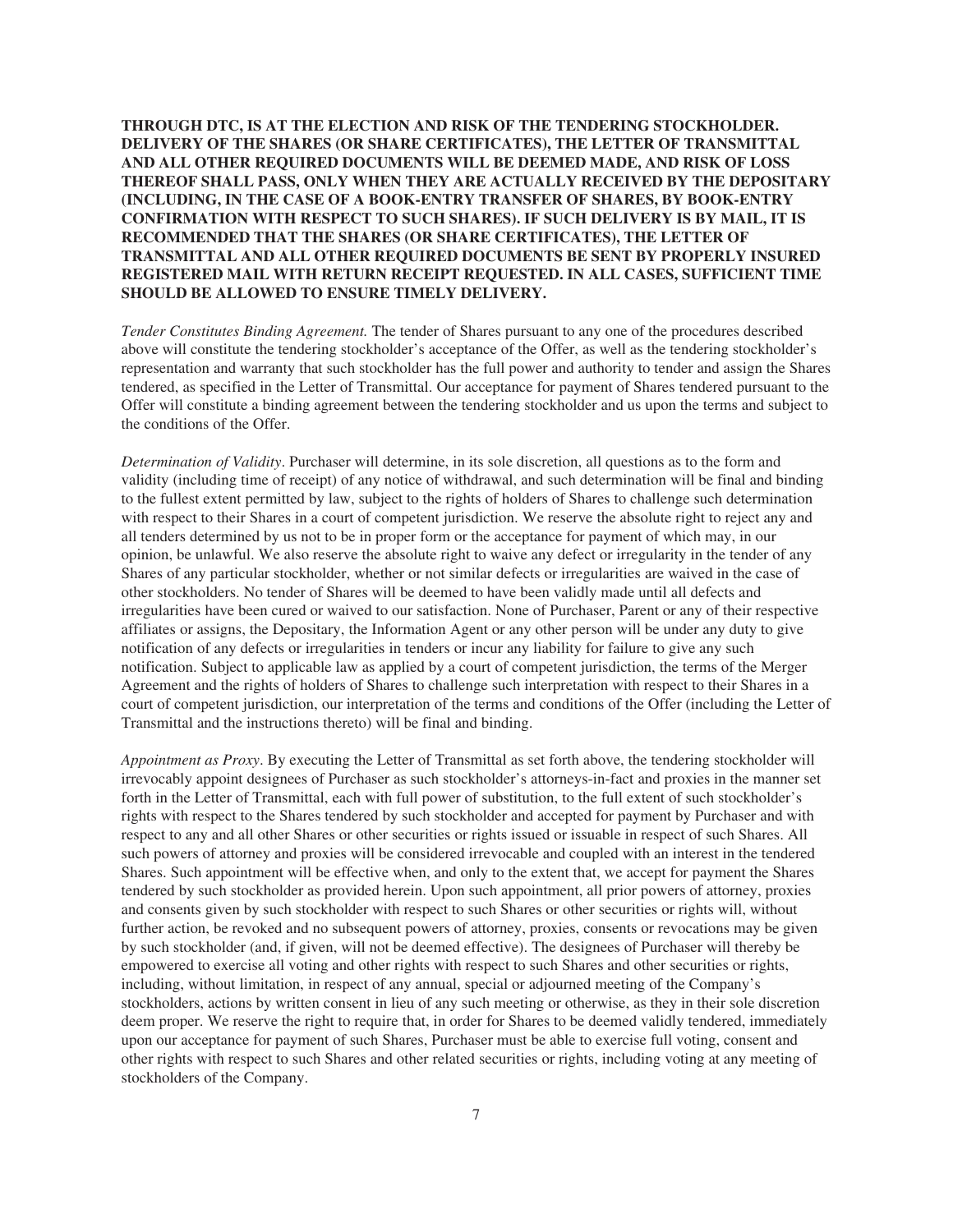**THROUGH DTC, IS AT THE ELECTION AND RISK OF THE TENDERING STOCKHOLDER. DELIVERY OF THE SHARES (OR SHARE CERTIFICATES), THE LETTER OF TRANSMITTAL AND ALL OTHER REQUIRED DOCUMENTS WILL BE DEEMED MADE, AND RISK OF LOSS THEREOF SHALL PASS, ONLY WHEN THEY ARE ACTUALLY RECEIVED BY THE DEPOSITARY (INCLUDING, IN THE CASE OF A BOOK-ENTRY TRANSFER OF SHARES, BY BOOK-ENTRY CONFIRMATION WITH RESPECT TO SUCH SHARES). IF SUCH DELIVERY IS BY MAIL, IT IS RECOMMENDED THAT THE SHARES (OR SHARE CERTIFICATES), THE LETTER OF TRANSMITTAL AND ALL OTHER REQUIRED DOCUMENTS BE SENT BY PROPERLY INSURED REGISTERED MAIL WITH RETURN RECEIPT REQUESTED. IN ALL CASES, SUFFICIENT TIME SHOULD BE ALLOWED TO ENSURE TIMELY DELIVERY.**

*Tender Constitutes Binding Agreement.* The tender of Shares pursuant to any one of the procedures described above will constitute the tendering stockholder's acceptance of the Offer, as well as the tendering stockholder's representation and warranty that such stockholder has the full power and authority to tender and assign the Shares tendered, as specified in the Letter of Transmittal. Our acceptance for payment of Shares tendered pursuant to the Offer will constitute a binding agreement between the tendering stockholder and us upon the terms and subject to the conditions of the Offer.

*Determination of Validity*. Purchaser will determine, in its sole discretion, all questions as to the form and validity (including time of receipt) of any notice of withdrawal, and such determination will be final and binding to the fullest extent permitted by law, subject to the rights of holders of Shares to challenge such determination with respect to their Shares in a court of competent jurisdiction. We reserve the absolute right to reject any and all tenders determined by us not to be in proper form or the acceptance for payment of which may, in our opinion, be unlawful. We also reserve the absolute right to waive any defect or irregularity in the tender of any Shares of any particular stockholder, whether or not similar defects or irregularities are waived in the case of other stockholders. No tender of Shares will be deemed to have been validly made until all defects and irregularities have been cured or waived to our satisfaction. None of Purchaser, Parent or any of their respective affiliates or assigns, the Depositary, the Information Agent or any other person will be under any duty to give notification of any defects or irregularities in tenders or incur any liability for failure to give any such notification. Subject to applicable law as applied by a court of competent jurisdiction, the terms of the Merger Agreement and the rights of holders of Shares to challenge such interpretation with respect to their Shares in a court of competent jurisdiction, our interpretation of the terms and conditions of the Offer (including the Letter of Transmittal and the instructions thereto) will be final and binding.

*Appointment as Proxy*. By executing the Letter of Transmittal as set forth above, the tendering stockholder will irrevocably appoint designees of Purchaser as such stockholder's attorneys-in-fact and proxies in the manner set forth in the Letter of Transmittal, each with full power of substitution, to the full extent of such stockholder's rights with respect to the Shares tendered by such stockholder and accepted for payment by Purchaser and with respect to any and all other Shares or other securities or rights issued or issuable in respect of such Shares. All such powers of attorney and proxies will be considered irrevocable and coupled with an interest in the tendered Shares. Such appointment will be effective when, and only to the extent that, we accept for payment the Shares tendered by such stockholder as provided herein. Upon such appointment, all prior powers of attorney, proxies and consents given by such stockholder with respect to such Shares or other securities or rights will, without further action, be revoked and no subsequent powers of attorney, proxies, consents or revocations may be given by such stockholder (and, if given, will not be deemed effective). The designees of Purchaser will thereby be empowered to exercise all voting and other rights with respect to such Shares and other securities or rights, including, without limitation, in respect of any annual, special or adjourned meeting of the Company's stockholders, actions by written consent in lieu of any such meeting or otherwise, as they in their sole discretion deem proper. We reserve the right to require that, in order for Shares to be deemed validly tendered, immediately upon our acceptance for payment of such Shares, Purchaser must be able to exercise full voting, consent and other rights with respect to such Shares and other related securities or rights, including voting at any meeting of stockholders of the Company.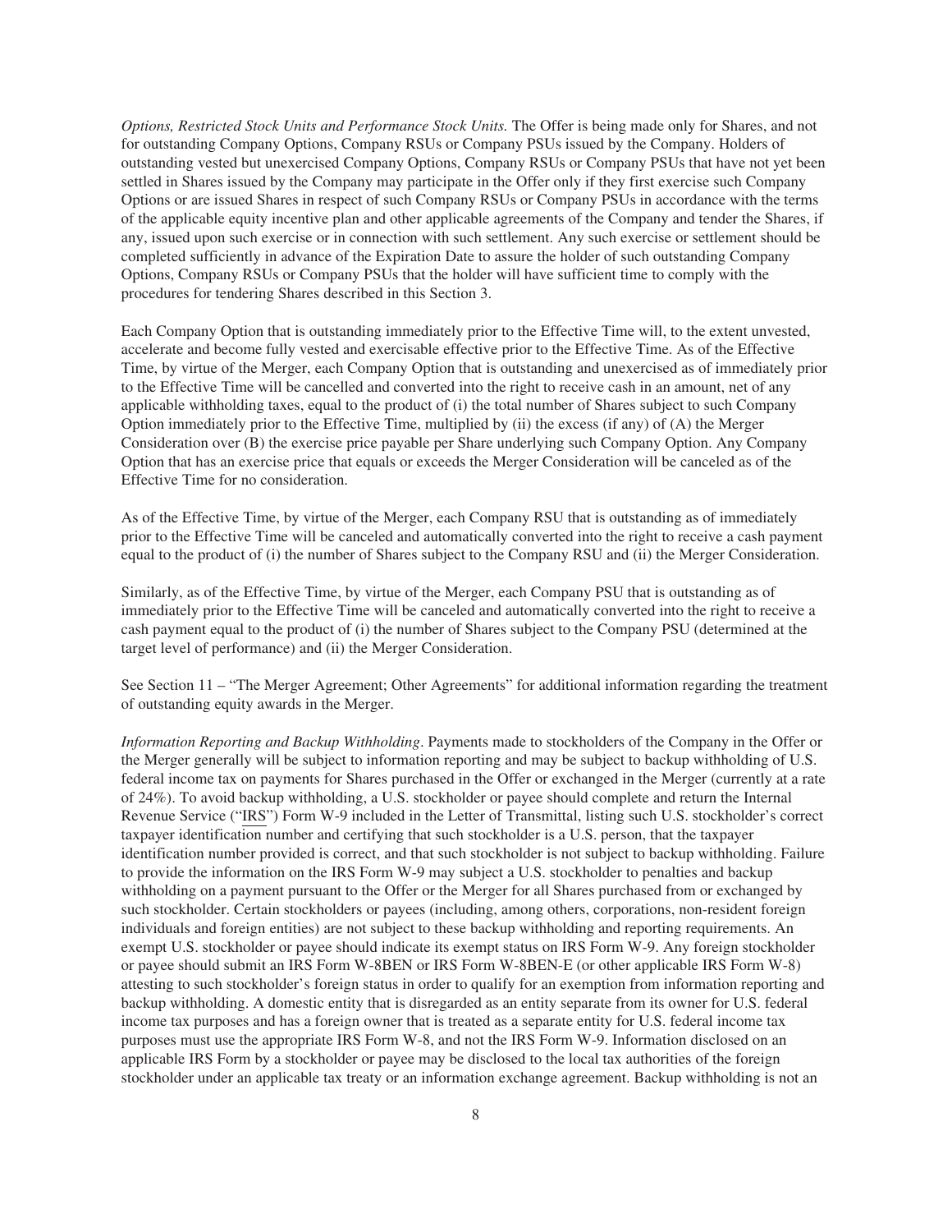*Options, Restricted Stock Units and Performance Stock Units.* The Offer is being made only for Shares, and not for outstanding Company Options, Company RSUs or Company PSUs issued by the Company. Holders of outstanding vested but unexercised Company Options, Company RSUs or Company PSUs that have not yet been settled in Shares issued by the Company may participate in the Offer only if they first exercise such Company Options or are issued Shares in respect of such Company RSUs or Company PSUs in accordance with the terms of the applicable equity incentive plan and other applicable agreements of the Company and tender the Shares, if any, issued upon such exercise or in connection with such settlement. Any such exercise or settlement should be completed sufficiently in advance of the Expiration Date to assure the holder of such outstanding Company Options, Company RSUs or Company PSUs that the holder will have sufficient time to comply with the procedures for tendering Shares described in this Section 3.

Each Company Option that is outstanding immediately prior to the Effective Time will, to the extent unvested, accelerate and become fully vested and exercisable effective prior to the Effective Time. As of the Effective Time, by virtue of the Merger, each Company Option that is outstanding and unexercised as of immediately prior to the Effective Time will be cancelled and converted into the right to receive cash in an amount, net of any applicable withholding taxes, equal to the product of (i) the total number of Shares subject to such Company Option immediately prior to the Effective Time, multiplied by (ii) the excess (if any) of (A) the Merger Consideration over (B) the exercise price payable per Share underlying such Company Option. Any Company Option that has an exercise price that equals or exceeds the Merger Consideration will be canceled as of the Effective Time for no consideration.

As of the Effective Time, by virtue of the Merger, each Company RSU that is outstanding as of immediately prior to the Effective Time will be canceled and automatically converted into the right to receive a cash payment equal to the product of (i) the number of Shares subject to the Company RSU and (ii) the Merger Consideration.

Similarly, as of the Effective Time, by virtue of the Merger, each Company PSU that is outstanding as of immediately prior to the Effective Time will be canceled and automatically converted into the right to receive a cash payment equal to the product of (i) the number of Shares subject to the Company PSU (determined at the target level of performance) and (ii) the Merger Consideration.

See Section 11 – "The Merger Agreement; Other Agreements" for additional information regarding the treatment of outstanding equity awards in the Merger.

*Information Reporting and Backup Withholding*. Payments made to stockholders of the Company in the Offer or the Merger generally will be subject to information reporting and may be subject to backup withholding of U.S. federal income tax on payments for Shares purchased in the Offer or exchanged in the Merger (currently at a rate of 24%). To avoid backup withholding, a U.S. stockholder or payee should complete and return the Internal Revenue Service ("IRS") Form W-9 included in the Letter of Transmittal, listing such U.S. stockholder's correct taxpayer identification number and certifying that such stockholder is a U.S. person, that the taxpayer identification number provided is correct, and that such stockholder is not subject to backup withholding. Failure to provide the information on the IRS Form W-9 may subject a U.S. stockholder to penalties and backup withholding on a payment pursuant to the Offer or the Merger for all Shares purchased from or exchanged by such stockholder. Certain stockholders or payees (including, among others, corporations, non-resident foreign individuals and foreign entities) are not subject to these backup withholding and reporting requirements. An exempt U.S. stockholder or payee should indicate its exempt status on IRS Form W-9. Any foreign stockholder or payee should submit an IRS Form W-8BEN or IRS Form W-8BEN-E (or other applicable IRS Form W-8) attesting to such stockholder's foreign status in order to qualify for an exemption from information reporting and backup withholding. A domestic entity that is disregarded as an entity separate from its owner for U.S. federal income tax purposes and has a foreign owner that is treated as a separate entity for U.S. federal income tax purposes must use the appropriate IRS Form W-8, and not the IRS Form W-9. Information disclosed on an applicable IRS Form by a stockholder or payee may be disclosed to the local tax authorities of the foreign stockholder under an applicable tax treaty or an information exchange agreement. Backup withholding is not an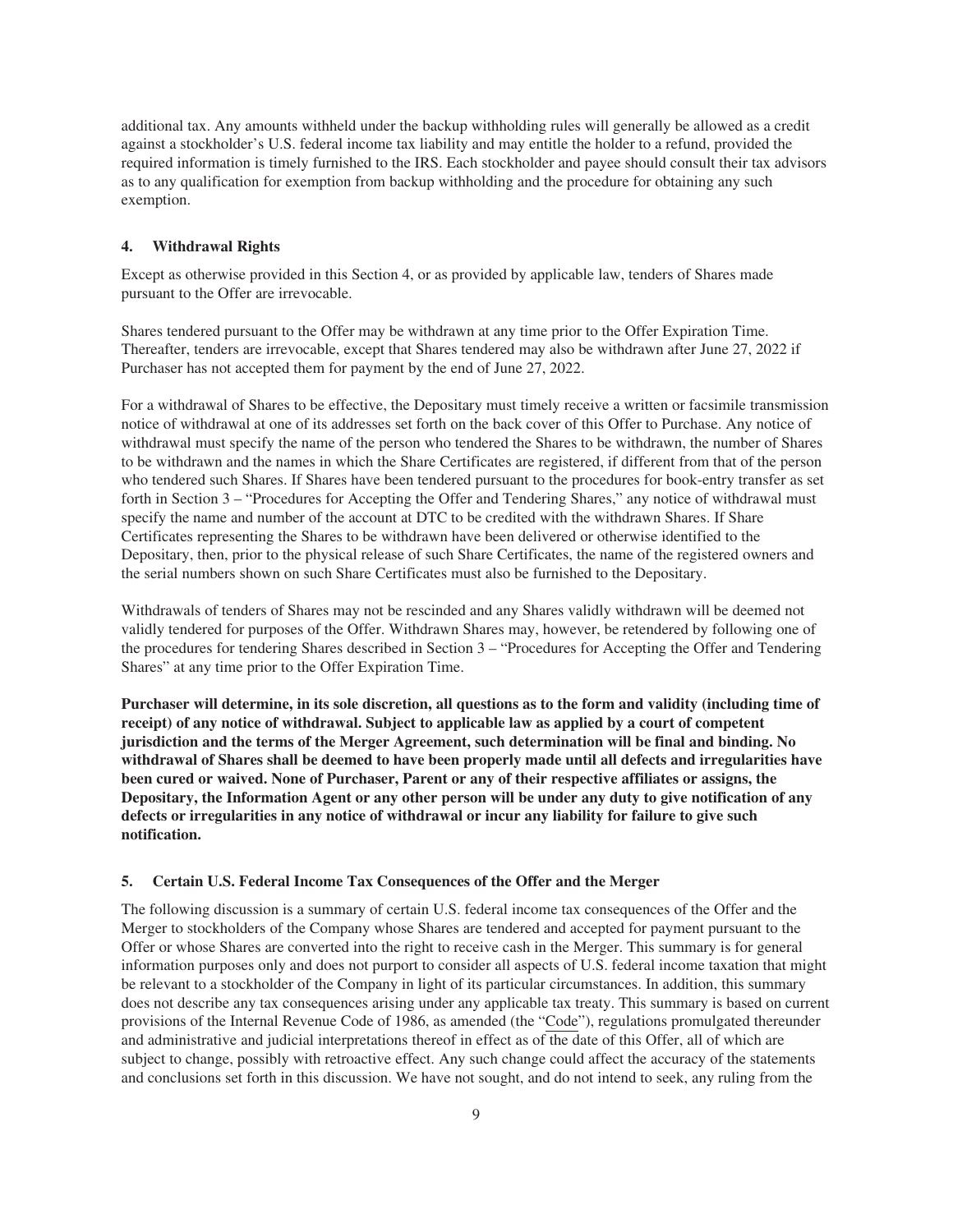additional tax. Any amounts withheld under the backup withholding rules will generally be allowed as a credit against a stockholder's U.S. federal income tax liability and may entitle the holder to a refund, provided the required information is timely furnished to the IRS. Each stockholder and payee should consult their tax advisors as to any qualification for exemption from backup withholding and the procedure for obtaining any such exemption.

### 4. Withdrawal Rights

Except as otherwise provided in this Section 4, or as provided by applicable law, tenders of Shares made pursuant to the Offer are irrevocable.

Shares tendered pursuant to the Offer may be withdrawn at any time prior to the Offer Expiration Time. Thereafter, tenders are irrevocable, except that Shares tendered may also be withdrawn after June 27, 2022 if Purchaser has not accepted them for payment by the end of June 27, 2022.

For a withdrawal of Shares to be effective, the Depositary must timely receive a written or facsimile transmission notice of withdrawal at one of its addresses set forth on the back cover of this Offer to Purchase. Any notice of withdrawal must specify the name of the person who tendered the Shares to be withdrawn, the number of Shares to be withdrawn and the names in which the Share Certificates are registered, if different from that of the person who tendered such Shares. If Shares have been tendered pursuant to the procedures for book-entry transfer as set forth in Section 3 – "Procedures for Accepting the Offer and Tendering Shares," any notice of withdrawal must specify the name and number of the account at DTC to be credited with the withdrawn Shares. If Share Certificates representing the Shares to be withdrawn have been delivered or otherwise identified to the Depositary, then, prior to the physical release of such Share Certificates, the name of the registered owners and the serial numbers shown on such Share Certificates must also be furnished to the Depositary.

Withdrawals of tenders of Shares may not be rescinded and any Shares validly withdrawn will be deemed not validly tendered for purposes of the Offer. Withdrawn Shares may, however, be retendered by following one of the procedures for tendering Shares described in Section 3 – "Procedures for Accepting the Offer and Tendering Shares" at any time prior to the Offer Expiration Time.

**Purchaser will determine, in its sole discretion, all questions as to the form and validity (including time of receipt) of any notice of withdrawal. Subject to applicable law as applied by a court of competent jurisdiction and the terms of the Merger Agreement, such determination will be final and binding. No withdrawal of Shares shall be deemed to have been properly made until all defects and irregularities have been cured or waived. None of Purchaser, Parent or any of their respective affiliates or assigns, the Depositary, the Information Agent or any other person will be under any duty to give notification of any defects or irregularities in any notice of withdrawal or incur any liability for failure to give such notification.**

### 5. Certain U.S. Federal Income Tax Consequences of the Offer and the Merger

The following discussion is a summary of certain U.S. federal income tax consequences of the Offer and the Merger to stockholders of the Company whose Shares are tendered and accepted for payment pursuant to the Offer or whose Shares are converted into the right to receive cash in the Merger. This summary is for general information purposes only and does not purport to consider all aspects of U.S. federal income taxation that might be relevant to a stockholder of the Company in light of its particular circumstances. In addition, this summary does not describe any tax consequences arising under any applicable tax treaty. This summary is based on current provisions of the Internal Revenue Code of 1986, as amended (the "Code"), regulations promulgated thereunder and administrative and judicial interpretations thereof in effect as of the date of this Offer, all of which are subject to change, possibly with retroactive effect. Any such change could affect the accuracy of the statements and conclusions set forth in this discussion. We have not sought, and do not intend to seek, any ruling from the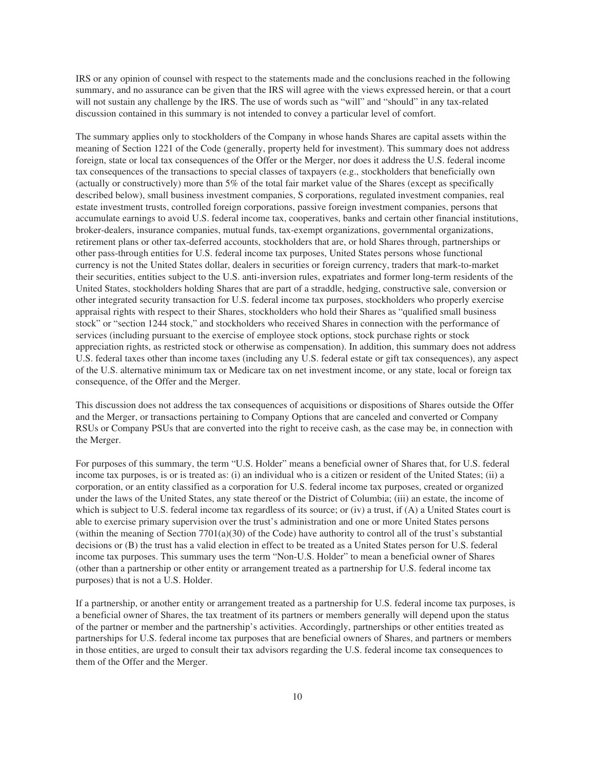IRS or any opinion of counsel with respect to the statements made and the conclusions reached in the following summary, and no assurance can be given that the IRS will agree with the views expressed herein, or that a court will not sustain any challenge by the IRS. The use of words such as "will" and "should" in any tax-related discussion contained in this summary is not intended to convey a particular level of comfort.

The summary applies only to stockholders of the Company in whose hands Shares are capital assets within the meaning of Section 1221 of the Code (generally, property held for investment). This summary does not address foreign, state or local tax consequences of the Offer or the Merger, nor does it address the U.S. federal income tax consequences of the transactions to special classes of taxpayers (e.g., stockholders that beneficially own (actually or constructively) more than 5% of the total fair market value of the Shares (except as specifically described below), small business investment companies, S corporations, regulated investment companies, real estate investment trusts, controlled foreign corporations, passive foreign investment companies, persons that accumulate earnings to avoid U.S. federal income tax, cooperatives, banks and certain other financial institutions, broker-dealers, insurance companies, mutual funds, tax-exempt organizations, governmental organizations, retirement plans or other tax-deferred accounts, stockholders that are, or hold Shares through, partnerships or other pass-through entities for U.S. federal income tax purposes, United States persons whose functional currency is not the United States dollar, dealers in securities or foreign currency, traders that mark-to-market their securities, entities subject to the U.S. anti-inversion rules, expatriates and former long-term residents of the United States, stockholders holding Shares that are part of a straddle, hedging, constructive sale, conversion or other integrated security transaction for U.S. federal income tax purposes, stockholders who properly exercise appraisal rights with respect to their Shares, stockholders who hold their Shares as "qualified small business stock" or "section 1244 stock," and stockholders who received Shares in connection with the performance of services (including pursuant to the exercise of employee stock options, stock purchase rights or stock appreciation rights, as restricted stock or otherwise as compensation). In addition, this summary does not address U.S. federal taxes other than income taxes (including any U.S. federal estate or gift tax consequences), any aspect of the U.S. alternative minimum tax or Medicare tax on net investment income, or any state, local or foreign tax consequence, of the Offer and the Merger.

This discussion does not address the tax consequences of acquisitions or dispositions of Shares outside the Offer and the Merger, or transactions pertaining to Company Options that are canceled and converted or Company RSUs or Company PSUs that are converted into the right to receive cash, as the case may be, in connection with the Merger.

For purposes of this summary, the term "U.S. Holder" means a beneficial owner of Shares that, for U.S. federal income tax purposes, is or is treated as: (i) an individual who is a citizen or resident of the United States; (ii) a corporation, or an entity classified as a corporation for U.S. federal income tax purposes, created or organized under the laws of the United States, any state thereof or the District of Columbia; (iii) an estate, the income of which is subject to U.S. federal income tax regardless of its source; or (iv) a trust, if (A) a United States court is able to exercise primary supervision over the trust's administration and one or more United States persons (within the meaning of Section 7701(a)(30) of the Code) have authority to control all of the trust's substantial decisions or (B) the trust has a valid election in effect to be treated as a United States person for U.S. federal income tax purposes. This summary uses the term "Non-U.S. Holder" to mean a beneficial owner of Shares (other than a partnership or other entity or arrangement treated as a partnership for U.S. federal income tax purposes) that is not a U.S. Holder.

If a partnership, or another entity or arrangement treated as a partnership for U.S. federal income tax purposes, is a beneficial owner of Shares, the tax treatment of its partners or members generally will depend upon the status of the partner or member and the partnership's activities. Accordingly, partnerships or other entities treated as partnerships for U.S. federal income tax purposes that are beneficial owners of Shares, and partners or members in those entities, are urged to consult their tax advisors regarding the U.S. federal income tax consequences to them of the Offer and the Merger.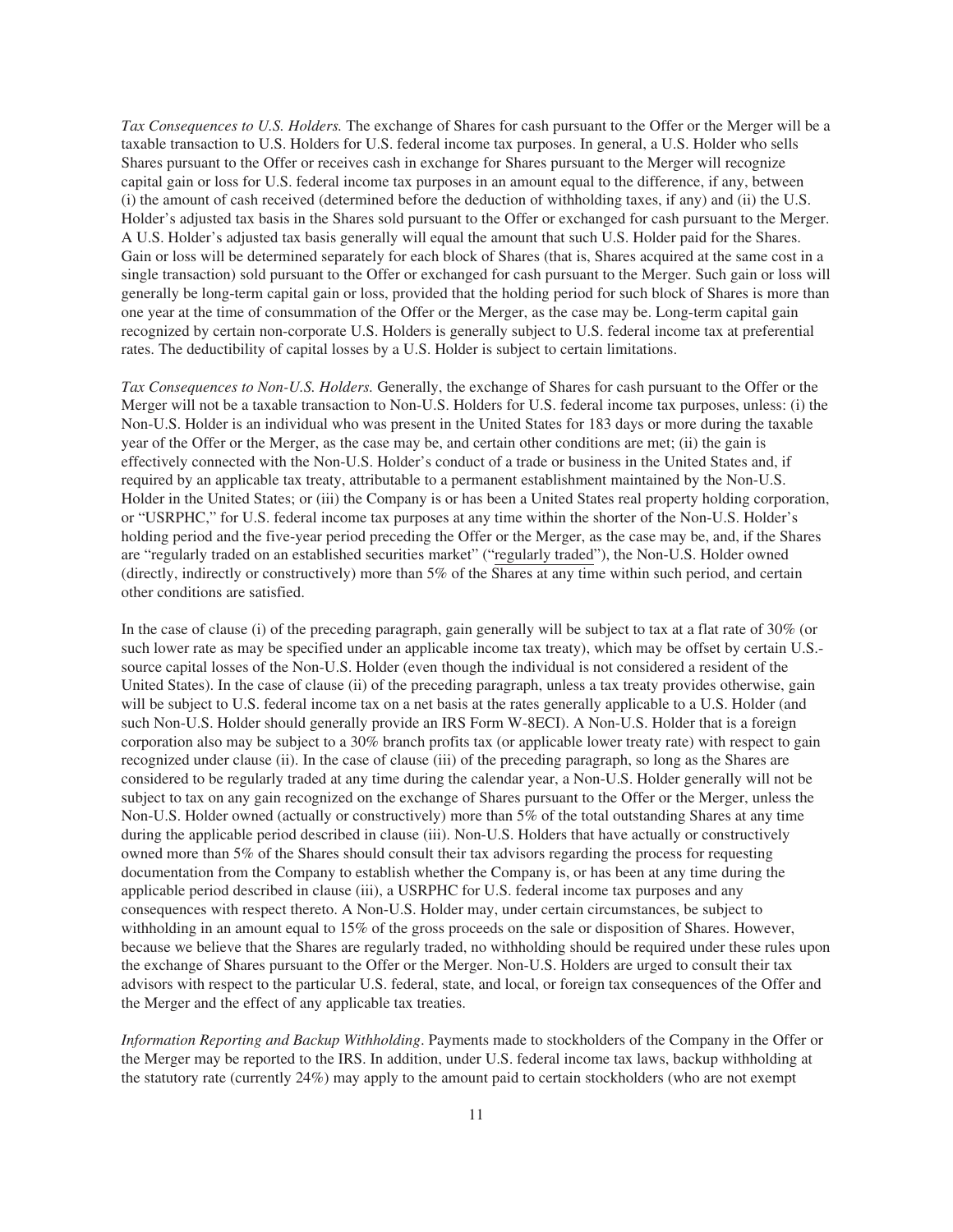*Tax Consequences to U.S. Holders.* The exchange of Shares for cash pursuant to the Offer or the Merger will be a taxable transaction to U.S. Holders for U.S. federal income tax purposes. In general, a U.S. Holder who sells Shares pursuant to the Offer or receives cash in exchange for Shares pursuant to the Merger will recognize capital gain or loss for U.S. federal income tax purposes in an amount equal to the difference, if any, between (i) the amount of cash received (determined before the deduction of withholding taxes, if any) and (ii) the U.S. Holder's adjusted tax basis in the Shares sold pursuant to the Offer or exchanged for cash pursuant to the Merger. A U.S. Holder's adjusted tax basis generally will equal the amount that such U.S. Holder paid for the Shares. Gain or loss will be determined separately for each block of Shares (that is, Shares acquired at the same cost in a single transaction) sold pursuant to the Offer or exchanged for cash pursuant to the Merger. Such gain or loss will generally be long-term capital gain or loss, provided that the holding period for such block of Shares is more than one year at the time of consummation of the Offer or the Merger, as the case may be. Long-term capital gain recognized by certain non-corporate U.S. Holders is generally subject to U.S. federal income tax at preferential rates. The deductibility of capital losses by a U.S. Holder is subject to certain limitations.

*Tax Consequences to Non-U.S. Holders.* Generally, the exchange of Shares for cash pursuant to the Offer or the Merger will not be a taxable transaction to Non-U.S. Holders for U.S. federal income tax purposes, unless: (i) the Non-U.S. Holder is an individual who was present in the United States for 183 days or more during the taxable year of the Offer or the Merger, as the case may be, and certain other conditions are met; (ii) the gain is effectively connected with the Non-U.S. Holder's conduct of a trade or business in the United States and, if required by an applicable tax treaty, attributable to a permanent establishment maintained by the Non-U.S. Holder in the United States; or (iii) the Company is or has been a United States real property holding corporation, or "USRPHC," for U.S. federal income tax purposes at any time within the shorter of the Non-U.S. Holder's holding period and the five-year period preceding the Offer or the Merger, as the case may be, and, if the Shares are "regularly traded on an established securities market" ("regularly traded"), the Non-U.S. Holder owned (directly, indirectly or constructively) more than 5% of the Shares at any time within such period, and certain other conditions are satisfied.

In the case of clause (i) of the preceding paragraph, gain generally will be subject to tax at a flat rate of 30% (or such lower rate as may be specified under an applicable income tax treaty), which may be offset by certain U.S.-source capital losses of the Non-U.S. Holder (even though the individual is not considered a resident of the United States). In the case of clause (ii) of the preceding paragraph, unless a tax treaty provides otherwise, gain will be subject to U.S. federal income tax on a net basis at the rates generally applicable to a U.S. Holder (and such Non-U.S. Holder should generally provide an IRS Form W-8ECI). A Non-U.S. Holder that is a foreign corporation also may be subject to a 30% branch profits tax (or applicable lower treaty rate) with respect to gain recognized under clause (ii). In the case of clause (iii) of the preceding paragraph, so long as the Shares are considered to be regularly traded at any time during the calendar year, a Non-U.S. Holder generally will not be subject to tax on any gain recognized on the exchange of Shares pursuant to the Offer or the Merger, unless the Non-U.S. Holder owned (actually or constructively) more than 5% of the total outstanding Shares at any time during the applicable period described in clause (iii). Non-U.S. Holders that have actually or constructively owned more than 5% of the Shares should consult their tax advisors regarding the process for requesting documentation from the Company to establish whether the Company is, or has been at any time during the applicable period described in clause (iii), a USRPHC for U.S. federal income tax purposes and any consequences with respect thereto. A Non-U.S. Holder may, under certain circumstances, be subject to withholding in an amount equal to 15% of the gross proceeds on the sale or disposition of Shares. However, because we believe that the Shares are regularly traded, no withholding should be required under these rules upon the exchange of Shares pursuant to the Offer or the Merger. Non-U.S. Holders are urged to consult their tax advisors with respect to the particular U.S. federal, state, and local, or foreign tax consequences of the Offer and the Merger and the effect of any applicable tax treaties.

*Information Reporting and Backup Withholding*. Payments made to stockholders of the Company in the Offer or the Merger may be reported to the IRS. In addition, under U.S. federal income tax laws, backup withholding at the statutory rate (currently 24%) may apply to the amount paid to certain stockholders (who are not exempt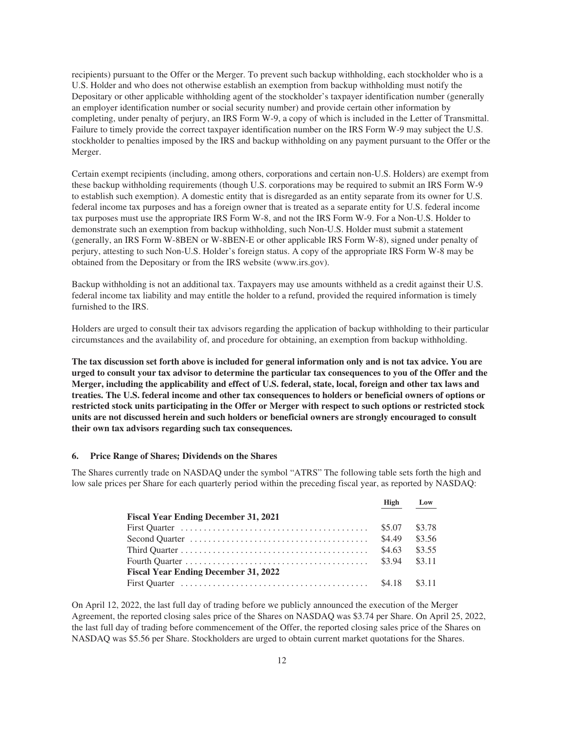recipients) pursuant to the Offer or the Merger. To prevent such backup withholding, each stockholder who is a U.S. Holder and who does not otherwise establish an exemption from backup withholding must notify the Depositary or other applicable withholding agent of the stockholder's taxpayer identification number (generally an employer identification number or social security number) and provide certain other information by completing, under penalty of perjury, an IRS Form W-9, a copy of which is included in the Letter of Transmittal. Failure to timely provide the correct taxpayer identification number on the IRS Form W-9 may subject the U.S. stockholder to penalties imposed by the IRS and backup withholding on any payment pursuant to the Offer or the Merger.

Certain exempt recipients (including, among others, corporations and certain non-U.S. Holders) are exempt from these backup withholding requirements (though U.S. corporations may be required to submit an IRS Form W-9 to establish such exemption). A domestic entity that is disregarded as an entity separate from its owner for U.S. federal income tax purposes and has a foreign owner that is treated as a separate entity for U.S. federal income tax purposes must use the appropriate IRS Form W-8, and not the IRS Form W-9. For a Non-U.S. Holder to demonstrate such an exemption from backup withholding, such Non-U.S. Holder must submit a statement (generally, an IRS Form W-8BEN or W-8BEN-E or other applicable IRS Form W-8), signed under penalty of perjury, attesting to such Non-U.S. Holder's foreign status. A copy of the appropriate IRS Form W-8 may be obtained from the Depositary or from the IRS website (www.irs.gov).

Backup withholding is not an additional tax. Taxpayers may use amounts withheld as a credit against their U.S. federal income tax liability and may entitle the holder to a refund, provided the required information is timely furnished to the IRS.

Holders are urged to consult their tax advisors regarding the application of backup withholding to their particular circumstances and the availability of, and procedure for obtaining, an exemption from backup withholding.

**The tax discussion set forth above is included for general information only and is not tax advice. You are urged to consult your tax advisor to determine the particular tax consequences to you of the Offer and the Merger, including the applicability and effect of U.S. federal, state, local, foreign and other tax laws and treaties. The U.S. federal income and other tax consequences to holders or beneficial owners of options or restricted stock units participating in the Offer or Merger with respect to such options or restricted stock units are not discussed herein and such holders or beneficial owners are strongly encouraged to consult their own tax advisors regarding such tax consequences.**

### 6. Price Range of Shares; Dividends on the Shares

The Shares currently trade on NASDAQ under the symbol "ATRS" The following table sets forth the high and low sale prices per Share for each quarterly period within the preceding fiscal year, as reported by NASDAQ:

| | High | Low |
|---|---|---|
| **Fiscal Year Ending December 31, 2021** | | |
| First Quarter | $5.07 | $3.78 |
| Second Quarter | $4.49 | $3.56 |
| Third Quarter | $4.63 | $3.55 |
| Fourth Quarter | $3.94 | $3.11 |
| **Fiscal Year Ending December 31, 2022** | | |
| First Quarter | $4.18 | $3.11 |

On April 12, 2022, the last full day of trading before we publicly announced the execution of the Merger Agreement, the reported closing sales price of the Shares on NASDAQ was $3.74 per Share. On April 25, 2022, the last full day of trading before commencement of the Offer, the reported closing sales price of the Shares on NASDAQ was $5.56 per Share. Stockholders are urged to obtain current market quotations for the Shares.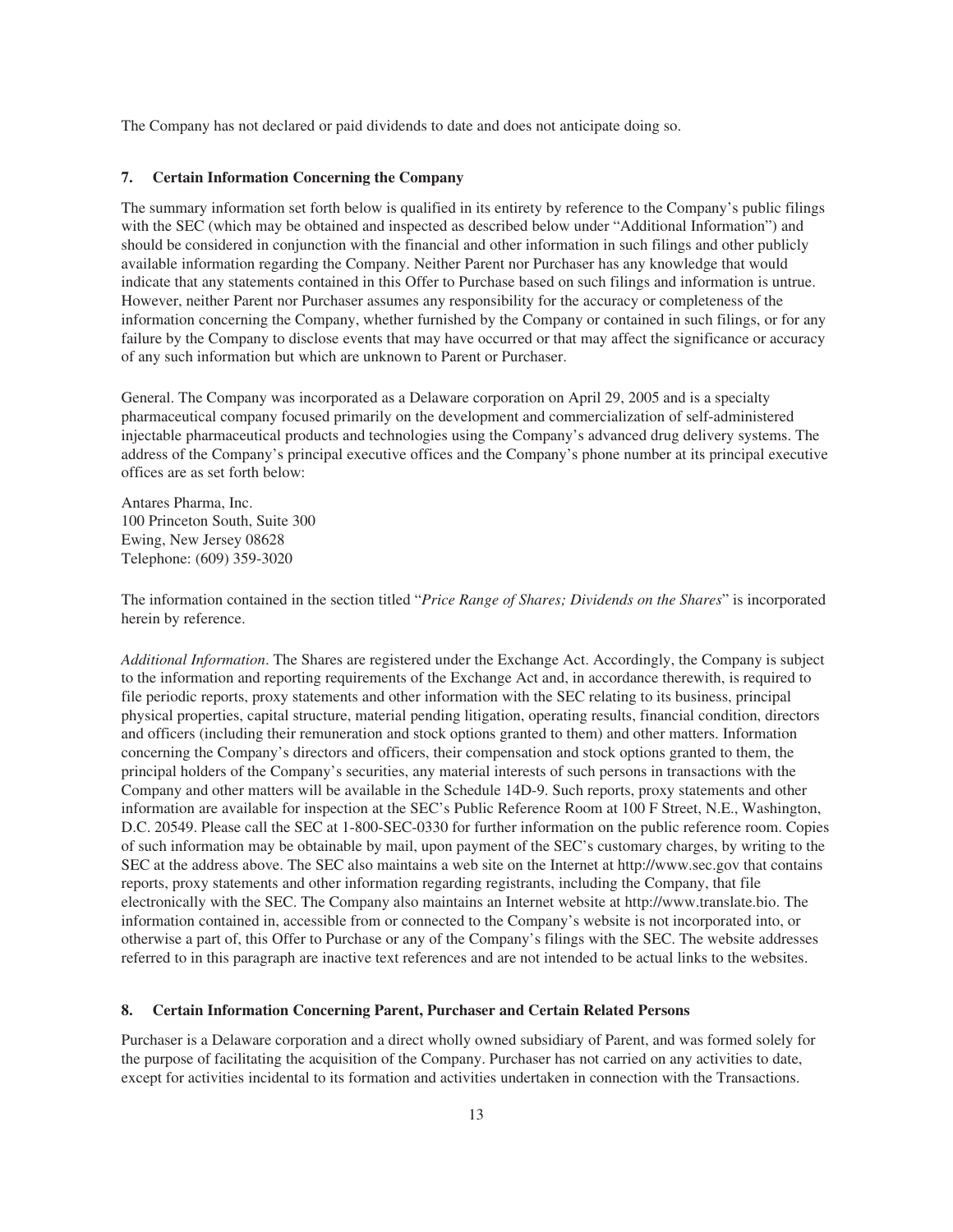The Company has not declared or paid dividends to date and does not anticipate doing so.

## 7. Certain Information Concerning the Company

The summary information set forth below is qualified in its entirety by reference to the Company's public filings with the SEC (which may be obtained and inspected as described below under "Additional Information") and should be considered in conjunction with the financial and other information in such filings and other publicly available information regarding the Company. Neither Parent nor Purchaser has any knowledge that would indicate that any statements contained in this Offer to Purchase based on such filings and information is untrue. However, neither Parent nor Purchaser assumes any responsibility for the accuracy or completeness of the information concerning the Company, whether furnished by the Company or contained in such filings, or for any failure by the Company to disclose events that may have occurred or that may affect the significance or accuracy of any such information but which are unknown to Parent or Purchaser.

General. The Company was incorporated as a Delaware corporation on April 29, 2005 and is a specialty pharmaceutical company focused primarily on the development and commercialization of self-administered injectable pharmaceutical products and technologies using the Company's advanced drug delivery systems. The address of the Company's principal executive offices and the Company's phone number at its principal executive offices are as set forth below:

Antares Pharma, Inc.
100 Princeton South, Suite 300
Ewing, New Jersey 08628
Telephone: (609) 359-3020

The information contained in the section titled "*Price Range of Shares; Dividends on the Shares*" is incorporated herein by reference.

*Additional Information*. The Shares are registered under the Exchange Act. Accordingly, the Company is subject to the information and reporting requirements of the Exchange Act and, in accordance therewith, is required to file periodic reports, proxy statements and other information with the SEC relating to its business, principal physical properties, capital structure, material pending litigation, operating results, financial condition, directors and officers (including their remuneration and stock options granted to them) and other matters. Information concerning the Company's directors and officers, their compensation and stock options granted to them, the principal holders of the Company's securities, any material interests of such persons in transactions with the Company and other matters will be available in the Schedule 14D-9. Such reports, proxy statements and other information are available for inspection at the SEC's Public Reference Room at 100 F Street, N.E., Washington, D.C. 20549. Please call the SEC at 1-800-SEC-0330 for further information on the public reference room. Copies of such information may be obtainable by mail, upon payment of the SEC's customary charges, by writing to the SEC at the address above. The SEC also maintains a web site on the Internet at http://www.sec.gov that contains reports, proxy statements and other information regarding registrants, including the Company, that file electronically with the SEC. The Company also maintains an Internet website at http://www.translate.bio. The information contained in, accessible from or connected to the Company's website is not incorporated into, or otherwise a part of, this Offer to Purchase or any of the Company's filings with the SEC. The website addresses referred to in this paragraph are inactive text references and are not intended to be actual links to the websites.

## 8. Certain Information Concerning Parent, Purchaser and Certain Related Persons

Purchaser is a Delaware corporation and a direct wholly owned subsidiary of Parent, and was formed solely for the purpose of facilitating the acquisition of the Company. Purchaser has not carried on any activities to date, except for activities incidental to its formation and activities undertaken in connection with the Transactions.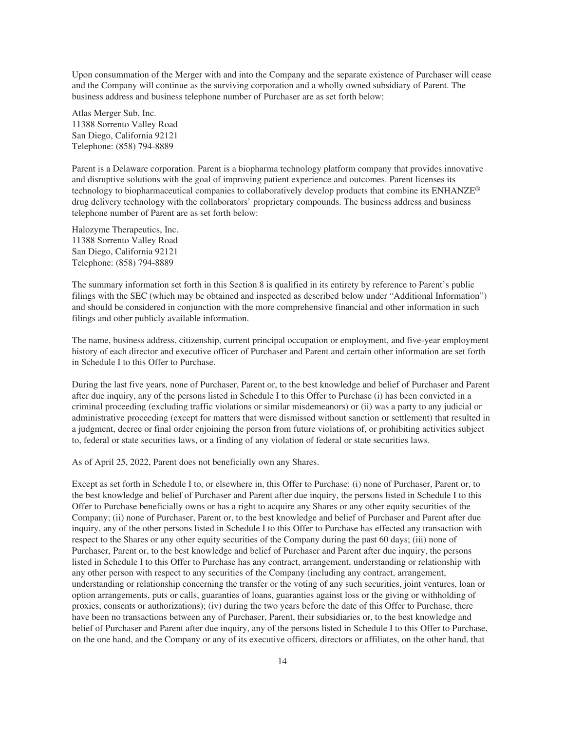Upon consummation of the Merger with and into the Company and the separate existence of Purchaser will cease and the Company will continue as the surviving corporation and a wholly owned subsidiary of Parent. The business address and business telephone number of Purchaser are as set forth below:

Atlas Merger Sub, Inc.
11388 Sorrento Valley Road
San Diego, California 92121
Telephone: (858) 794-8889

Parent is a Delaware corporation. Parent is a biopharma technology platform company that provides innovative and disruptive solutions with the goal of improving patient experience and outcomes. Parent licenses its technology to biopharmaceutical companies to collaboratively develop products that combine its ENHANZE® drug delivery technology with the collaborators' proprietary compounds. The business address and business telephone number of Parent are as set forth below:

Halozyme Therapeutics, Inc.
11388 Sorrento Valley Road
San Diego, California 92121
Telephone: (858) 794-8889

The summary information set forth in this Section 8 is qualified in its entirety by reference to Parent's public filings with the SEC (which may be obtained and inspected as described below under "Additional Information") and should be considered in conjunction with the more comprehensive financial and other information in such filings and other publicly available information.

The name, business address, citizenship, current principal occupation or employment, and five-year employment history of each director and executive officer of Purchaser and Parent and certain other information are set forth in Schedule I to this Offer to Purchase.

During the last five years, none of Purchaser, Parent or, to the best knowledge and belief of Purchaser and Parent after due inquiry, any of the persons listed in Schedule I to this Offer to Purchase (i) has been convicted in a criminal proceeding (excluding traffic violations or similar misdemeanors) or (ii) was a party to any judicial or administrative proceeding (except for matters that were dismissed without sanction or settlement) that resulted in a judgment, decree or final order enjoining the person from future violations of, or prohibiting activities subject to, federal or state securities laws, or a finding of any violation of federal or state securities laws.

As of April 25, 2022, Parent does not beneficially own any Shares.

Except as set forth in Schedule I to, or elsewhere in, this Offer to Purchase: (i) none of Purchaser, Parent or, to the best knowledge and belief of Purchaser and Parent after due inquiry, the persons listed in Schedule I to this Offer to Purchase beneficially owns or has a right to acquire any Shares or any other equity securities of the Company; (ii) none of Purchaser, Parent or, to the best knowledge and belief of Purchaser and Parent after due inquiry, any of the other persons listed in Schedule I to this Offer to Purchase has effected any transaction with respect to the Shares or any other equity securities of the Company during the past 60 days; (iii) none of Purchaser, Parent or, to the best knowledge and belief of Purchaser and Parent after due inquiry, the persons listed in Schedule I to this Offer to Purchase has any contract, arrangement, understanding or relationship with any other person with respect to any securities of the Company (including any contract, arrangement, understanding or relationship concerning the transfer or the voting of any such securities, joint ventures, loan or option arrangements, puts or calls, guaranties of loans, guaranties against loss or the giving or withholding of proxies, consents or authorizations); (iv) during the two years before the date of this Offer to Purchase, there have been no transactions between any of Purchaser, Parent, their subsidiaries or, to the best knowledge and belief of Purchaser and Parent after due inquiry, any of the persons listed in Schedule I to this Offer to Purchase, on the one hand, and the Company or any of its executive officers, directors or affiliates, on the other hand, that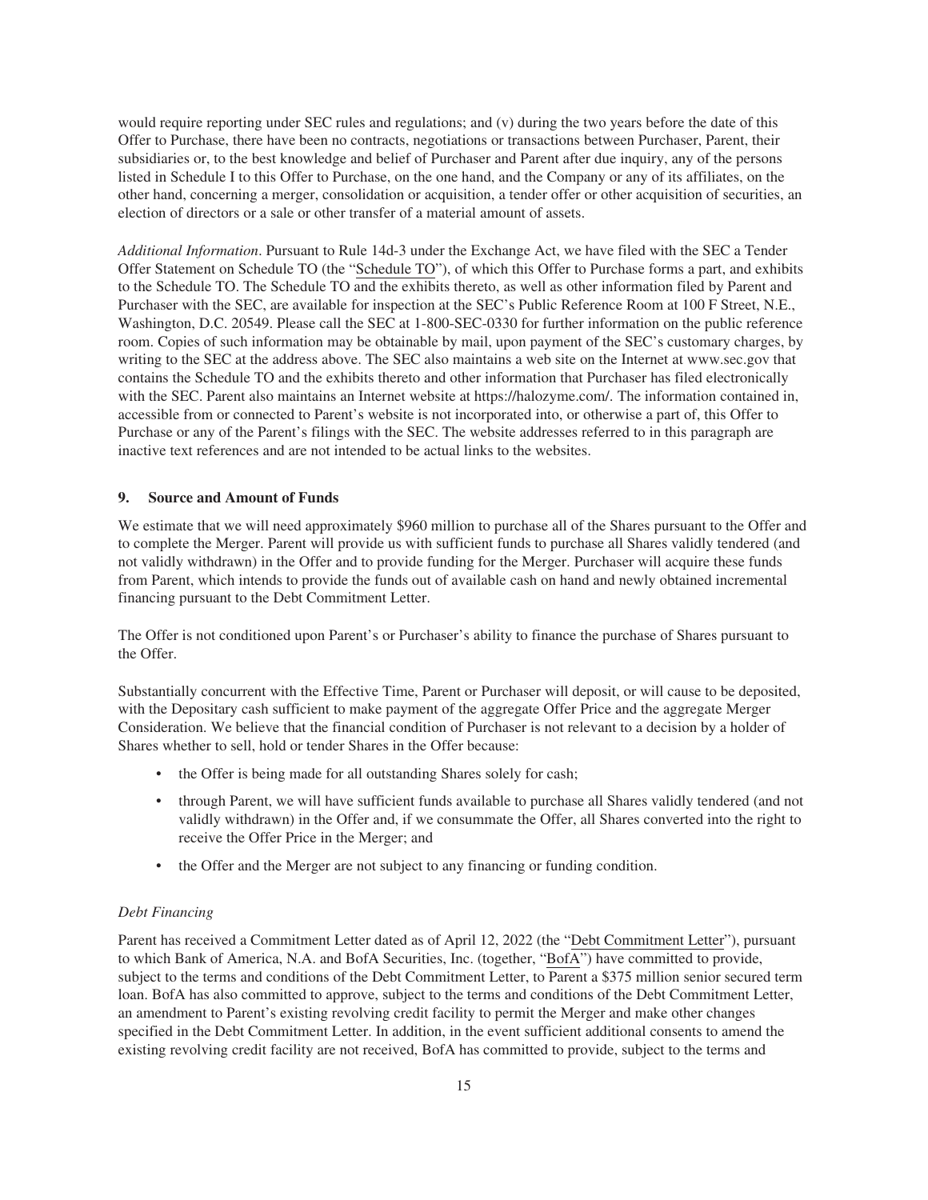would require reporting under SEC rules and regulations; and (v) during the two years before the date of this Offer to Purchase, there have been no contracts, negotiations or transactions between Purchaser, Parent, their subsidiaries or, to the best knowledge and belief of Purchaser and Parent after due inquiry, any of the persons listed in Schedule I to this Offer to Purchase, on the one hand, and the Company or any of its affiliates, on the other hand, concerning a merger, consolidation or acquisition, a tender offer or other acquisition of securities, an election of directors or a sale or other transfer of a material amount of assets.

*Additional Information*. Pursuant to Rule 14d-3 under the Exchange Act, we have filed with the SEC a Tender Offer Statement on Schedule TO (the "Schedule TO"), of which this Offer to Purchase forms a part, and exhibits to the Schedule TO. The Schedule TO and the exhibits thereto, as well as other information filed by Parent and Purchaser with the SEC, are available for inspection at the SEC's Public Reference Room at 100 F Street, N.E., Washington, D.C. 20549. Please call the SEC at 1-800-SEC-0330 for further information on the public reference room. Copies of such information may be obtainable by mail, upon payment of the SEC's customary charges, by writing to the SEC at the address above. The SEC also maintains a web site on the Internet at www.sec.gov that contains the Schedule TO and the exhibits thereto and other information that Purchaser has filed electronically with the SEC. Parent also maintains an Internet website at https://halozyme.com/. The information contained in, accessible from or connected to Parent's website is not incorporated into, or otherwise a part of, this Offer to Purchase or any of the Parent's filings with the SEC. The website addresses referred to in this paragraph are inactive text references and are not intended to be actual links to the websites.

### 9. Source and Amount of Funds

We estimate that we will need approximately $960 million to purchase all of the Shares pursuant to the Offer and to complete the Merger. Parent will provide us with sufficient funds to purchase all Shares validly tendered (and not validly withdrawn) in the Offer and to provide funding for the Merger. Purchaser will acquire these funds from Parent, which intends to provide the funds out of available cash on hand and newly obtained incremental financing pursuant to the Debt Commitment Letter.

The Offer is not conditioned upon Parent's or Purchaser's ability to finance the purchase of Shares pursuant to the Offer.

Substantially concurrent with the Effective Time, Parent or Purchaser will deposit, or will cause to be deposited, with the Depositary cash sufficient to make payment of the aggregate Offer Price and the aggregate Merger Consideration. We believe that the financial condition of Purchaser is not relevant to a decision by a holder of Shares whether to sell, hold or tender Shares in the Offer because:

- the Offer is being made for all outstanding Shares solely for cash;
- through Parent, we will have sufficient funds available to purchase all Shares validly tendered (and not validly withdrawn) in the Offer and, if we consummate the Offer, all Shares converted into the right to receive the Offer Price in the Merger; and
- the Offer and the Merger are not subject to any financing or funding condition.

*Debt Financing*

Parent has received a Commitment Letter dated as of April 12, 2022 (the "Debt Commitment Letter"), pursuant to which Bank of America, N.A. and BofA Securities, Inc. (together, "BofA") have committed to provide, subject to the terms and conditions of the Debt Commitment Letter, to Parent a $375 million senior secured term loan. BofA has also committed to approve, subject to the terms and conditions of the Debt Commitment Letter, an amendment to Parent's existing revolving credit facility to permit the Merger and make other changes specified in the Debt Commitment Letter. In addition, in the event sufficient additional consents to amend the existing revolving credit facility are not received, BofA has committed to provide, subject to the terms and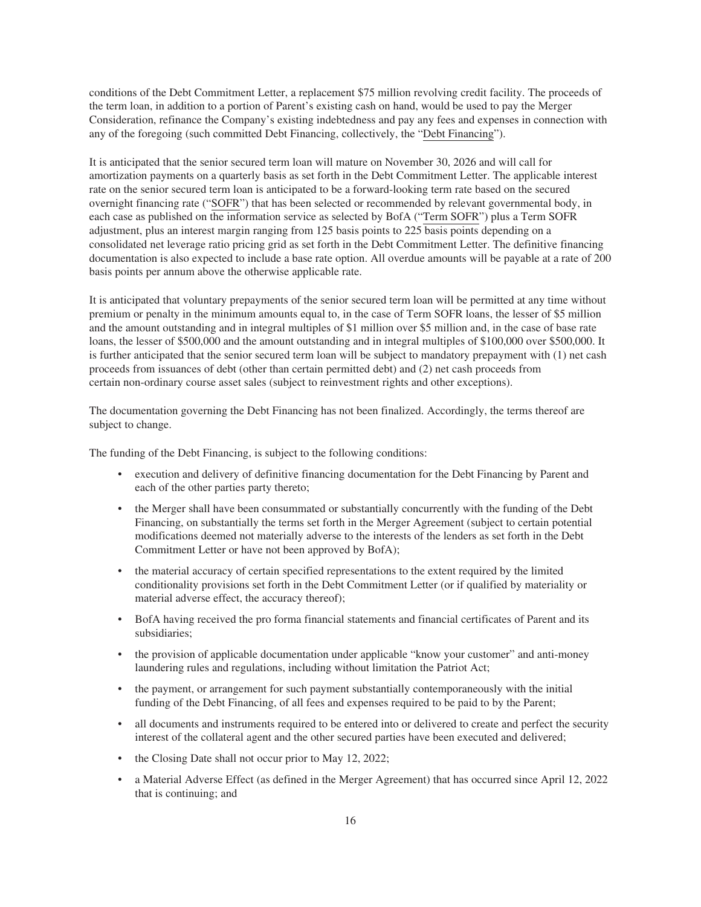conditions of the Debt Commitment Letter, a replacement $75 million revolving credit facility. The proceeds of the term loan, in addition to a portion of Parent's existing cash on hand, would be used to pay the Merger Consideration, refinance the Company's existing indebtedness and pay any fees and expenses in connection with any of the foregoing (such committed Debt Financing, collectively, the "Debt Financing").

It is anticipated that the senior secured term loan will mature on November 30, 2026 and will call for amortization payments on a quarterly basis as set forth in the Debt Commitment Letter. The applicable interest rate on the senior secured term loan is anticipated to be a forward-looking term rate based on the secured overnight financing rate ("SOFR") that has been selected or recommended by relevant governmental body, in each case as published on the information service as selected by BofA ("Term SOFR") plus a Term SOFR adjustment, plus an interest margin ranging from 125 basis points to 225 basis points depending on a consolidated net leverage ratio pricing grid as set forth in the Debt Commitment Letter. The definitive financing documentation is also expected to include a base rate option. All overdue amounts will be payable at a rate of 200 basis points per annum above the otherwise applicable rate.

It is anticipated that voluntary prepayments of the senior secured term loan will be permitted at any time without premium or penalty in the minimum amounts equal to, in the case of Term SOFR loans, the lesser of $5 million and the amount outstanding and in integral multiples of $1 million over $5 million and, in the case of base rate loans, the lesser of $500,000 and the amount outstanding and in integral multiples of $100,000 over $500,000. It is further anticipated that the senior secured term loan will be subject to mandatory prepayment with (1) net cash proceeds from issuances of debt (other than certain permitted debt) and (2) net cash proceeds from certain non-ordinary course asset sales (subject to reinvestment rights and other exceptions).

The documentation governing the Debt Financing has not been finalized. Accordingly, the terms thereof are subject to change.

The funding of the Debt Financing, is subject to the following conditions:

- execution and delivery of definitive financing documentation for the Debt Financing by Parent and each of the other parties party thereto;
- the Merger shall have been consummated or substantially concurrently with the funding of the Debt Financing, on substantially the terms set forth in the Merger Agreement (subject to certain potential modifications deemed not materially adverse to the interests of the lenders as set forth in the Debt Commitment Letter or have not been approved by BofA);
- the material accuracy of certain specified representations to the extent required by the limited conditionality provisions set forth in the Debt Commitment Letter (or if qualified by materiality or material adverse effect, the accuracy thereof);
- BofA having received the pro forma financial statements and financial certificates of Parent and its subsidiaries;
- the provision of applicable documentation under applicable "know your customer" and anti-money laundering rules and regulations, including without limitation the Patriot Act;
- the payment, or arrangement for such payment substantially contemporaneously with the initial funding of the Debt Financing, of all fees and expenses required to be paid to by the Parent;
- all documents and instruments required to be entered into or delivered to create and perfect the security interest of the collateral agent and the other secured parties have been executed and delivered;
- the Closing Date shall not occur prior to May 12, 2022;
- a Material Adverse Effect (as defined in the Merger Agreement) that has occurred since April 12, 2022 that is continuing; and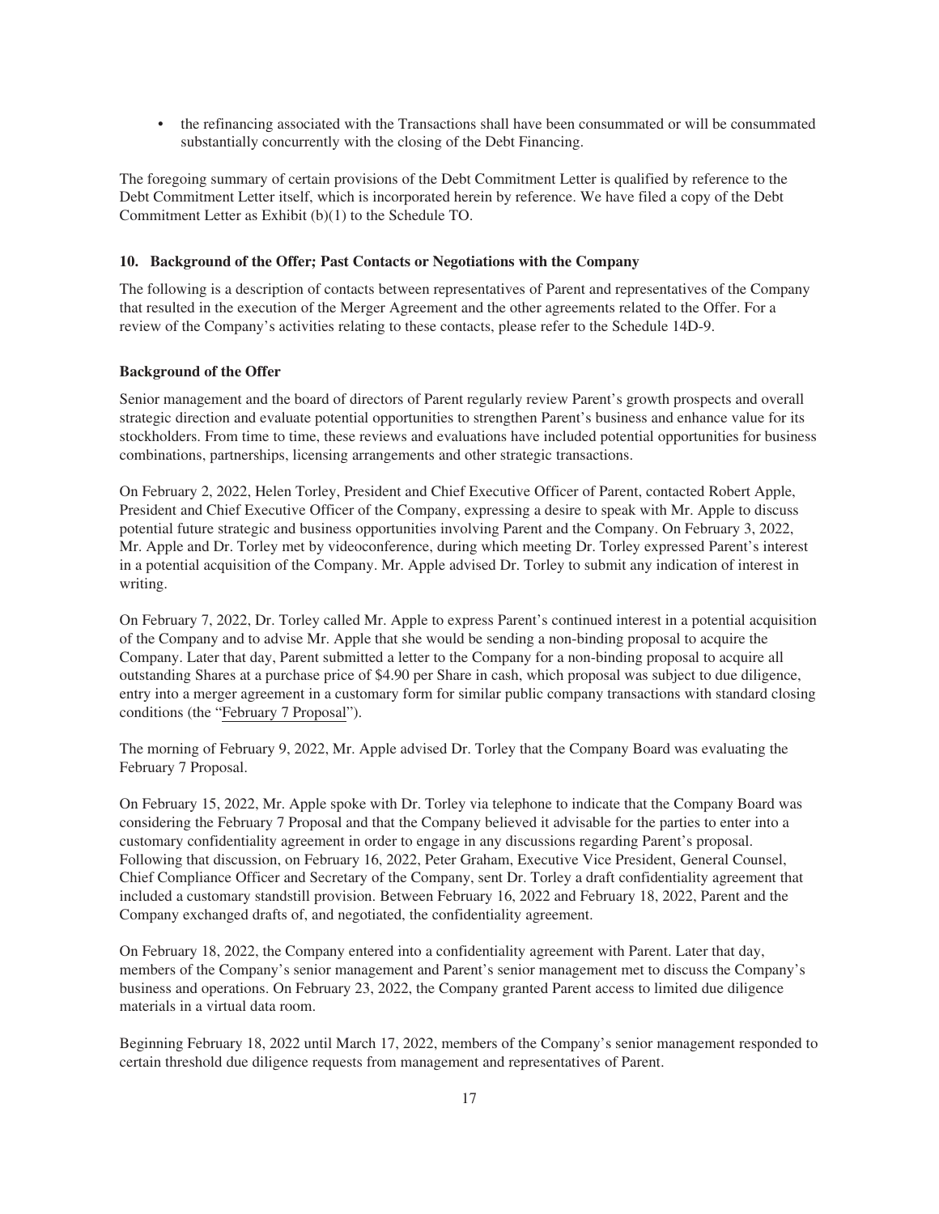- the refinancing associated with the Transactions shall have been consummated or will be consummated substantially concurrently with the closing of the Debt Financing.

The foregoing summary of certain provisions of the Debt Commitment Letter is qualified by reference to the Debt Commitment Letter itself, which is incorporated herein by reference. We have filed a copy of the Debt Commitment Letter as Exhibit (b)(1) to the Schedule TO.

### 10. Background of the Offer; Past Contacts or Negotiations with the Company

The following is a description of contacts between representatives of Parent and representatives of the Company that resulted in the execution of the Merger Agreement and the other agreements related to the Offer. For a review of the Company's activities relating to these contacts, please refer to the Schedule 14D-9.

#### Background of the Offer

Senior management and the board of directors of Parent regularly review Parent's growth prospects and overall strategic direction and evaluate potential opportunities to strengthen Parent's business and enhance value for its stockholders. From time to time, these reviews and evaluations have included potential opportunities for business combinations, partnerships, licensing arrangements and other strategic transactions.

On February 2, 2022, Helen Torley, President and Chief Executive Officer of Parent, contacted Robert Apple, President and Chief Executive Officer of the Company, expressing a desire to speak with Mr. Apple to discuss potential future strategic and business opportunities involving Parent and the Company. On February 3, 2022, Mr. Apple and Dr. Torley met by videoconference, during which meeting Dr. Torley expressed Parent's interest in a potential acquisition of the Company. Mr. Apple advised Dr. Torley to submit any indication of interest in writing.

On February 7, 2022, Dr. Torley called Mr. Apple to express Parent's continued interest in a potential acquisition of the Company and to advise Mr. Apple that she would be sending a non-binding proposal to acquire the Company. Later that day, Parent submitted a letter to the Company for a non-binding proposal to acquire all outstanding Shares at a purchase price of $4.90 per Share in cash, which proposal was subject to due diligence, entry into a merger agreement in a customary form for similar public company transactions with standard closing conditions (the "February 7 Proposal").

The morning of February 9, 2022, Mr. Apple advised Dr. Torley that the Company Board was evaluating the February 7 Proposal.

On February 15, 2022, Mr. Apple spoke with Dr. Torley via telephone to indicate that the Company Board was considering the February 7 Proposal and that the Company believed it advisable for the parties to enter into a customary confidentiality agreement in order to engage in any discussions regarding Parent's proposal. Following that discussion, on February 16, 2022, Peter Graham, Executive Vice President, General Counsel, Chief Compliance Officer and Secretary of the Company, sent Dr. Torley a draft confidentiality agreement that included a customary standstill provision. Between February 16, 2022 and February 18, 2022, Parent and the Company exchanged drafts of, and negotiated, the confidentiality agreement.

On February 18, 2022, the Company entered into a confidentiality agreement with Parent. Later that day, members of the Company's senior management and Parent's senior management met to discuss the Company's business and operations. On February 23, 2022, the Company granted Parent access to limited due diligence materials in a virtual data room.

Beginning February 18, 2022 until March 17, 2022, members of the Company's senior management responded to certain threshold due diligence requests from management and representatives of Parent.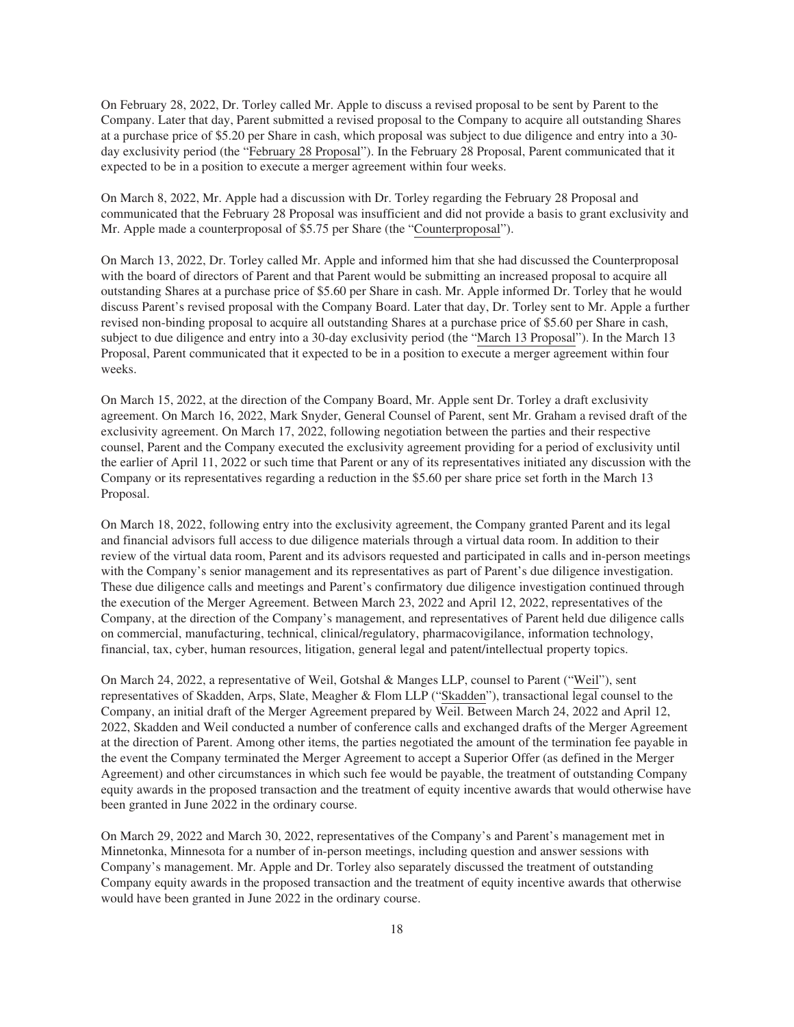On February 28, 2022, Dr. Torley called Mr. Apple to discuss a revised proposal to be sent by Parent to the Company. Later that day, Parent submitted a revised proposal to the Company to acquire all outstanding Shares at a purchase price of $5.20 per Share in cash, which proposal was subject to due diligence and entry into a 30-day exclusivity period (the "February 28 Proposal"). In the February 28 Proposal, Parent communicated that it expected to be in a position to execute a merger agreement within four weeks.

On March 8, 2022, Mr. Apple had a discussion with Dr. Torley regarding the February 28 Proposal and communicated that the February 28 Proposal was insufficient and did not provide a basis to grant exclusivity and Mr. Apple made a counterproposal of $5.75 per Share (the "Counterproposal").

On March 13, 2022, Dr. Torley called Mr. Apple and informed him that she had discussed the Counterproposal with the board of directors of Parent and that Parent would be submitting an increased proposal to acquire all outstanding Shares at a purchase price of $5.60 per Share in cash. Mr. Apple informed Dr. Torley that he would discuss Parent's revised proposal with the Company Board. Later that day, Dr. Torley sent to Mr. Apple a further revised non-binding proposal to acquire all outstanding Shares at a purchase price of $5.60 per Share in cash, subject to due diligence and entry into a 30-day exclusivity period (the "March 13 Proposal"). In the March 13 Proposal, Parent communicated that it expected to be in a position to execute a merger agreement within four weeks.

On March 15, 2022, at the direction of the Company Board, Mr. Apple sent Dr. Torley a draft exclusivity agreement. On March 16, 2022, Mark Snyder, General Counsel of Parent, sent Mr. Graham a revised draft of the exclusivity agreement. On March 17, 2022, following negotiation between the parties and their respective counsel, Parent and the Company executed the exclusivity agreement providing for a period of exclusivity until the earlier of April 11, 2022 or such time that Parent or any of its representatives initiated any discussion with the Company or its representatives regarding a reduction in the $5.60 per share price set forth in the March 13 Proposal.

On March 18, 2022, following entry into the exclusivity agreement, the Company granted Parent and its legal and financial advisors full access to due diligence materials through a virtual data room. In addition to their review of the virtual data room, Parent and its advisors requested and participated in calls and in-person meetings with the Company's senior management and its representatives as part of Parent's due diligence investigation. These due diligence calls and meetings and Parent's confirmatory due diligence investigation continued through the execution of the Merger Agreement. Between March 23, 2022 and April 12, 2022, representatives of the Company, at the direction of the Company's management, and representatives of Parent held due diligence calls on commercial, manufacturing, technical, clinical/regulatory, pharmacovigilance, information technology, financial, tax, cyber, human resources, litigation, general legal and patent/intellectual property topics.

On March 24, 2022, a representative of Weil, Gotshal & Manges LLP, counsel to Parent ("Weil"), sent representatives of Skadden, Arps, Slate, Meagher & Flom LLP ("Skadden"), transactional legal counsel to the Company, an initial draft of the Merger Agreement prepared by Weil. Between March 24, 2022 and April 12, 2022, Skadden and Weil conducted a number of conference calls and exchanged drafts of the Merger Agreement at the direction of Parent. Among other items, the parties negotiated the amount of the termination fee payable in the event the Company terminated the Merger Agreement to accept a Superior Offer (as defined in the Merger Agreement) and other circumstances in which such fee would be payable, the treatment of outstanding Company equity awards in the proposed transaction and the treatment of equity incentive awards that would otherwise have been granted in June 2022 in the ordinary course.

On March 29, 2022 and March 30, 2022, representatives of the Company's and Parent's management met in Minnetonka, Minnesota for a number of in-person meetings, including question and answer sessions with Company's management. Mr. Apple and Dr. Torley also separately discussed the treatment of outstanding Company equity awards in the proposed transaction and the treatment of equity incentive awards that otherwise would have been granted in June 2022 in the ordinary course.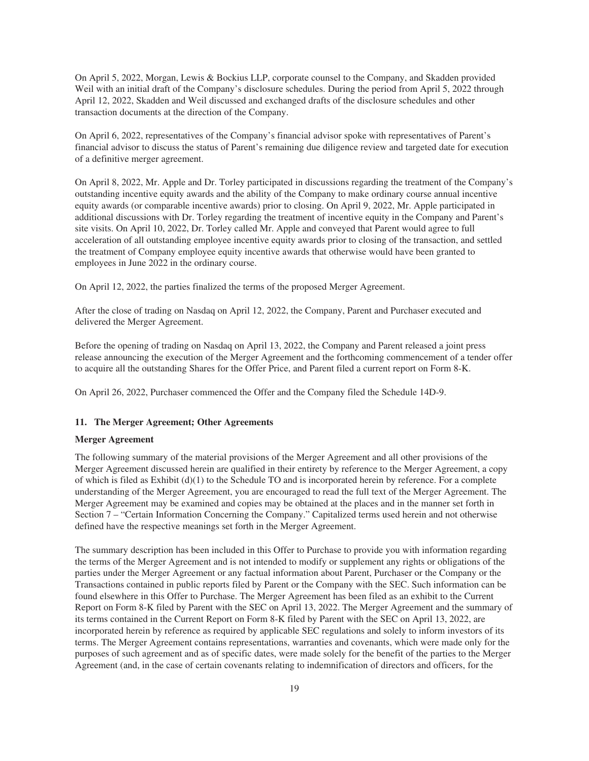On April 5, 2022, Morgan, Lewis & Bockius LLP, corporate counsel to the Company, and Skadden provided Weil with an initial draft of the Company's disclosure schedules. During the period from April 5, 2022 through April 12, 2022, Skadden and Weil discussed and exchanged drafts of the disclosure schedules and other transaction documents at the direction of the Company.

On April 6, 2022, representatives of the Company's financial advisor spoke with representatives of Parent's financial advisor to discuss the status of Parent's remaining due diligence review and targeted date for execution of a definitive merger agreement.

On April 8, 2022, Mr. Apple and Dr. Torley participated in discussions regarding the treatment of the Company's outstanding incentive equity awards and the ability of the Company to make ordinary course annual incentive equity awards (or comparable incentive awards) prior to closing. On April 9, 2022, Mr. Apple participated in additional discussions with Dr. Torley regarding the treatment of incentive equity in the Company and Parent's site visits. On April 10, 2022, Dr. Torley called Mr. Apple and conveyed that Parent would agree to full acceleration of all outstanding employee incentive equity awards prior to closing of the transaction, and settled the treatment of Company employee equity incentive awards that otherwise would have been granted to employees in June 2022 in the ordinary course.

On April 12, 2022, the parties finalized the terms of the proposed Merger Agreement.

After the close of trading on Nasdaq on April 12, 2022, the Company, Parent and Purchaser executed and delivered the Merger Agreement.

Before the opening of trading on Nasdaq on April 13, 2022, the Company and Parent released a joint press release announcing the execution of the Merger Agreement and the forthcoming commencement of a tender offer to acquire all the outstanding Shares for the Offer Price, and Parent filed a current report on Form 8-K.

On April 26, 2022, Purchaser commenced the Offer and the Company filed the Schedule 14D-9.

## 11. The Merger Agreement; Other Agreements

### Merger Agreement

The following summary of the material provisions of the Merger Agreement and all other provisions of the Merger Agreement discussed herein are qualified in their entirety by reference to the Merger Agreement, a copy of which is filed as Exhibit (d)(1) to the Schedule TO and is incorporated herein by reference. For a complete understanding of the Merger Agreement, you are encouraged to read the full text of the Merger Agreement. The Merger Agreement may be examined and copies may be obtained at the places and in the manner set forth in Section 7 – "Certain Information Concerning the Company." Capitalized terms used herein and not otherwise defined have the respective meanings set forth in the Merger Agreement.

The summary description has been included in this Offer to Purchase to provide you with information regarding the terms of the Merger Agreement and is not intended to modify or supplement any rights or obligations of the parties under the Merger Agreement or any factual information about Parent, Purchaser or the Company or the Transactions contained in public reports filed by Parent or the Company with the SEC. Such information can be found elsewhere in this Offer to Purchase. The Merger Agreement has been filed as an exhibit to the Current Report on Form 8-K filed by Parent with the SEC on April 13, 2022. The Merger Agreement and the summary of its terms contained in the Current Report on Form 8-K filed by Parent with the SEC on April 13, 2022, are incorporated herein by reference as required by applicable SEC regulations and solely to inform investors of its terms. The Merger Agreement contains representations, warranties and covenants, which were made only for the purposes of such agreement and as of specific dates, were made solely for the benefit of the parties to the Merger Agreement (and, in the case of certain covenants relating to indemnification of directors and officers, for the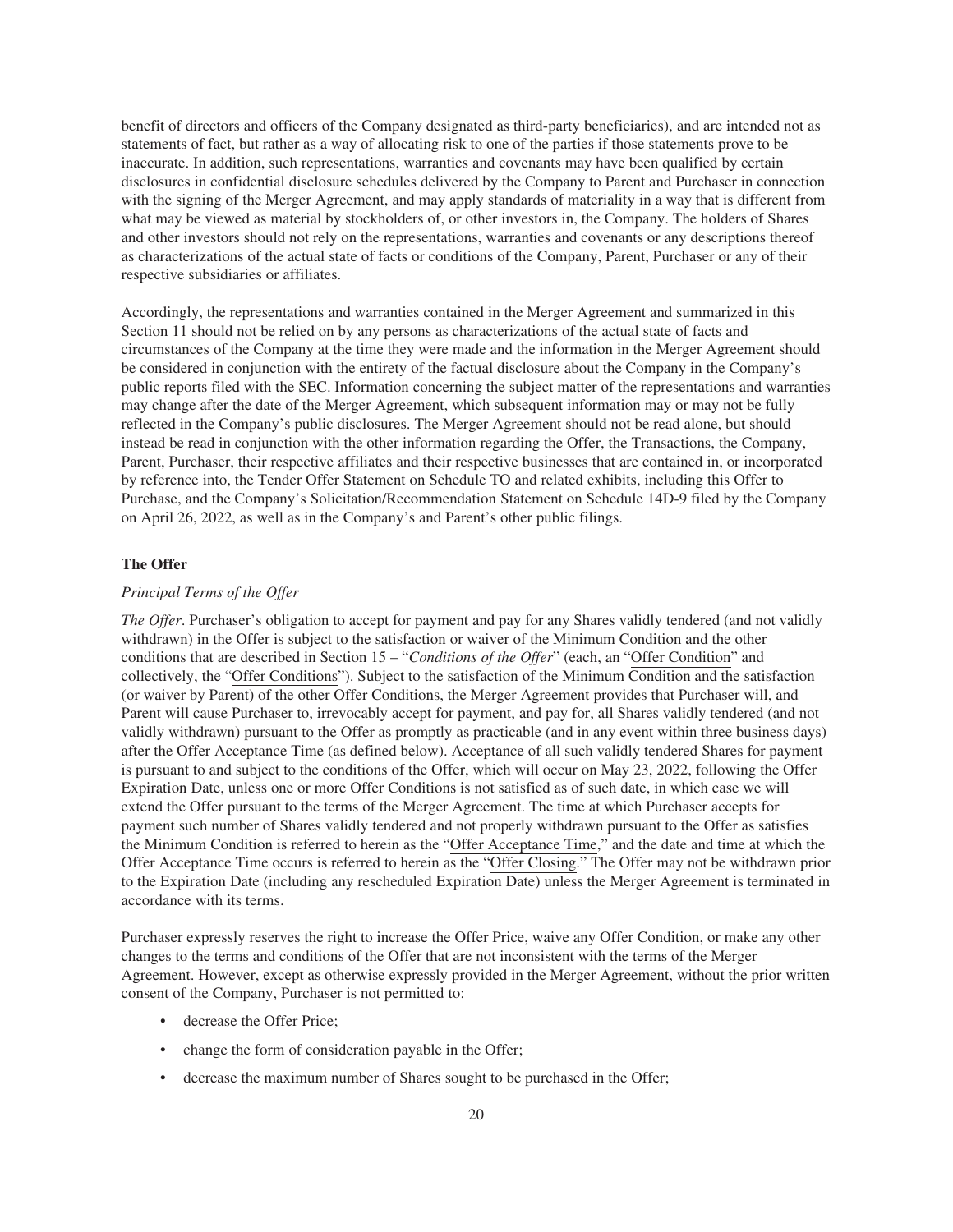benefit of directors and officers of the Company designated as third-party beneficiaries), and are intended not as statements of fact, but rather as a way of allocating risk to one of the parties if those statements prove to be inaccurate. In addition, such representations, warranties and covenants may have been qualified by certain disclosures in confidential disclosure schedules delivered by the Company to Parent and Purchaser in connection with the signing of the Merger Agreement, and may apply standards of materiality in a way that is different from what may be viewed as material by stockholders of, or other investors in, the Company. The holders of Shares and other investors should not rely on the representations, warranties and covenants or any descriptions thereof as characterizations of the actual state of facts or conditions of the Company, Parent, Purchaser or any of their respective subsidiaries or affiliates.

Accordingly, the representations and warranties contained in the Merger Agreement and summarized in this Section 11 should not be relied on by any persons as characterizations of the actual state of facts and circumstances of the Company at the time they were made and the information in the Merger Agreement should be considered in conjunction with the entirety of the factual disclosure about the Company in the Company's public reports filed with the SEC. Information concerning the subject matter of the representations and warranties may change after the date of the Merger Agreement, which subsequent information may or may not be fully reflected in the Company's public disclosures. The Merger Agreement should not be read alone, but should instead be read in conjunction with the other information regarding the Offer, the Transactions, the Company, Parent, Purchaser, their respective affiliates and their respective businesses that are contained in, or incorporated by reference into, the Tender Offer Statement on Schedule TO and related exhibits, including this Offer to Purchase, and the Company's Solicitation/Recommendation Statement on Schedule 14D-9 filed by the Company on April 26, 2022, as well as in the Company's and Parent's other public filings.

**The Offer**

*Principal Terms of the Offer*

*The Offer*. Purchaser's obligation to accept for payment and pay for any Shares validly tendered (and not validly withdrawn) in the Offer is subject to the satisfaction or waiver of the Minimum Condition and the other conditions that are described in Section 15 – "*Conditions of the Offer*" (each, an "Offer Condition" and collectively, the "Offer Conditions"). Subject to the satisfaction of the Minimum Condition and the satisfaction (or waiver by Parent) of the other Offer Conditions, the Merger Agreement provides that Purchaser will, and Parent will cause Purchaser to, irrevocably accept for payment, and pay for, all Shares validly tendered (and not validly withdrawn) pursuant to the Offer as promptly as practicable (and in any event within three business days) after the Offer Acceptance Time (as defined below). Acceptance of all such validly tendered Shares for payment is pursuant to and subject to the conditions of the Offer, which will occur on May 23, 2022, following the Offer Expiration Date, unless one or more Offer Conditions is not satisfied as of such date, in which case we will extend the Offer pursuant to the terms of the Merger Agreement. The time at which Purchaser accepts for payment such number of Shares validly tendered and not properly withdrawn pursuant to the Offer as satisfies the Minimum Condition is referred to herein as the "Offer Acceptance Time," and the date and time at which the Offer Acceptance Time occurs is referred to herein as the "Offer Closing." The Offer may not be withdrawn prior to the Expiration Date (including any rescheduled Expiration Date) unless the Merger Agreement is terminated in accordance with its terms.

Purchaser expressly reserves the right to increase the Offer Price, waive any Offer Condition, or make any other changes to the terms and conditions of the Offer that are not inconsistent with the terms of the Merger Agreement. However, except as otherwise expressly provided in the Merger Agreement, without the prior written consent of the Company, Purchaser is not permitted to:

- decrease the Offer Price;
- change the form of consideration payable in the Offer;
- decrease the maximum number of Shares sought to be purchased in the Offer;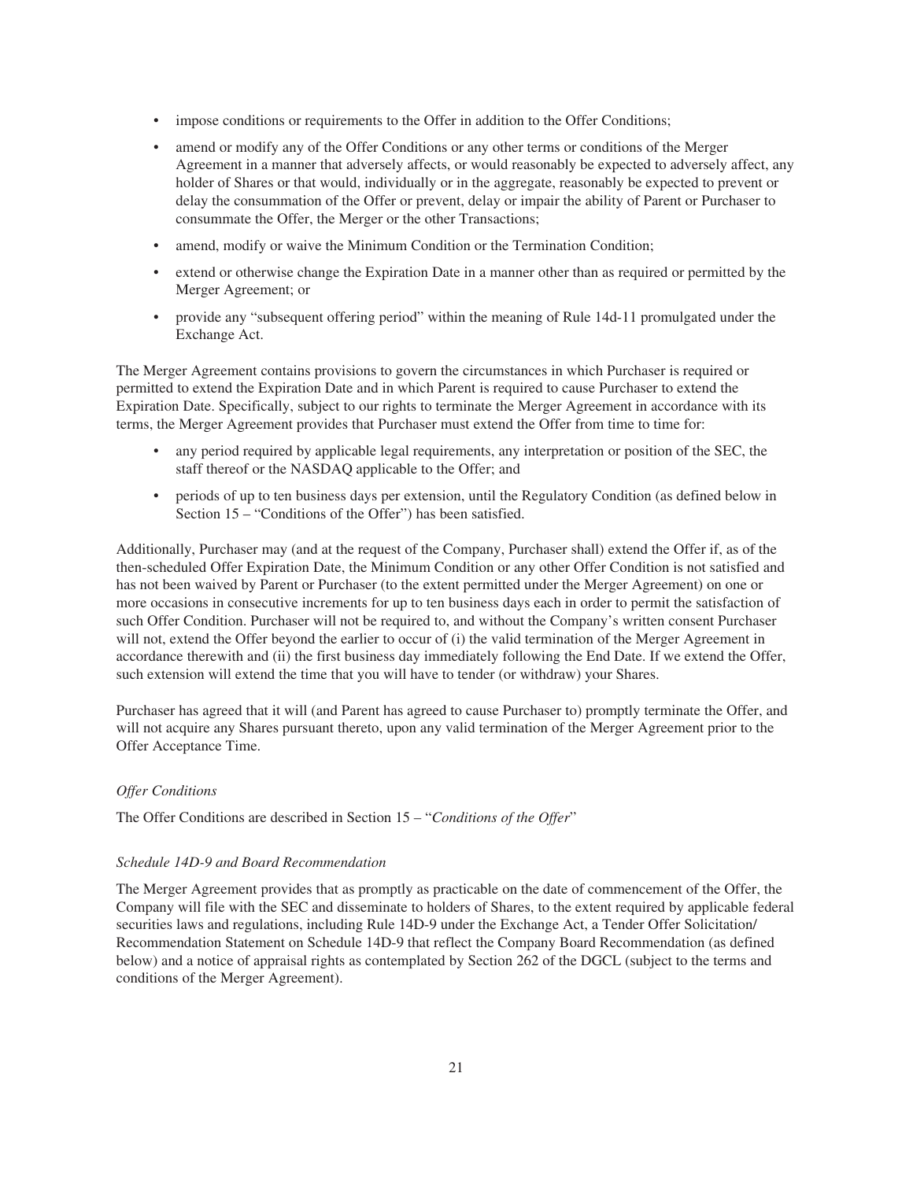- impose conditions or requirements to the Offer in addition to the Offer Conditions;
- amend or modify any of the Offer Conditions or any other terms or conditions of the Merger Agreement in a manner that adversely affects, or would reasonably be expected to adversely affect, any holder of Shares or that would, individually or in the aggregate, reasonably be expected to prevent or delay the consummation of the Offer or prevent, delay or impair the ability of Parent or Purchaser to consummate the Offer, the Merger or the other Transactions;
- amend, modify or waive the Minimum Condition or the Termination Condition;
- extend or otherwise change the Expiration Date in a manner other than as required or permitted by the Merger Agreement; or
- provide any "subsequent offering period" within the meaning of Rule 14d-11 promulgated under the Exchange Act.

The Merger Agreement contains provisions to govern the circumstances in which Purchaser is required or permitted to extend the Expiration Date and in which Parent is required to cause Purchaser to extend the Expiration Date. Specifically, subject to our rights to terminate the Merger Agreement in accordance with its terms, the Merger Agreement provides that Purchaser must extend the Offer from time to time for:

- any period required by applicable legal requirements, any interpretation or position of the SEC, the staff thereof or the NASDAQ applicable to the Offer; and
- periods of up to ten business days per extension, until the Regulatory Condition (as defined below in Section 15 – "Conditions of the Offer") has been satisfied.

Additionally, Purchaser may (and at the request of the Company, Purchaser shall) extend the Offer if, as of the then-scheduled Offer Expiration Date, the Minimum Condition or any other Offer Condition is not satisfied and has not been waived by Parent or Purchaser (to the extent permitted under the Merger Agreement) on one or more occasions in consecutive increments for up to ten business days each in order to permit the satisfaction of such Offer Condition. Purchaser will not be required to, and without the Company's written consent Purchaser will not, extend the Offer beyond the earlier to occur of (i) the valid termination of the Merger Agreement in accordance therewith and (ii) the first business day immediately following the End Date. If we extend the Offer, such extension will extend the time that you will have to tender (or withdraw) your Shares.

Purchaser has agreed that it will (and Parent has agreed to cause Purchaser to) promptly terminate the Offer, and will not acquire any Shares pursuant thereto, upon any valid termination of the Merger Agreement prior to the Offer Acceptance Time.

*Offer Conditions*

The Offer Conditions are described in Section 15 – "*Conditions of the Offer*"

*Schedule 14D-9 and Board Recommendation*

The Merger Agreement provides that as promptly as practicable on the date of commencement of the Offer, the Company will file with the SEC and disseminate to holders of Shares, to the extent required by applicable federal securities laws and regulations, including Rule 14D-9 under the Exchange Act, a Tender Offer Solicitation/ Recommendation Statement on Schedule 14D-9 that reflect the Company Board Recommendation (as defined below) and a notice of appraisal rights as contemplated by Section 262 of the DGCL (subject to the terms and conditions of the Merger Agreement).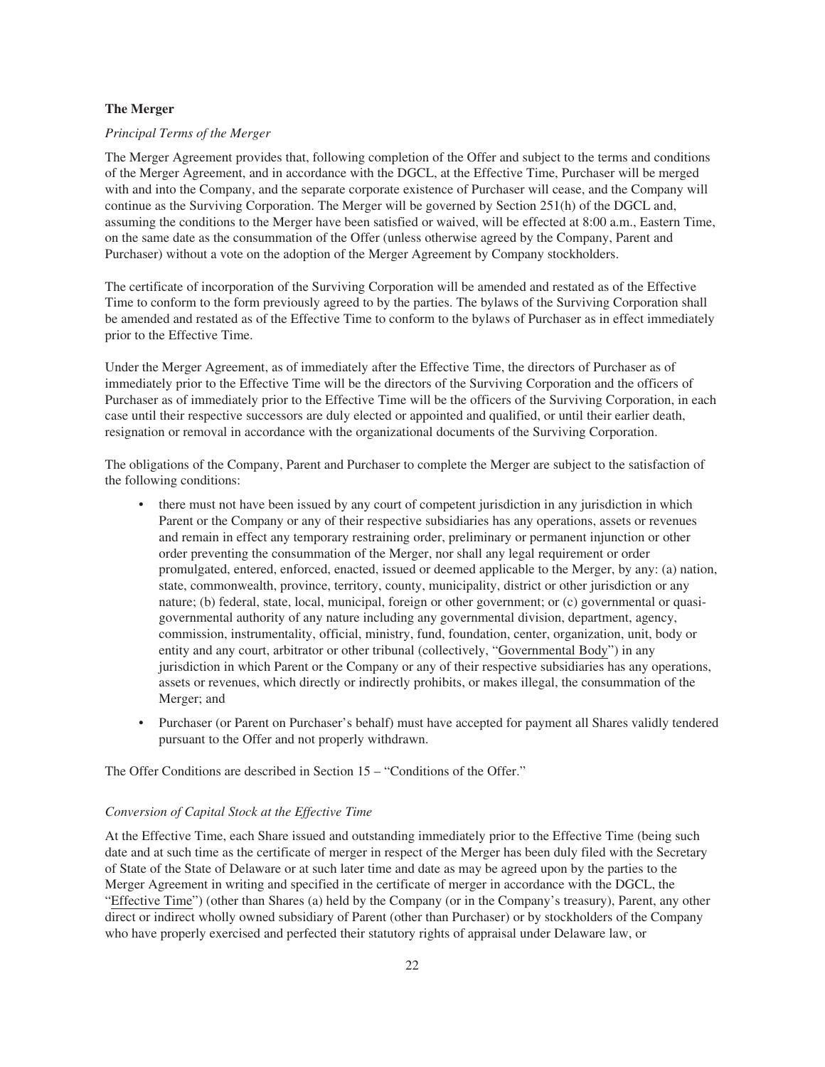**The Merger**

*Principal Terms of the Merger*

The Merger Agreement provides that, following completion of the Offer and subject to the terms and conditions of the Merger Agreement, and in accordance with the DGCL, at the Effective Time, Purchaser will be merged with and into the Company, and the separate corporate existence of Purchaser will cease, and the Company will continue as the Surviving Corporation. The Merger will be governed by Section 251(h) of the DGCL and, assuming the conditions to the Merger have been satisfied or waived, will be effected at 8:00 a.m., Eastern Time, on the same date as the consummation of the Offer (unless otherwise agreed by the Company, Parent and Purchaser) without a vote on the adoption of the Merger Agreement by Company stockholders.

The certificate of incorporation of the Surviving Corporation will be amended and restated as of the Effective Time to conform to the form previously agreed to by the parties. The bylaws of the Surviving Corporation shall be amended and restated as of the Effective Time to conform to the bylaws of Purchaser as in effect immediately prior to the Effective Time.

Under the Merger Agreement, as of immediately after the Effective Time, the directors of Purchaser as of immediately prior to the Effective Time will be the directors of the Surviving Corporation and the officers of Purchaser as of immediately prior to the Effective Time will be the officers of the Surviving Corporation, in each case until their respective successors are duly elected or appointed and qualified, or until their earlier death, resignation or removal in accordance with the organizational documents of the Surviving Corporation.

The obligations of the Company, Parent and Purchaser to complete the Merger are subject to the satisfaction of the following conditions:

- there must not have been issued by any court of competent jurisdiction in any jurisdiction in which Parent or the Company or any of their respective subsidiaries has any operations, assets or revenues and remain in effect any temporary restraining order, preliminary or permanent injunction or other order preventing the consummation of the Merger, nor shall any legal requirement or order promulgated, entered, enforced, enacted, issued or deemed applicable to the Merger, by any: (a) nation, state, commonwealth, province, territory, county, municipality, district or other jurisdiction or any nature; (b) federal, state, local, municipal, foreign or other government; or (c) governmental or quasi-governmental authority of any nature including any governmental division, department, agency, commission, instrumentality, official, ministry, fund, foundation, center, organization, unit, body or entity and any court, arbitrator or other tribunal (collectively, "Governmental Body") in any jurisdiction in which Parent or the Company or any of their respective subsidiaries has any operations, assets or revenues, which directly or indirectly prohibits, or makes illegal, the consummation of the Merger; and
- Purchaser (or Parent on Purchaser's behalf) must have accepted for payment all Shares validly tendered pursuant to the Offer and not properly withdrawn.

The Offer Conditions are described in Section 15 – "Conditions of the Offer."

*Conversion of Capital Stock at the Effective Time*

At the Effective Time, each Share issued and outstanding immediately prior to the Effective Time (being such date and at such time as the certificate of merger in respect of the Merger has been duly filed with the Secretary of State of the State of Delaware or at such later time and date as may be agreed upon by the parties to the Merger Agreement in writing and specified in the certificate of merger in accordance with the DGCL, the "Effective Time") (other than Shares (a) held by the Company (or in the Company's treasury), Parent, any other direct or indirect wholly owned subsidiary of Parent (other than Purchaser) or by stockholders of the Company who have properly exercised and perfected their statutory rights of appraisal under Delaware law, or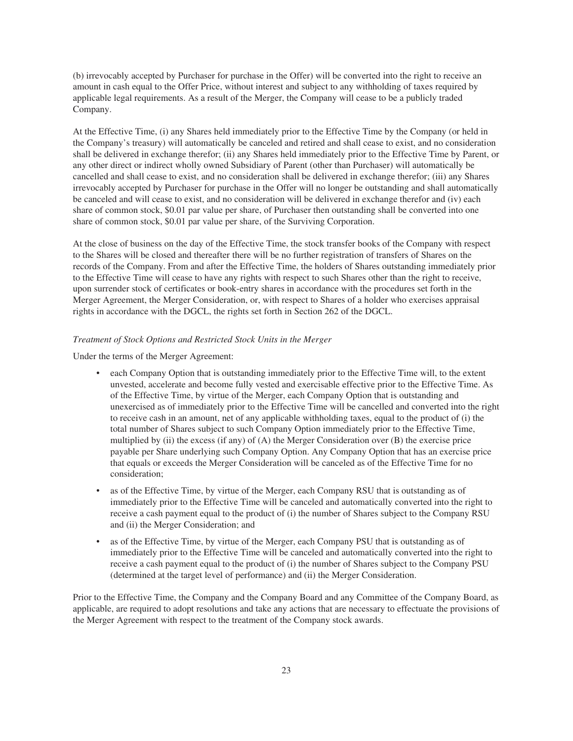(b) irrevocably accepted by Purchaser for purchase in the Offer) will be converted into the right to receive an amount in cash equal to the Offer Price, without interest and subject to any withholding of taxes required by applicable legal requirements. As a result of the Merger, the Company will cease to be a publicly traded Company.

At the Effective Time, (i) any Shares held immediately prior to the Effective Time by the Company (or held in the Company's treasury) will automatically be canceled and retired and shall cease to exist, and no consideration shall be delivered in exchange therefor; (ii) any Shares held immediately prior to the Effective Time by Parent, or any other direct or indirect wholly owned Subsidiary of Parent (other than Purchaser) will automatically be cancelled and shall cease to exist, and no consideration shall be delivered in exchange therefor; (iii) any Shares irrevocably accepted by Purchaser for purchase in the Offer will no longer be outstanding and shall automatically be canceled and will cease to exist, and no consideration will be delivered in exchange therefor and (iv) each share of common stock, $0.01 par value per share, of Purchaser then outstanding shall be converted into one share of common stock, $0.01 par value per share, of the Surviving Corporation.

At the close of business on the day of the Effective Time, the stock transfer books of the Company with respect to the Shares will be closed and thereafter there will be no further registration of transfers of Shares on the records of the Company. From and after the Effective Time, the holders of Shares outstanding immediately prior to the Effective Time will cease to have any rights with respect to such Shares other than the right to receive, upon surrender stock of certificates or book-entry shares in accordance with the procedures set forth in the Merger Agreement, the Merger Consideration, or, with respect to Shares of a holder who exercises appraisal rights in accordance with the DGCL, the rights set forth in Section 262 of the DGCL.

*Treatment of Stock Options and Restricted Stock Units in the Merger*

Under the terms of the Merger Agreement:

- each Company Option that is outstanding immediately prior to the Effective Time will, to the extent unvested, accelerate and become fully vested and exercisable effective prior to the Effective Time. As of the Effective Time, by virtue of the Merger, each Company Option that is outstanding and unexercised as of immediately prior to the Effective Time will be cancelled and converted into the right to receive cash in an amount, net of any applicable withholding taxes, equal to the product of (i) the total number of Shares subject to such Company Option immediately prior to the Effective Time, multiplied by (ii) the excess (if any) of (A) the Merger Consideration over (B) the exercise price payable per Share underlying such Company Option. Any Company Option that has an exercise price that equals or exceeds the Merger Consideration will be canceled as of the Effective Time for no consideration;
- as of the Effective Time, by virtue of the Merger, each Company RSU that is outstanding as of immediately prior to the Effective Time will be canceled and automatically converted into the right to receive a cash payment equal to the product of (i) the number of Shares subject to the Company RSU and (ii) the Merger Consideration; and
- as of the Effective Time, by virtue of the Merger, each Company PSU that is outstanding as of immediately prior to the Effective Time will be canceled and automatically converted into the right to receive a cash payment equal to the product of (i) the number of Shares subject to the Company PSU (determined at the target level of performance) and (ii) the Merger Consideration.

Prior to the Effective Time, the Company and the Company Board and any Committee of the Company Board, as applicable, are required to adopt resolutions and take any actions that are necessary to effectuate the provisions of the Merger Agreement with respect to the treatment of the Company stock awards.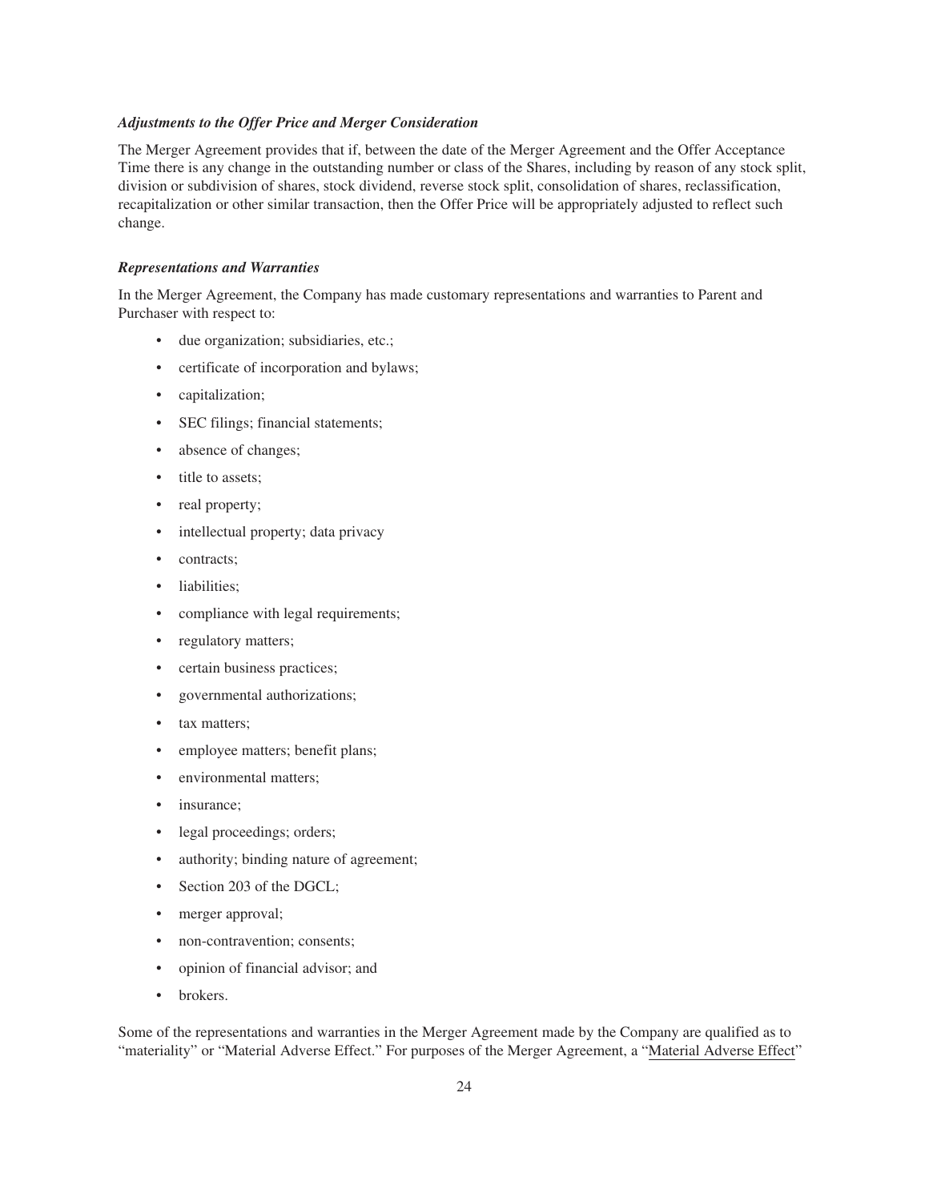### *Adjustments to the Offer Price and Merger Consideration*

The Merger Agreement provides that if, between the date of the Merger Agreement and the Offer Acceptance Time there is any change in the outstanding number or class of the Shares, including by reason of any stock split, division or subdivision of shares, stock dividend, reverse stock split, consolidation of shares, reclassification, recapitalization or other similar transaction, then the Offer Price will be appropriately adjusted to reflect such change.

### *Representations and Warranties*

In the Merger Agreement, the Company has made customary representations and warranties to Parent and Purchaser with respect to:

- due organization; subsidiaries, etc.;
- certificate of incorporation and bylaws;
- capitalization;
- SEC filings; financial statements;
- absence of changes;
- title to assets;
- real property;
- intellectual property; data privacy
- contracts;
- liabilities;
- compliance with legal requirements;
- regulatory matters;
- certain business practices;
- governmental authorizations;
- tax matters;
- employee matters; benefit plans;
- environmental matters;
- insurance;
- legal proceedings; orders;
- authority; binding nature of agreement;
- Section 203 of the DGCL;
- merger approval;
- non-contravention; consents;
- opinion of financial advisor; and
- brokers.

Some of the representations and warranties in the Merger Agreement made by the Company are qualified as to "materiality" or "Material Adverse Effect." For purposes of the Merger Agreement, a "Material Adverse Effect"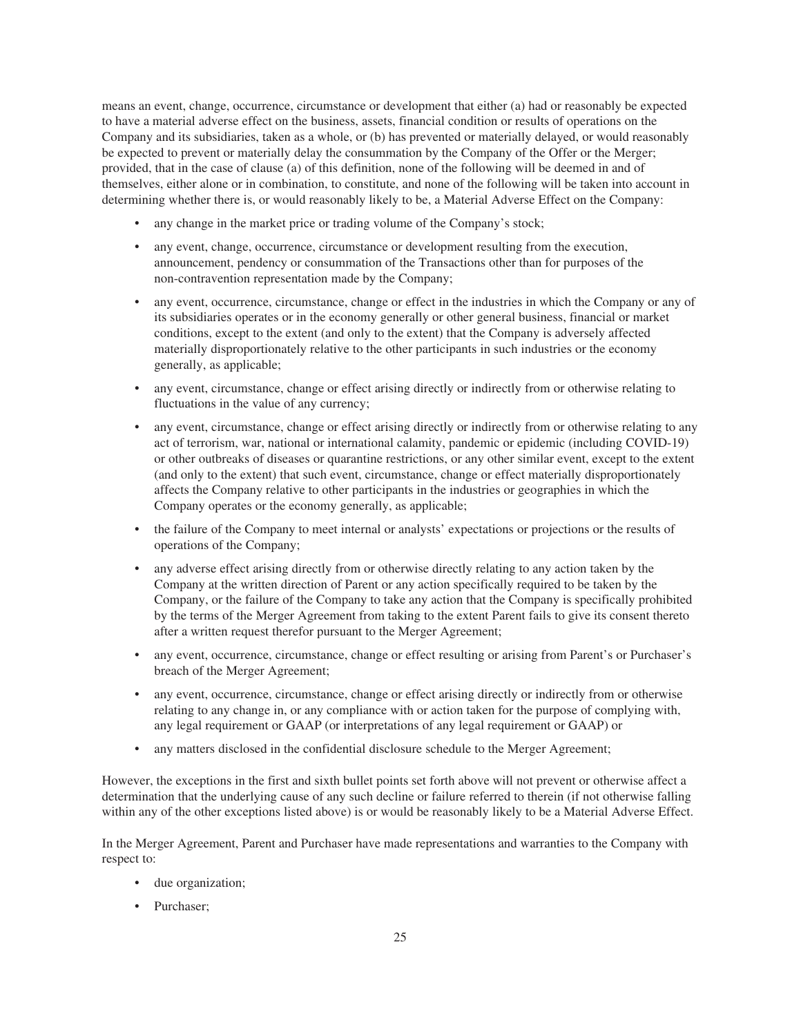means an event, change, occurrence, circumstance or development that either (a) had or reasonably be expected to have a material adverse effect on the business, assets, financial condition or results of operations on the Company and its subsidiaries, taken as a whole, or (b) has prevented or materially delayed, or would reasonably be expected to prevent or materially delay the consummation by the Company of the Offer or the Merger; provided, that in the case of clause (a) of this definition, none of the following will be deemed in and of themselves, either alone or in combination, to constitute, and none of the following will be taken into account in determining whether there is, or would reasonably likely to be, a Material Adverse Effect on the Company:

- any change in the market price or trading volume of the Company's stock;
- any event, change, occurrence, circumstance or development resulting from the execution, announcement, pendency or consummation of the Transactions other than for purposes of the non-contravention representation made by the Company;
- any event, occurrence, circumstance, change or effect in the industries in which the Company or any of its subsidiaries operates or in the economy generally or other general business, financial or market conditions, except to the extent (and only to the extent) that the Company is adversely affected materially disproportionately relative to the other participants in such industries or the economy generally, as applicable;
- any event, circumstance, change or effect arising directly or indirectly from or otherwise relating to fluctuations in the value of any currency;
- any event, circumstance, change or effect arising directly or indirectly from or otherwise relating to any act of terrorism, war, national or international calamity, pandemic or epidemic (including COVID-19) or other outbreaks of diseases or quarantine restrictions, or any other similar event, except to the extent (and only to the extent) that such event, circumstance, change or effect materially disproportionately affects the Company relative to other participants in the industries or geographies in which the Company operates or the economy generally, as applicable;
- the failure of the Company to meet internal or analysts' expectations or projections or the results of operations of the Company;
- any adverse effect arising directly from or otherwise directly relating to any action taken by the Company at the written direction of Parent or any action specifically required to be taken by the Company, or the failure of the Company to take any action that the Company is specifically prohibited by the terms of the Merger Agreement from taking to the extent Parent fails to give its consent thereto after a written request therefor pursuant to the Merger Agreement;
- any event, occurrence, circumstance, change or effect resulting or arising from Parent's or Purchaser's breach of the Merger Agreement;
- any event, occurrence, circumstance, change or effect arising directly or indirectly from or otherwise relating to any change in, or any compliance with or action taken for the purpose of complying with, any legal requirement or GAAP (or interpretations of any legal requirement or GAAP) or
- any matters disclosed in the confidential disclosure schedule to the Merger Agreement;

However, the exceptions in the first and sixth bullet points set forth above will not prevent or otherwise affect a determination that the underlying cause of any such decline or failure referred to therein (if not otherwise falling within any of the other exceptions listed above) is or would be reasonably likely to be a Material Adverse Effect.

In the Merger Agreement, Parent and Purchaser have made representations and warranties to the Company with respect to:

- due organization;
- Purchaser;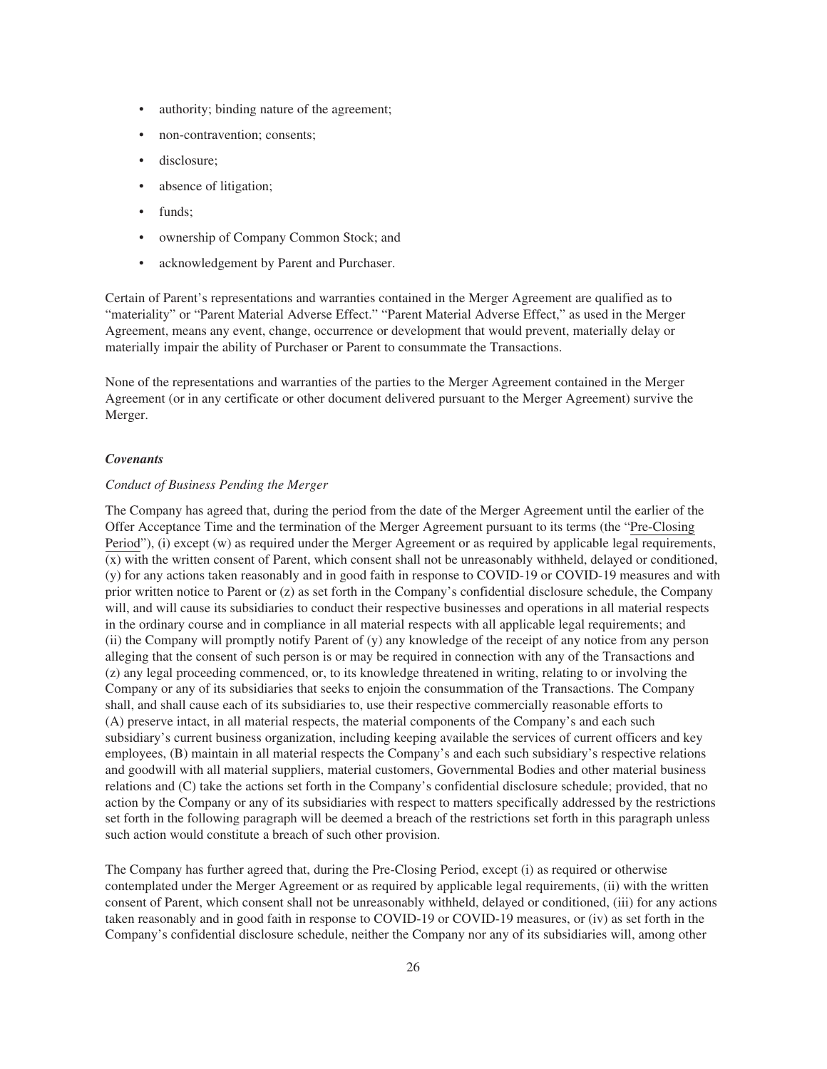- authority; binding nature of the agreement;
- non-contravention; consents;
- disclosure;
- absence of litigation;
- funds;
- ownership of Company Common Stock; and
- acknowledgement by Parent and Purchaser.

Certain of Parent's representations and warranties contained in the Merger Agreement are qualified as to "materiality" or "Parent Material Adverse Effect." "Parent Material Adverse Effect," as used in the Merger Agreement, means any event, change, occurrence or development that would prevent, materially delay or materially impair the ability of Purchaser or Parent to consummate the Transactions.

None of the representations and warranties of the parties to the Merger Agreement contained in the Merger Agreement (or in any certificate or other document delivered pursuant to the Merger Agreement) survive the Merger.

### *Covenants*

*Conduct of Business Pending the Merger*

The Company has agreed that, during the period from the date of the Merger Agreement until the earlier of the Offer Acceptance Time and the termination of the Merger Agreement pursuant to its terms (the "Pre-Closing Period"), (i) except (w) as required under the Merger Agreement or as required by applicable legal requirements, (x) with the written consent of Parent, which consent shall not be unreasonably withheld, delayed or conditioned, (y) for any actions taken reasonably and in good faith in response to COVID-19 or COVID-19 measures and with prior written notice to Parent or (z) as set forth in the Company's confidential disclosure schedule, the Company will, and will cause its subsidiaries to conduct their respective businesses and operations in all material respects in the ordinary course and in compliance in all material respects with all applicable legal requirements; and (ii) the Company will promptly notify Parent of (y) any knowledge of the receipt of any notice from any person alleging that the consent of such person is or may be required in connection with any of the Transactions and (z) any legal proceeding commenced, or, to its knowledge threatened in writing, relating to or involving the Company or any of its subsidiaries that seeks to enjoin the consummation of the Transactions. The Company shall, and shall cause each of its subsidiaries to, use their respective commercially reasonable efforts to (A) preserve intact, in all material respects, the material components of the Company's and each such subsidiary's current business organization, including keeping available the services of current officers and key employees, (B) maintain in all material respects the Company's and each such subsidiary's respective relations and goodwill with all material suppliers, material customers, Governmental Bodies and other material business relations and (C) take the actions set forth in the Company's confidential disclosure schedule; provided, that no action by the Company or any of its subsidiaries with respect to matters specifically addressed by the restrictions set forth in the following paragraph will be deemed a breach of the restrictions set forth in this paragraph unless such action would constitute a breach of such other provision.

The Company has further agreed that, during the Pre-Closing Period, except (i) as required or otherwise contemplated under the Merger Agreement or as required by applicable legal requirements, (ii) with the written consent of Parent, which consent shall not be unreasonably withheld, delayed or conditioned, (iii) for any actions taken reasonably and in good faith in response to COVID-19 or COVID-19 measures, or (iv) as set forth in the Company's confidential disclosure schedule, neither the Company nor any of its subsidiaries will, among other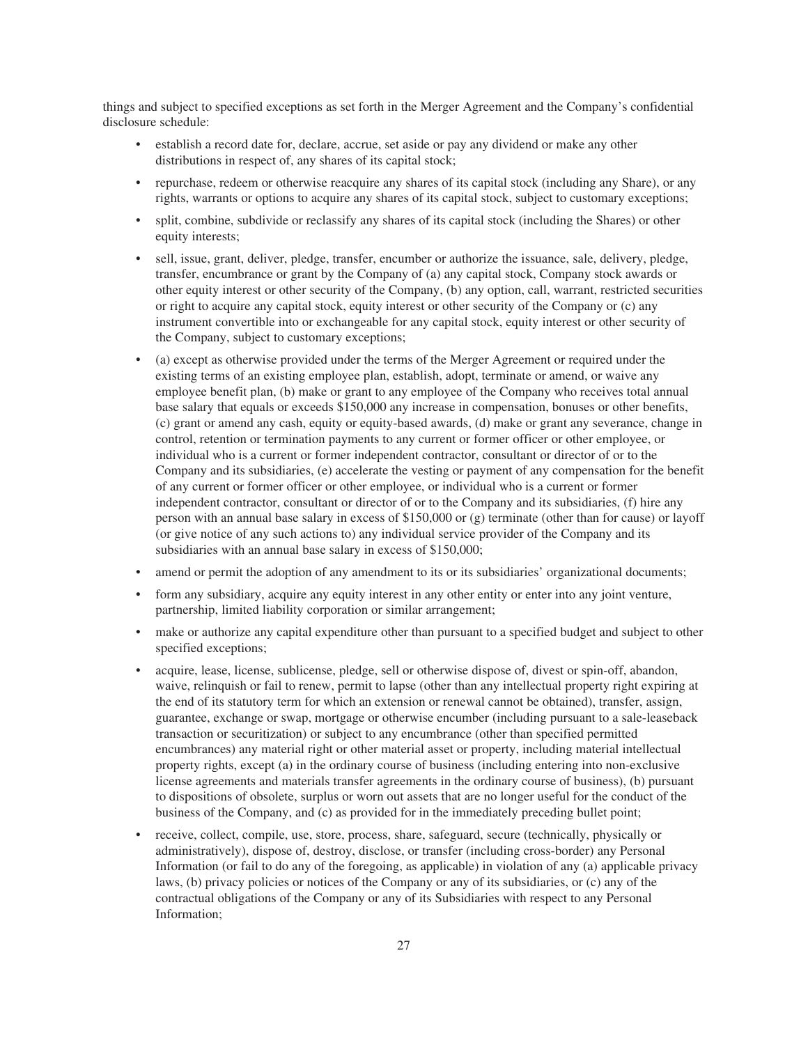things and subject to specified exceptions as set forth in the Merger Agreement and the Company's confidential disclosure schedule:

- establish a record date for, declare, accrue, set aside or pay any dividend or make any other distributions in respect of, any shares of its capital stock;
- repurchase, redeem or otherwise reacquire any shares of its capital stock (including any Share), or any rights, warrants or options to acquire any shares of its capital stock, subject to customary exceptions;
- split, combine, subdivide or reclassify any shares of its capital stock (including the Shares) or other equity interests;
- sell, issue, grant, deliver, pledge, transfer, encumber or authorize the issuance, sale, delivery, pledge, transfer, encumbrance or grant by the Company of (a) any capital stock, Company stock awards or other equity interest or other security of the Company, (b) any option, call, warrant, restricted securities or right to acquire any capital stock, equity interest or other security of the Company or (c) any instrument convertible into or exchangeable for any capital stock, equity interest or other security of the Company, subject to customary exceptions;
- (a) except as otherwise provided under the terms of the Merger Agreement or required under the existing terms of an existing employee plan, establish, adopt, terminate or amend, or waive any employee benefit plan, (b) make or grant to any employee of the Company who receives total annual base salary that equals or exceeds $150,000 any increase in compensation, bonuses or other benefits, (c) grant or amend any cash, equity or equity-based awards, (d) make or grant any severance, change in control, retention or termination payments to any current or former officer or other employee, or individual who is a current or former independent contractor, consultant or director of or to the Company and its subsidiaries, (e) accelerate the vesting or payment of any compensation for the benefit of any current or former officer or other employee, or individual who is a current or former independent contractor, consultant or director of or to the Company and its subsidiaries, (f) hire any person with an annual base salary in excess of $150,000 or (g) terminate (other than for cause) or layoff (or give notice of any such actions to) any individual service provider of the Company and its subsidiaries with an annual base salary in excess of $150,000;
- amend or permit the adoption of any amendment to its or its subsidiaries' organizational documents;
- form any subsidiary, acquire any equity interest in any other entity or enter into any joint venture, partnership, limited liability corporation or similar arrangement;
- make or authorize any capital expenditure other than pursuant to a specified budget and subject to other specified exceptions;
- acquire, lease, license, sublicense, pledge, sell or otherwise dispose of, divest or spin-off, abandon, waive, relinquish or fail to renew, permit to lapse (other than any intellectual property right expiring at the end of its statutory term for which an extension or renewal cannot be obtained), transfer, assign, guarantee, exchange or swap, mortgage or otherwise encumber (including pursuant to a sale-leaseback transaction or securitization) or subject to any encumbrance (other than specified permitted encumbrances) any material right or other material asset or property, including material intellectual property rights, except (a) in the ordinary course of business (including entering into non-exclusive license agreements and materials transfer agreements in the ordinary course of business), (b) pursuant to dispositions of obsolete, surplus or worn out assets that are no longer useful for the conduct of the business of the Company, and (c) as provided for in the immediately preceding bullet point;
- receive, collect, compile, use, store, process, share, safeguard, secure (technically, physically or administratively), dispose of, destroy, disclose, or transfer (including cross-border) any Personal Information (or fail to do any of the foregoing, as applicable) in violation of any (a) applicable privacy laws, (b) privacy policies or notices of the Company or any of its subsidiaries, or (c) any of the contractual obligations of the Company or any of its Subsidiaries with respect to any Personal Information;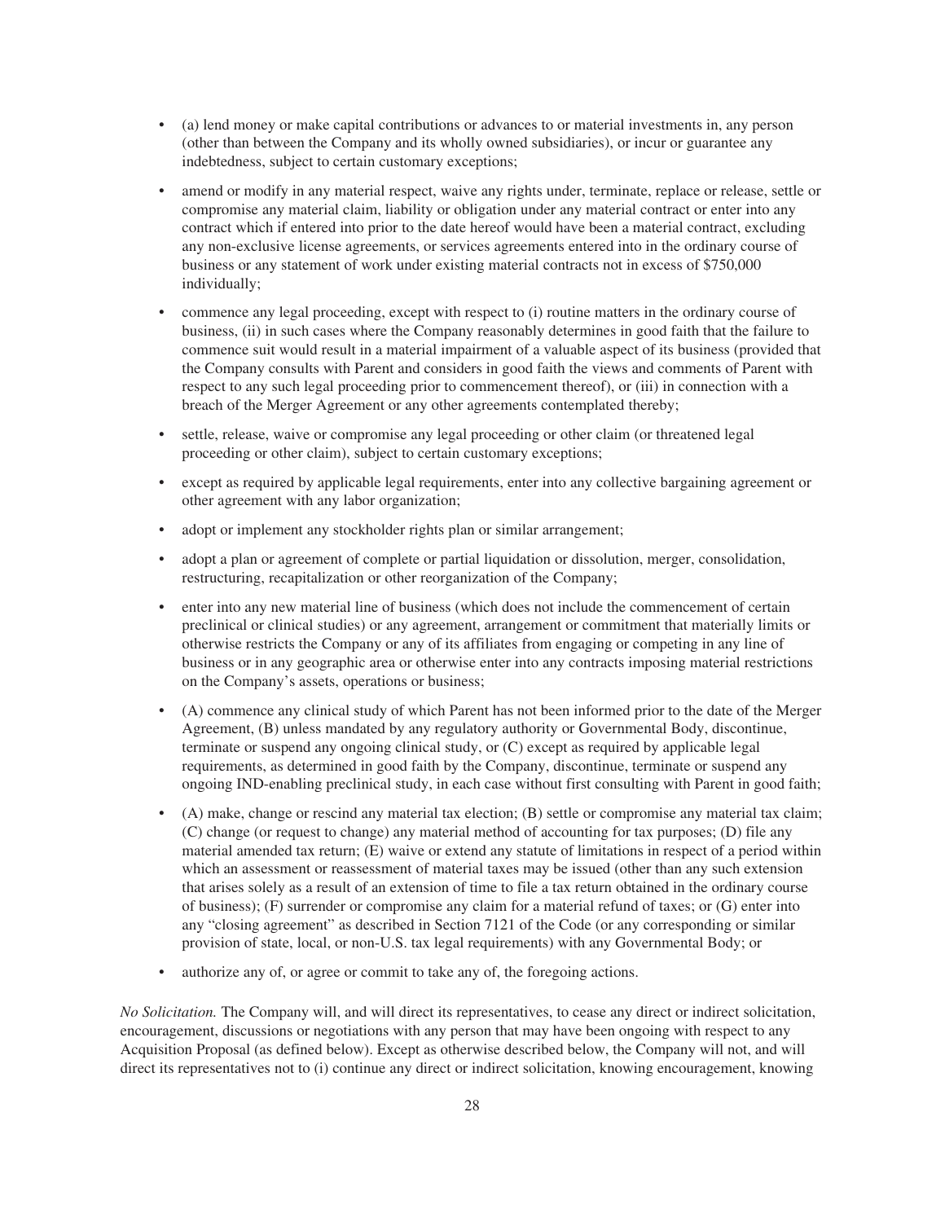- (a) lend money or make capital contributions or advances to or material investments in, any person (other than between the Company and its wholly owned subsidiaries), or incur or guarantee any indebtedness, subject to certain customary exceptions;
- amend or modify in any material respect, waive any rights under, terminate, replace or release, settle or compromise any material claim, liability or obligation under any material contract or enter into any contract which if entered into prior to the date hereof would have been a material contract, excluding any non-exclusive license agreements, or services agreements entered into in the ordinary course of business or any statement of work under existing material contracts not in excess of $750,000 individually;
- commence any legal proceeding, except with respect to (i) routine matters in the ordinary course of business, (ii) in such cases where the Company reasonably determines in good faith that the failure to commence suit would result in a material impairment of a valuable aspect of its business (provided that the Company consults with Parent and considers in good faith the views and comments of Parent with respect to any such legal proceeding prior to commencement thereof), or (iii) in connection with a breach of the Merger Agreement or any other agreements contemplated thereby;
- settle, release, waive or compromise any legal proceeding or other claim (or threatened legal proceeding or other claim), subject to certain customary exceptions;
- except as required by applicable legal requirements, enter into any collective bargaining agreement or other agreement with any labor organization;
- adopt or implement any stockholder rights plan or similar arrangement;
- adopt a plan or agreement of complete or partial liquidation or dissolution, merger, consolidation, restructuring, recapitalization or other reorganization of the Company;
- enter into any new material line of business (which does not include the commencement of certain preclinical or clinical studies) or any agreement, arrangement or commitment that materially limits or otherwise restricts the Company or any of its affiliates from engaging or competing in any line of business or in any geographic area or otherwise enter into any contracts imposing material restrictions on the Company's assets, operations or business;
- (A) commence any clinical study of which Parent has not been informed prior to the date of the Merger Agreement, (B) unless mandated by any regulatory authority or Governmental Body, discontinue, terminate or suspend any ongoing clinical study, or (C) except as required by applicable legal requirements, as determined in good faith by the Company, discontinue, terminate or suspend any ongoing IND-enabling preclinical study, in each case without first consulting with Parent in good faith;
- (A) make, change or rescind any material tax election; (B) settle or compromise any material tax claim; (C) change (or request to change) any material method of accounting for tax purposes; (D) file any material amended tax return; (E) waive or extend any statute of limitations in respect of a period within which an assessment or reassessment of material taxes may be issued (other than any such extension that arises solely as a result of an extension of time to file a tax return obtained in the ordinary course of business); (F) surrender or compromise any claim for a material refund of taxes; or (G) enter into any "closing agreement" as described in Section 7121 of the Code (or any corresponding or similar provision of state, local, or non-U.S. tax legal requirements) with any Governmental Body; or
- authorize any of, or agree or commit to take any of, the foregoing actions.

*No Solicitation.* The Company will, and will direct its representatives, to cease any direct or indirect solicitation, encouragement, discussions or negotiations with any person that may have been ongoing with respect to any Acquisition Proposal (as defined below). Except as otherwise described below, the Company will not, and will direct its representatives not to (i) continue any direct or indirect solicitation, knowing encouragement, knowing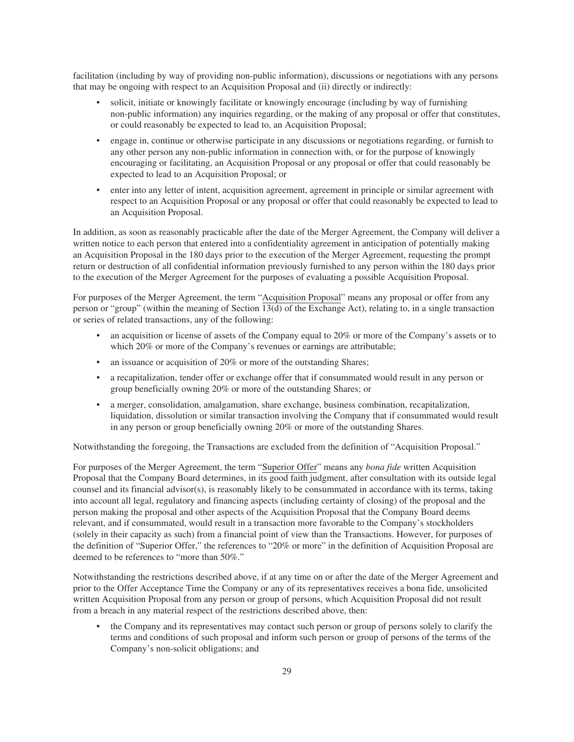facilitation (including by way of providing non-public information), discussions or negotiations with any persons that may be ongoing with respect to an Acquisition Proposal and (ii) directly or indirectly:

- solicit, initiate or knowingly facilitate or knowingly encourage (including by way of furnishing non-public information) any inquiries regarding, or the making of any proposal or offer that constitutes, or could reasonably be expected to lead to, an Acquisition Proposal;
- engage in, continue or otherwise participate in any discussions or negotiations regarding, or furnish to any other person any non-public information in connection with, or for the purpose of knowingly encouraging or facilitating, an Acquisition Proposal or any proposal or offer that could reasonably be expected to lead to an Acquisition Proposal; or
- enter into any letter of intent, acquisition agreement, agreement in principle or similar agreement with respect to an Acquisition Proposal or any proposal or offer that could reasonably be expected to lead to an Acquisition Proposal.

In addition, as soon as reasonably practicable after the date of the Merger Agreement, the Company will deliver a written notice to each person that entered into a confidentiality agreement in anticipation of potentially making an Acquisition Proposal in the 180 days prior to the execution of the Merger Agreement, requesting the prompt return or destruction of all confidential information previously furnished to any person within the 180 days prior to the execution of the Merger Agreement for the purposes of evaluating a possible Acquisition Proposal.

For purposes of the Merger Agreement, the term "Acquisition Proposal" means any proposal or offer from any person or "group" (within the meaning of Section 13(d) of the Exchange Act), relating to, in a single transaction or series of related transactions, any of the following:

- an acquisition or license of assets of the Company equal to 20% or more of the Company's assets or to which 20% or more of the Company's revenues or earnings are attributable;
- an issuance or acquisition of 20% or more of the outstanding Shares;
- a recapitalization, tender offer or exchange offer that if consummated would result in any person or group beneficially owning 20% or more of the outstanding Shares; or
- a merger, consolidation, amalgamation, share exchange, business combination, recapitalization, liquidation, dissolution or similar transaction involving the Company that if consummated would result in any person or group beneficially owning 20% or more of the outstanding Shares.

Notwithstanding the foregoing, the Transactions are excluded from the definition of "Acquisition Proposal."

For purposes of the Merger Agreement, the term "Superior Offer" means any *bona fide* written Acquisition Proposal that the Company Board determines, in its good faith judgment, after consultation with its outside legal counsel and its financial advisor(s), is reasonably likely to be consummated in accordance with its terms, taking into account all legal, regulatory and financing aspects (including certainty of closing) of the proposal and the person making the proposal and other aspects of the Acquisition Proposal that the Company Board deems relevant, and if consummated, would result in a transaction more favorable to the Company's stockholders (solely in their capacity as such) from a financial point of view than the Transactions. However, for purposes of the definition of "Superior Offer," the references to "20% or more" in the definition of Acquisition Proposal are deemed to be references to "more than 50%."

Notwithstanding the restrictions described above, if at any time on or after the date of the Merger Agreement and prior to the Offer Acceptance Time the Company or any of its representatives receives a bona fide, unsolicited written Acquisition Proposal from any person or group of persons, which Acquisition Proposal did not result from a breach in any material respect of the restrictions described above, then:

- the Company and its representatives may contact such person or group of persons solely to clarify the terms and conditions of such proposal and inform such person or group of persons of the terms of the Company's non-solicit obligations; and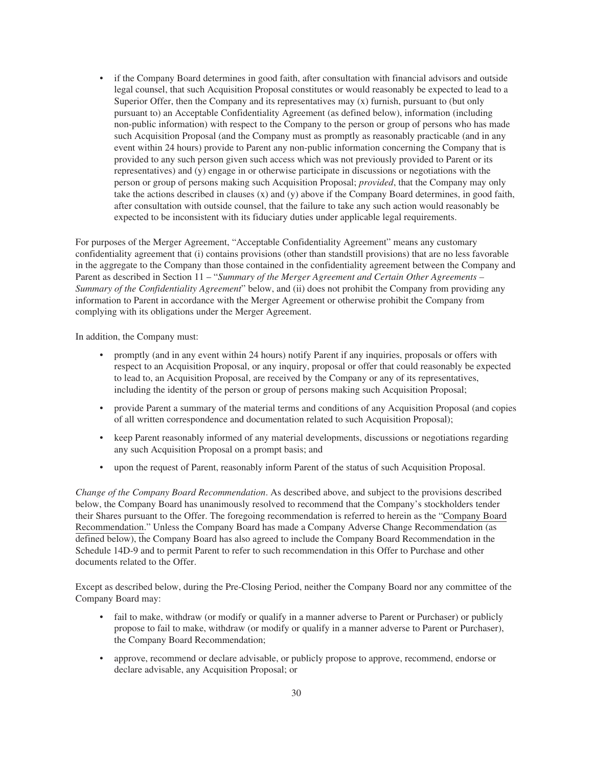- if the Company Board determines in good faith, after consultation with financial advisors and outside legal counsel, that such Acquisition Proposal constitutes or would reasonably be expected to lead to a Superior Offer, then the Company and its representatives may (x) furnish, pursuant to (but only pursuant to) an Acceptable Confidentiality Agreement (as defined below), information (including non-public information) with respect to the Company to the person or group of persons who has made such Acquisition Proposal (and the Company must as promptly as reasonably practicable (and in any event within 24 hours) provide to Parent any non-public information concerning the Company that is provided to any such person given such access which was not previously provided to Parent or its representatives) and (y) engage in or otherwise participate in discussions or negotiations with the person or group of persons making such Acquisition Proposal; *provided*, that the Company may only take the actions described in clauses (x) and (y) above if the Company Board determines, in good faith, after consultation with outside counsel, that the failure to take any such action would reasonably be expected to be inconsistent with its fiduciary duties under applicable legal requirements.

For purposes of the Merger Agreement, "Acceptable Confidentiality Agreement" means any customary confidentiality agreement that (i) contains provisions (other than standstill provisions) that are no less favorable in the aggregate to the Company than those contained in the confidentiality agreement between the Company and Parent as described in Section 11 – "*Summary of the Merger Agreement and Certain Other Agreements – Summary of the Confidentiality Agreement*" below, and (ii) does not prohibit the Company from providing any information to Parent in accordance with the Merger Agreement or otherwise prohibit the Company from complying with its obligations under the Merger Agreement.

In addition, the Company must:

- promptly (and in any event within 24 hours) notify Parent if any inquiries, proposals or offers with respect to an Acquisition Proposal, or any inquiry, proposal or offer that could reasonably be expected to lead to, an Acquisition Proposal, are received by the Company or any of its representatives, including the identity of the person or group of persons making such Acquisition Proposal;
- provide Parent a summary of the material terms and conditions of any Acquisition Proposal (and copies of all written correspondence and documentation related to such Acquisition Proposal);
- keep Parent reasonably informed of any material developments, discussions or negotiations regarding any such Acquisition Proposal on a prompt basis; and
- upon the request of Parent, reasonably inform Parent of the status of such Acquisition Proposal.

*Change of the Company Board Recommendation*. As described above, and subject to the provisions described below, the Company Board has unanimously resolved to recommend that the Company's stockholders tender their Shares pursuant to the Offer. The foregoing recommendation is referred to herein as the "Company Board Recommendation." Unless the Company Board has made a Company Adverse Change Recommendation (as defined below), the Company Board has also agreed to include the Company Board Recommendation in the Schedule 14D-9 and to permit Parent to refer to such recommendation in this Offer to Purchase and other documents related to the Offer.

Except as described below, during the Pre-Closing Period, neither the Company Board nor any committee of the Company Board may:

- fail to make, withdraw (or modify or qualify in a manner adverse to Parent or Purchaser) or publicly propose to fail to make, withdraw (or modify or qualify in a manner adverse to Parent or Purchaser), the Company Board Recommendation;
- approve, recommend or declare advisable, or publicly propose to approve, recommend, endorse or declare advisable, any Acquisition Proposal; or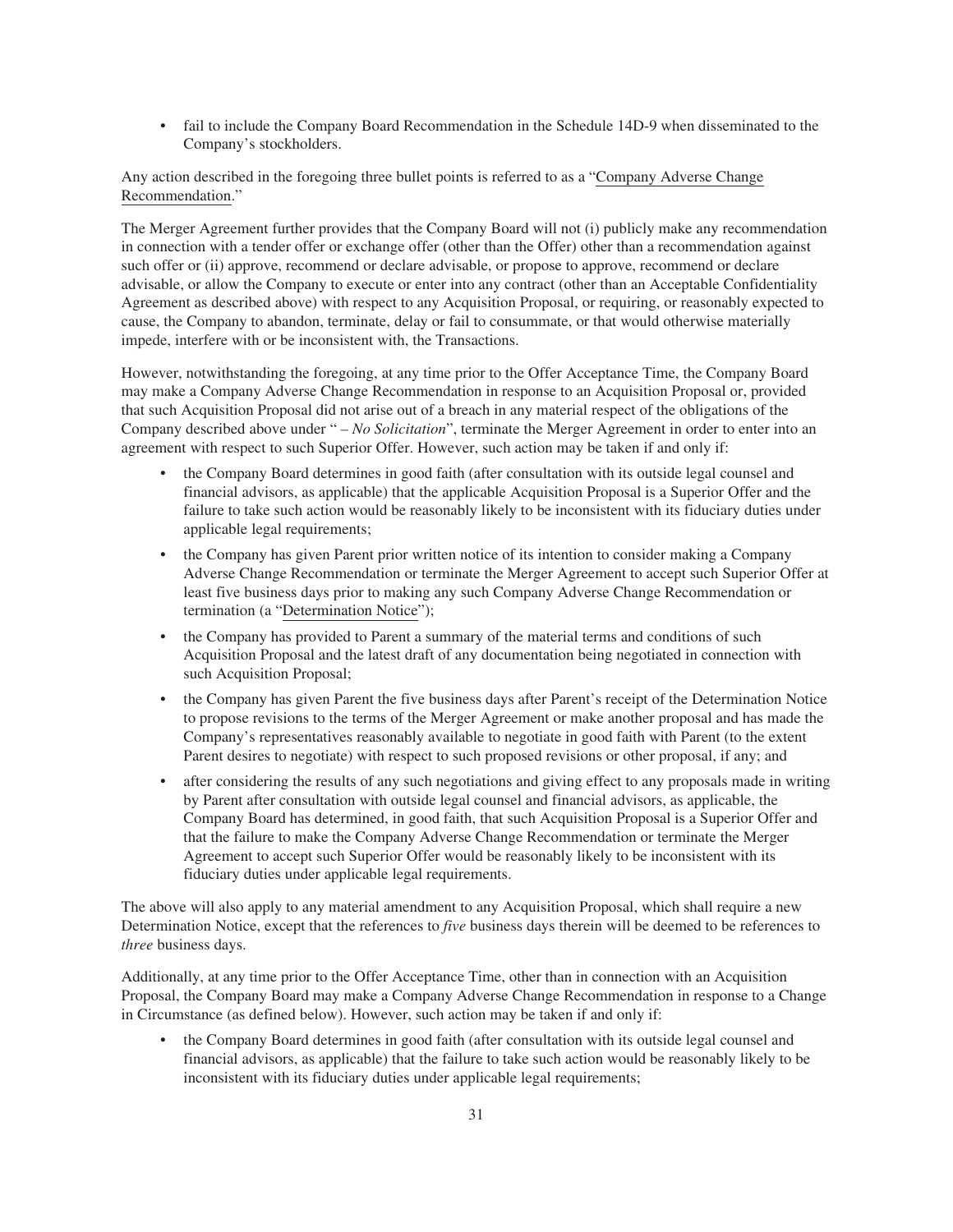- fail to include the Company Board Recommendation in the Schedule 14D-9 when disseminated to the Company's stockholders.

Any action described in the foregoing three bullet points is referred to as a "Company Adverse Change Recommendation."

The Merger Agreement further provides that the Company Board will not (i) publicly make any recommendation in connection with a tender offer or exchange offer (other than the Offer) other than a recommendation against such offer or (ii) approve, recommend or declare advisable, or propose to approve, recommend or declare advisable, or allow the Company to execute or enter into any contract (other than an Acceptable Confidentiality Agreement as described above) with respect to any Acquisition Proposal, or requiring, or reasonably expected to cause, the Company to abandon, terminate, delay or fail to consummate, or that would otherwise materially impede, interfere with or be inconsistent with, the Transactions.

However, notwithstanding the foregoing, at any time prior to the Offer Acceptance Time, the Company Board may make a Company Adverse Change Recommendation in response to an Acquisition Proposal or, provided that such Acquisition Proposal did not arise out of a breach in any material respect of the obligations of the Company described above under " – *No Solicitation*", terminate the Merger Agreement in order to enter into an agreement with respect to such Superior Offer. However, such action may be taken if and only if:

- the Company Board determines in good faith (after consultation with its outside legal counsel and financial advisors, as applicable) that the applicable Acquisition Proposal is a Superior Offer and the failure to take such action would be reasonably likely to be inconsistent with its fiduciary duties under applicable legal requirements;
- the Company has given Parent prior written notice of its intention to consider making a Company Adverse Change Recommendation or terminate the Merger Agreement to accept such Superior Offer at least five business days prior to making any such Company Adverse Change Recommendation or termination (a "Determination Notice");
- the Company has provided to Parent a summary of the material terms and conditions of such Acquisition Proposal and the latest draft of any documentation being negotiated in connection with such Acquisition Proposal;
- the Company has given Parent the five business days after Parent's receipt of the Determination Notice to propose revisions to the terms of the Merger Agreement or make another proposal and has made the Company's representatives reasonably available to negotiate in good faith with Parent (to the extent Parent desires to negotiate) with respect to such proposed revisions or other proposal, if any; and
- after considering the results of any such negotiations and giving effect to any proposals made in writing by Parent after consultation with outside legal counsel and financial advisors, as applicable, the Company Board has determined, in good faith, that such Acquisition Proposal is a Superior Offer and that the failure to make the Company Adverse Change Recommendation or terminate the Merger Agreement to accept such Superior Offer would be reasonably likely to be inconsistent with its fiduciary duties under applicable legal requirements.

The above will also apply to any material amendment to any Acquisition Proposal, which shall require a new Determination Notice, except that the references to *five* business days therein will be deemed to be references to *three* business days.

Additionally, at any time prior to the Offer Acceptance Time, other than in connection with an Acquisition Proposal, the Company Board may make a Company Adverse Change Recommendation in response to a Change in Circumstance (as defined below). However, such action may be taken if and only if:

- the Company Board determines in good faith (after consultation with its outside legal counsel and financial advisors, as applicable) that the failure to take such action would be reasonably likely to be inconsistent with its fiduciary duties under applicable legal requirements;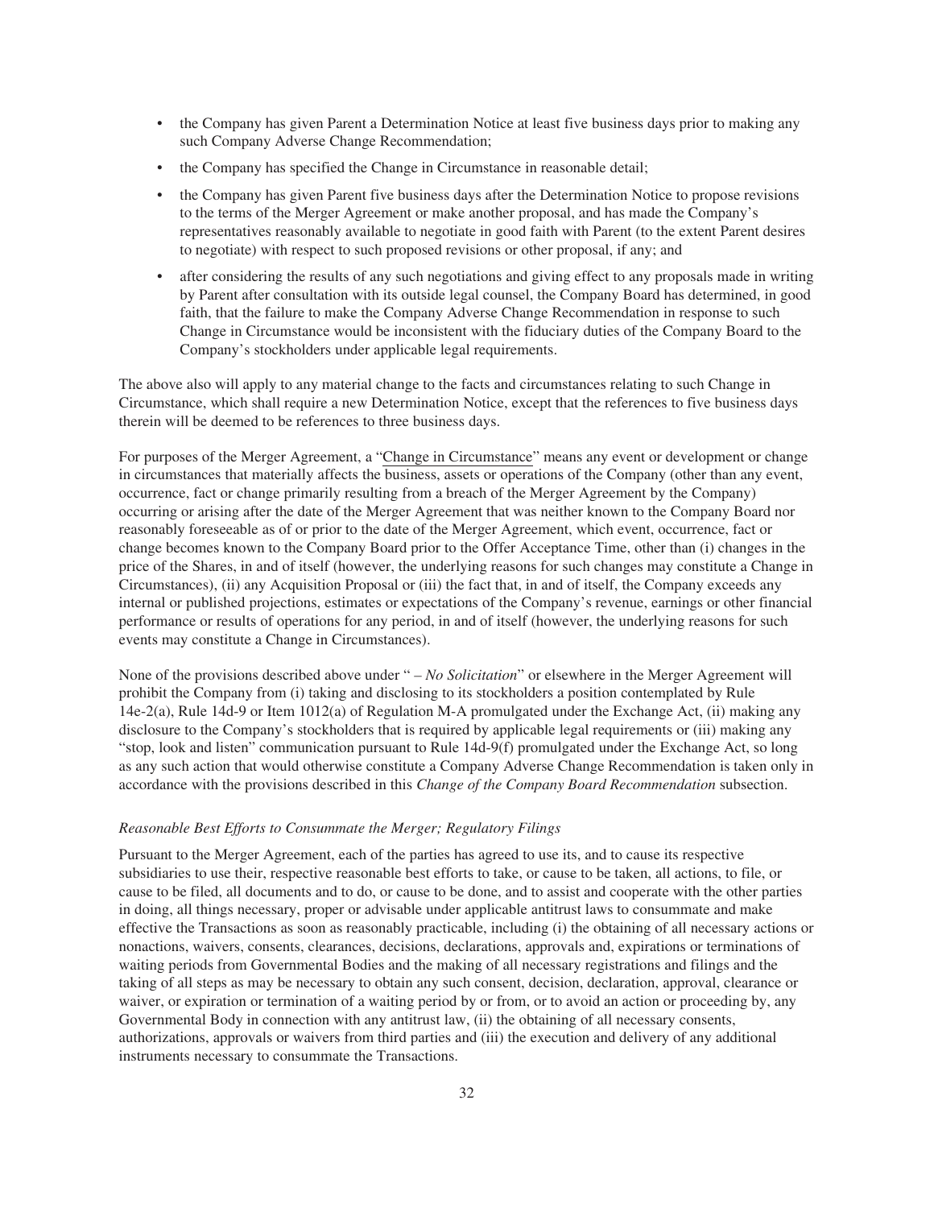- the Company has given Parent a Determination Notice at least five business days prior to making any such Company Adverse Change Recommendation;
- the Company has specified the Change in Circumstance in reasonable detail;
- the Company has given Parent five business days after the Determination Notice to propose revisions to the terms of the Merger Agreement or make another proposal, and has made the Company's representatives reasonably available to negotiate in good faith with Parent (to the extent Parent desires to negotiate) with respect to such proposed revisions or other proposal, if any; and
- after considering the results of any such negotiations and giving effect to any proposals made in writing by Parent after consultation with its outside legal counsel, the Company Board has determined, in good faith, that the failure to make the Company Adverse Change Recommendation in response to such Change in Circumstance would be inconsistent with the fiduciary duties of the Company Board to the Company's stockholders under applicable legal requirements.

The above also will apply to any material change to the facts and circumstances relating to such Change in Circumstance, which shall require a new Determination Notice, except that the references to five business days therein will be deemed to be references to three business days.

For purposes of the Merger Agreement, a "Change in Circumstance" means any event or development or change in circumstances that materially affects the business, assets or operations of the Company (other than any event, occurrence, fact or change primarily resulting from a breach of the Merger Agreement by the Company) occurring or arising after the date of the Merger Agreement that was neither known to the Company Board nor reasonably foreseeable as of or prior to the date of the Merger Agreement, which event, occurrence, fact or change becomes known to the Company Board prior to the Offer Acceptance Time, other than (i) changes in the price of the Shares, in and of itself (however, the underlying reasons for such changes may constitute a Change in Circumstances), (ii) any Acquisition Proposal or (iii) the fact that, in and of itself, the Company exceeds any internal or published projections, estimates or expectations of the Company's revenue, earnings or other financial performance or results of operations for any period, in and of itself (however, the underlying reasons for such events may constitute a Change in Circumstances).

None of the provisions described above under " – *No Solicitation*" or elsewhere in the Merger Agreement will prohibit the Company from (i) taking and disclosing to its stockholders a position contemplated by Rule 14e-2(a), Rule 14d-9 or Item 1012(a) of Regulation M-A promulgated under the Exchange Act, (ii) making any disclosure to the Company's stockholders that is required by applicable legal requirements or (iii) making any "stop, look and listen" communication pursuant to Rule 14d-9(f) promulgated under the Exchange Act, so long as any such action that would otherwise constitute a Company Adverse Change Recommendation is taken only in accordance with the provisions described in this *Change of the Company Board Recommendation* subsection.

*Reasonable Best Efforts to Consummate the Merger; Regulatory Filings*

Pursuant to the Merger Agreement, each of the parties has agreed to use its, and to cause its respective subsidiaries to use their, respective reasonable best efforts to take, or cause to be taken, all actions, to file, or cause to be filed, all documents and to do, or cause to be done, and to assist and cooperate with the other parties in doing, all things necessary, proper or advisable under applicable antitrust laws to consummate and make effective the Transactions as soon as reasonably practicable, including (i) the obtaining of all necessary actions or nonactions, waivers, consents, clearances, decisions, declarations, approvals and, expirations or terminations of waiting periods from Governmental Bodies and the making of all necessary registrations and filings and the taking of all steps as may be necessary to obtain any such consent, decision, declaration, approval, clearance or waiver, or expiration or termination of a waiting period by or from, or to avoid an action or proceeding by, any Governmental Body in connection with any antitrust law, (ii) the obtaining of all necessary consents, authorizations, approvals or waivers from third parties and (iii) the execution and delivery of any additional instruments necessary to consummate the Transactions.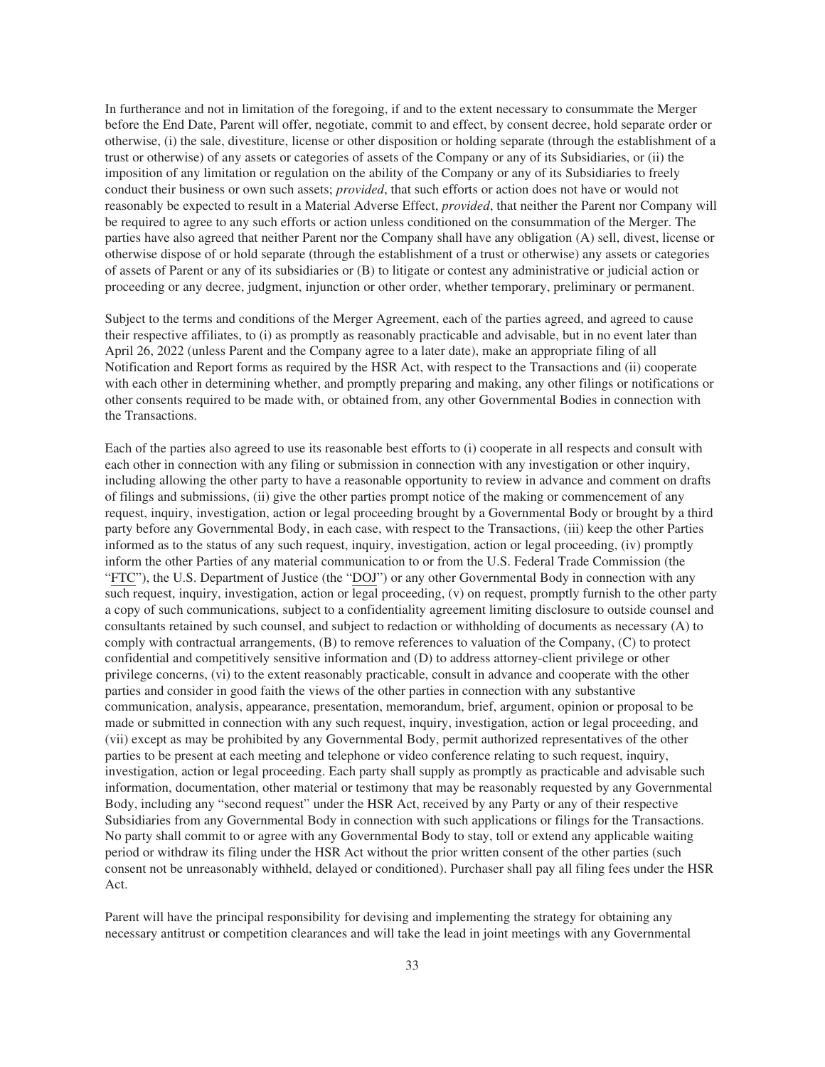In furtherance and not in limitation of the foregoing, if and to the extent necessary to consummate the Merger before the End Date, Parent will offer, negotiate, commit to and effect, by consent decree, hold separate order or otherwise, (i) the sale, divestiture, license or other disposition or holding separate (through the establishment of a trust or otherwise) of any assets or categories of assets of the Company or any of its Subsidiaries, or (ii) the imposition of any limitation or regulation on the ability of the Company or any of its Subsidiaries to freely conduct their business or own such assets; *provided*, that such efforts or action does not have or would not reasonably be expected to result in a Material Adverse Effect, *provided*, that neither the Parent nor Company will be required to agree to any such efforts or action unless conditioned on the consummation of the Merger. The parties have also agreed that neither Parent nor the Company shall have any obligation (A) sell, divest, license or otherwise dispose of or hold separate (through the establishment of a trust or otherwise) any assets or categories of assets of Parent or any of its subsidiaries or (B) to litigate or contest any administrative or judicial action or proceeding or any decree, judgment, injunction or other order, whether temporary, preliminary or permanent.

Subject to the terms and conditions of the Merger Agreement, each of the parties agreed, and agreed to cause their respective affiliates, to (i) as promptly as reasonably practicable and advisable, but in no event later than April 26, 2022 (unless Parent and the Company agree to a later date), make an appropriate filing of all Notification and Report forms as required by the HSR Act, with respect to the Transactions and (ii) cooperate with each other in determining whether, and promptly preparing and making, any other filings or notifications or other consents required to be made with, or obtained from, any other Governmental Bodies in connection with the Transactions.

Each of the parties also agreed to use its reasonable best efforts to (i) cooperate in all respects and consult with each other in connection with any filing or submission in connection with any investigation or other inquiry, including allowing the other party to have a reasonable opportunity to review in advance and comment on drafts of filings and submissions, (ii) give the other parties prompt notice of the making or commencement of any request, inquiry, investigation, action or legal proceeding brought by a Governmental Body or brought by a third party before any Governmental Body, in each case, with respect to the Transactions, (iii) keep the other Parties informed as to the status of any such request, inquiry, investigation, action or legal proceeding, (iv) promptly inform the other Parties of any material communication to or from the U.S. Federal Trade Commission (the "FTC"), the U.S. Department of Justice (the "DOJ") or any other Governmental Body in connection with any such request, inquiry, investigation, action or legal proceeding, (v) on request, promptly furnish to the other party a copy of such communications, subject to a confidentiality agreement limiting disclosure to outside counsel and consultants retained by such counsel, and subject to redaction or withholding of documents as necessary (A) to comply with contractual arrangements, (B) to remove references to valuation of the Company, (C) to protect confidential and competitively sensitive information and (D) to address attorney-client privilege or other privilege concerns, (vi) to the extent reasonably practicable, consult in advance and cooperate with the other parties and consider in good faith the views of the other parties in connection with any substantive communication, analysis, appearance, presentation, memorandum, brief, argument, opinion or proposal to be made or submitted in connection with any such request, inquiry, investigation, action or legal proceeding, and (vii) except as may be prohibited by any Governmental Body, permit authorized representatives of the other parties to be present at each meeting and telephone or video conference relating to such request, inquiry, investigation, action or legal proceeding. Each party shall supply as promptly as practicable and advisable such information, documentation, other material or testimony that may be reasonably requested by any Governmental Body, including any "second request" under the HSR Act, received by any Party or any of their respective Subsidiaries from any Governmental Body in connection with such applications or filings for the Transactions. No party shall commit to or agree with any Governmental Body to stay, toll or extend any applicable waiting period or withdraw its filing under the HSR Act without the prior written consent of the other parties (such consent not be unreasonably withheld, delayed or conditioned). Purchaser shall pay all filing fees under the HSR Act.

Parent will have the principal responsibility for devising and implementing the strategy for obtaining any necessary antitrust or competition clearances and will take the lead in joint meetings with any Governmental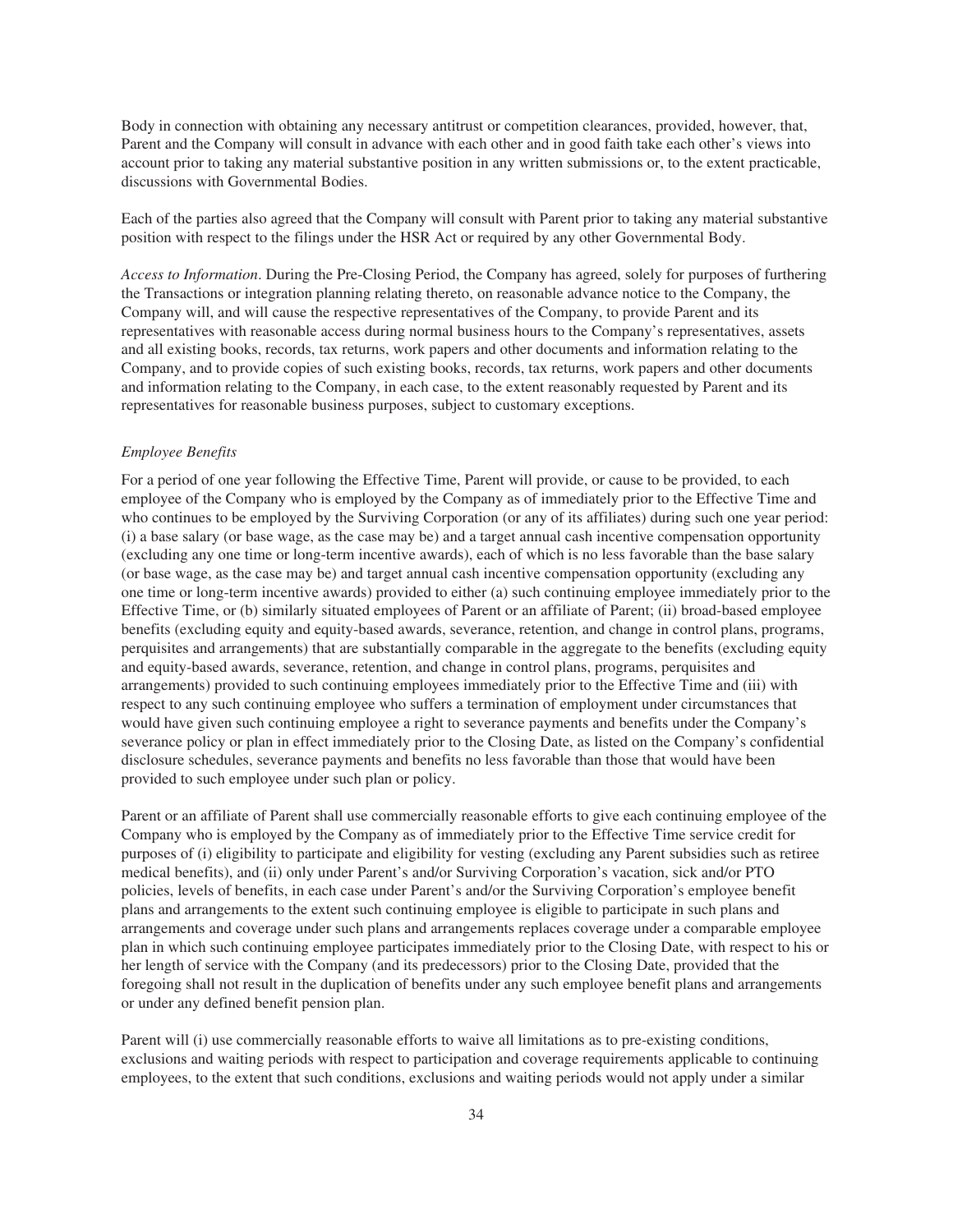Body in connection with obtaining any necessary antitrust or competition clearances, provided, however, that, Parent and the Company will consult in advance with each other and in good faith take each other's views into account prior to taking any material substantive position in any written submissions or, to the extent practicable, discussions with Governmental Bodies.

Each of the parties also agreed that the Company will consult with Parent prior to taking any material substantive position with respect to the filings under the HSR Act or required by any other Governmental Body.

*Access to Information*. During the Pre-Closing Period, the Company has agreed, solely for purposes of furthering the Transactions or integration planning relating thereto, on reasonable advance notice to the Company, the Company will, and will cause the respective representatives of the Company, to provide Parent and its representatives with reasonable access during normal business hours to the Company's representatives, assets and all existing books, records, tax returns, work papers and other documents and information relating to the Company, and to provide copies of such existing books, records, tax returns, work papers and other documents and information relating to the Company, in each case, to the extent reasonably requested by Parent and its representatives for reasonable business purposes, subject to customary exceptions.

*Employee Benefits*

For a period of one year following the Effective Time, Parent will provide, or cause to be provided, to each employee of the Company who is employed by the Company as of immediately prior to the Effective Time and who continues to be employed by the Surviving Corporation (or any of its affiliates) during such one year period: (i) a base salary (or base wage, as the case may be) and a target annual cash incentive compensation opportunity (excluding any one time or long-term incentive awards), each of which is no less favorable than the base salary (or base wage, as the case may be) and target annual cash incentive compensation opportunity (excluding any one time or long-term incentive awards) provided to either (a) such continuing employee immediately prior to the Effective Time, or (b) similarly situated employees of Parent or an affiliate of Parent; (ii) broad-based employee benefits (excluding equity and equity-based awards, severance, retention, and change in control plans, programs, perquisites and arrangements) that are substantially comparable in the aggregate to the benefits (excluding equity and equity-based awards, severance, retention, and change in control plans, programs, perquisites and arrangements) provided to such continuing employees immediately prior to the Effective Time and (iii) with respect to any such continuing employee who suffers a termination of employment under circumstances that would have given such continuing employee a right to severance payments and benefits under the Company's severance policy or plan in effect immediately prior to the Closing Date, as listed on the Company's confidential disclosure schedules, severance payments and benefits no less favorable than those that would have been provided to such employee under such plan or policy.

Parent or an affiliate of Parent shall use commercially reasonable efforts to give each continuing employee of the Company who is employed by the Company as of immediately prior to the Effective Time service credit for purposes of (i) eligibility to participate and eligibility for vesting (excluding any Parent subsidies such as retiree medical benefits), and (ii) only under Parent's and/or Surviving Corporation's vacation, sick and/or PTO policies, levels of benefits, in each case under Parent's and/or the Surviving Corporation's employee benefit plans and arrangements to the extent such continuing employee is eligible to participate in such plans and arrangements and coverage under such plans and arrangements replaces coverage under a comparable employee plan in which such continuing employee participates immediately prior to the Closing Date, with respect to his or her length of service with the Company (and its predecessors) prior to the Closing Date, provided that the foregoing shall not result in the duplication of benefits under any such employee benefit plans and arrangements or under any defined benefit pension plan.

Parent will (i) use commercially reasonable efforts to waive all limitations as to pre-existing conditions, exclusions and waiting periods with respect to participation and coverage requirements applicable to continuing employees, to the extent that such conditions, exclusions and waiting periods would not apply under a similar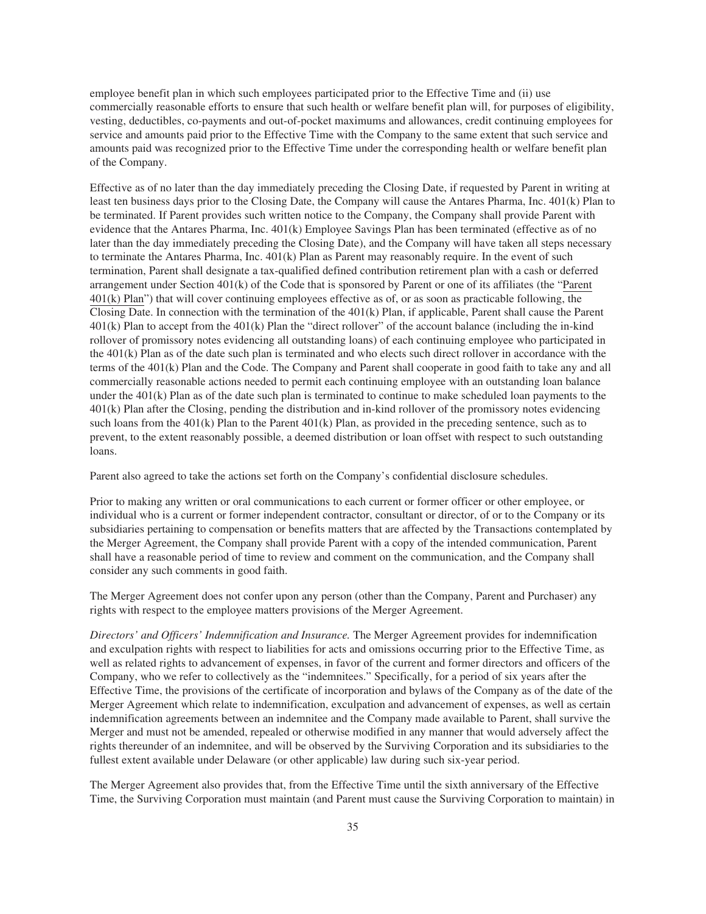employee benefit plan in which such employees participated prior to the Effective Time and (ii) use commercially reasonable efforts to ensure that such health or welfare benefit plan will, for purposes of eligibility, vesting, deductibles, co-payments and out-of-pocket maximums and allowances, credit continuing employees for service and amounts paid prior to the Effective Time with the Company to the same extent that such service and amounts paid was recognized prior to the Effective Time under the corresponding health or welfare benefit plan of the Company.

Effective as of no later than the day immediately preceding the Closing Date, if requested by Parent in writing at least ten business days prior to the Closing Date, the Company will cause the Antares Pharma, Inc. 401(k) Plan to be terminated. If Parent provides such written notice to the Company, the Company shall provide Parent with evidence that the Antares Pharma, Inc. 401(k) Employee Savings Plan has been terminated (effective as of no later than the day immediately preceding the Closing Date), and the Company will have taken all steps necessary to terminate the Antares Pharma, Inc. 401(k) Plan as Parent may reasonably require. In the event of such termination, Parent shall designate a tax-qualified defined contribution retirement plan with a cash or deferred arrangement under Section 401(k) of the Code that is sponsored by Parent or one of its affiliates (the "Parent 401(k) Plan") that will cover continuing employees effective as of, or as soon as practicable following, the Closing Date. In connection with the termination of the 401(k) Plan, if applicable, Parent shall cause the Parent 401(k) Plan to accept from the 401(k) Plan the "direct rollover" of the account balance (including the in-kind rollover of promissory notes evidencing all outstanding loans) of each continuing employee who participated in the 401(k) Plan as of the date such plan is terminated and who elects such direct rollover in accordance with the terms of the 401(k) Plan and the Code. The Company and Parent shall cooperate in good faith to take any and all commercially reasonable actions needed to permit each continuing employee with an outstanding loan balance under the 401(k) Plan as of the date such plan is terminated to continue to make scheduled loan payments to the 401(k) Plan after the Closing, pending the distribution and in-kind rollover of the promissory notes evidencing such loans from the 401(k) Plan to the Parent 401(k) Plan, as provided in the preceding sentence, such as to prevent, to the extent reasonably possible, a deemed distribution or loan offset with respect to such outstanding loans.

Parent also agreed to take the actions set forth on the Company's confidential disclosure schedules.

Prior to making any written or oral communications to each current or former officer or other employee, or individual who is a current or former independent contractor, consultant or director, of or to the Company or its subsidiaries pertaining to compensation or benefits matters that are affected by the Transactions contemplated by the Merger Agreement, the Company shall provide Parent with a copy of the intended communication, Parent shall have a reasonable period of time to review and comment on the communication, and the Company shall consider any such comments in good faith.

The Merger Agreement does not confer upon any person (other than the Company, Parent and Purchaser) any rights with respect to the employee matters provisions of the Merger Agreement.

*Directors' and Officers' Indemnification and Insurance.* The Merger Agreement provides for indemnification and exculpation rights with respect to liabilities for acts and omissions occurring prior to the Effective Time, as well as related rights to advancement of expenses, in favor of the current and former directors and officers of the Company, who we refer to collectively as the "indemnitees." Specifically, for a period of six years after the Effective Time, the provisions of the certificate of incorporation and bylaws of the Company as of the date of the Merger Agreement which relate to indemnification, exculpation and advancement of expenses, as well as certain indemnification agreements between an indemnitee and the Company made available to Parent, shall survive the Merger and must not be amended, repealed or otherwise modified in any manner that would adversely affect the rights thereunder of an indemnitee, and will be observed by the Surviving Corporation and its subsidiaries to the fullest extent available under Delaware (or other applicable) law during such six-year period.

The Merger Agreement also provides that, from the Effective Time until the sixth anniversary of the Effective Time, the Surviving Corporation must maintain (and Parent must cause the Surviving Corporation to maintain) in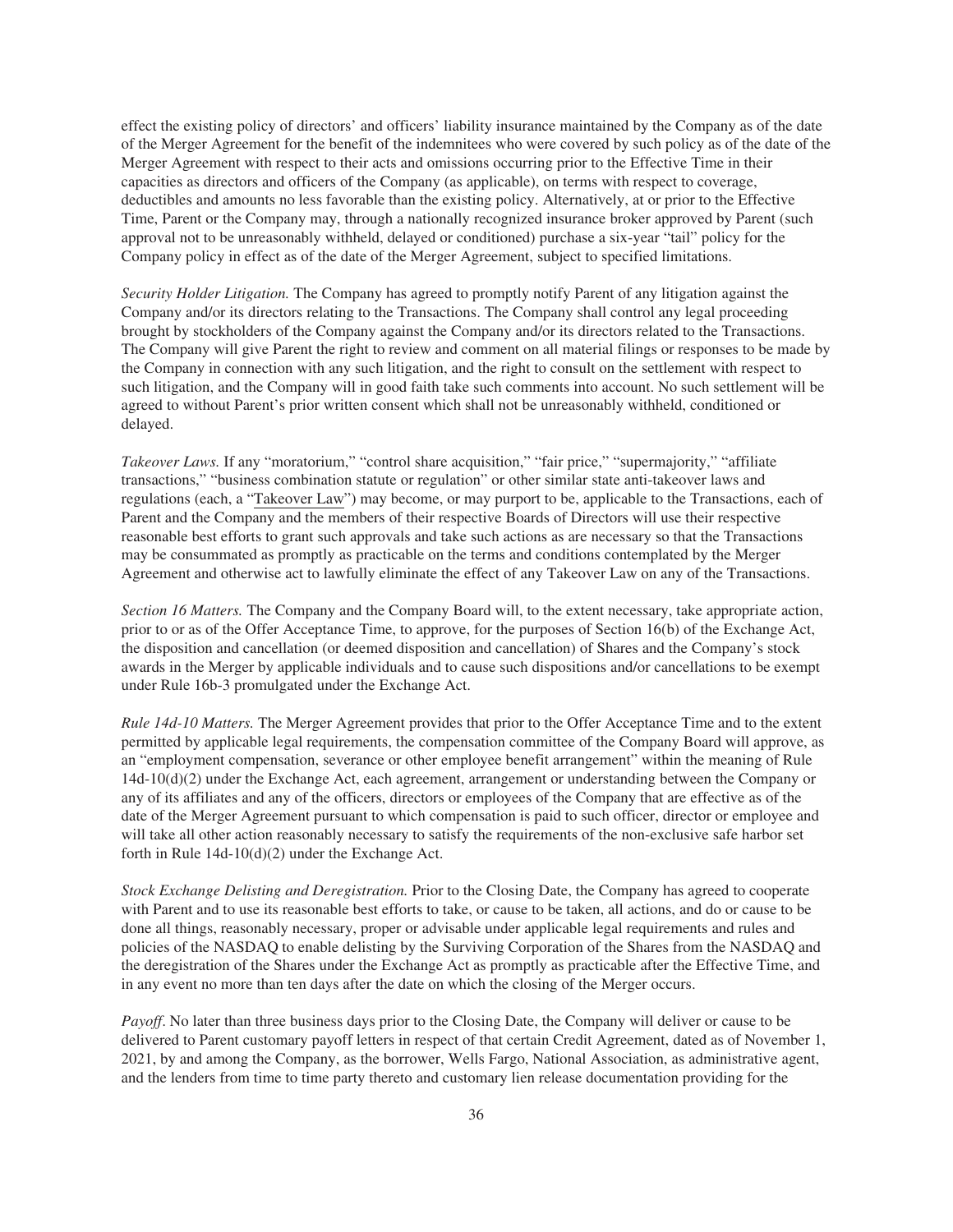effect the existing policy of directors' and officers' liability insurance maintained by the Company as of the date of the Merger Agreement for the benefit of the indemnitees who were covered by such policy as of the date of the Merger Agreement with respect to their acts and omissions occurring prior to the Effective Time in their capacities as directors and officers of the Company (as applicable), on terms with respect to coverage, deductibles and amounts no less favorable than the existing policy. Alternatively, at or prior to the Effective Time, Parent or the Company may, through a nationally recognized insurance broker approved by Parent (such approval not to be unreasonably withheld, delayed or conditioned) purchase a six-year "tail" policy for the Company policy in effect as of the date of the Merger Agreement, subject to specified limitations.

*Security Holder Litigation.* The Company has agreed to promptly notify Parent of any litigation against the Company and/or its directors relating to the Transactions. The Company shall control any legal proceeding brought by stockholders of the Company against the Company and/or its directors related to the Transactions. The Company will give Parent the right to review and comment on all material filings or responses to be made by the Company in connection with any such litigation, and the right to consult on the settlement with respect to such litigation, and the Company will in good faith take such comments into account. No such settlement will be agreed to without Parent's prior written consent which shall not be unreasonably withheld, conditioned or delayed.

*Takeover Laws.* If any "moratorium," "control share acquisition," "fair price," "supermajority," "affiliate transactions," "business combination statute or regulation" or other similar state anti-takeover laws and regulations (each, a "Takeover Law") may become, or may purport to be, applicable to the Transactions, each of Parent and the Company and the members of their respective Boards of Directors will use their respective reasonable best efforts to grant such approvals and take such actions as are necessary so that the Transactions may be consummated as promptly as practicable on the terms and conditions contemplated by the Merger Agreement and otherwise act to lawfully eliminate the effect of any Takeover Law on any of the Transactions.

*Section 16 Matters.* The Company and the Company Board will, to the extent necessary, take appropriate action, prior to or as of the Offer Acceptance Time, to approve, for the purposes of Section 16(b) of the Exchange Act, the disposition and cancellation (or deemed disposition and cancellation) of Shares and the Company's stock awards in the Merger by applicable individuals and to cause such dispositions and/or cancellations to be exempt under Rule 16b-3 promulgated under the Exchange Act.

*Rule 14d-10 Matters.* The Merger Agreement provides that prior to the Offer Acceptance Time and to the extent permitted by applicable legal requirements, the compensation committee of the Company Board will approve, as an "employment compensation, severance or other employee benefit arrangement" within the meaning of Rule 14d-10(d)(2) under the Exchange Act, each agreement, arrangement or understanding between the Company or any of its affiliates and any of the officers, directors or employees of the Company that are effective as of the date of the Merger Agreement pursuant to which compensation is paid to such officer, director or employee and will take all other action reasonably necessary to satisfy the requirements of the non-exclusive safe harbor set forth in Rule 14d-10(d)(2) under the Exchange Act.

*Stock Exchange Delisting and Deregistration.* Prior to the Closing Date, the Company has agreed to cooperate with Parent and to use its reasonable best efforts to take, or cause to be taken, all actions, and do or cause to be done all things, reasonably necessary, proper or advisable under applicable legal requirements and rules and policies of the NASDAQ to enable delisting by the Surviving Corporation of the Shares from the NASDAQ and the deregistration of the Shares under the Exchange Act as promptly as practicable after the Effective Time, and in any event no more than ten days after the date on which the closing of the Merger occurs.

*Payoff*. No later than three business days prior to the Closing Date, the Company will deliver or cause to be delivered to Parent customary payoff letters in respect of that certain Credit Agreement, dated as of November 1, 2021, by and among the Company, as the borrower, Wells Fargo, National Association, as administrative agent, and the lenders from time to time party thereto and customary lien release documentation providing for the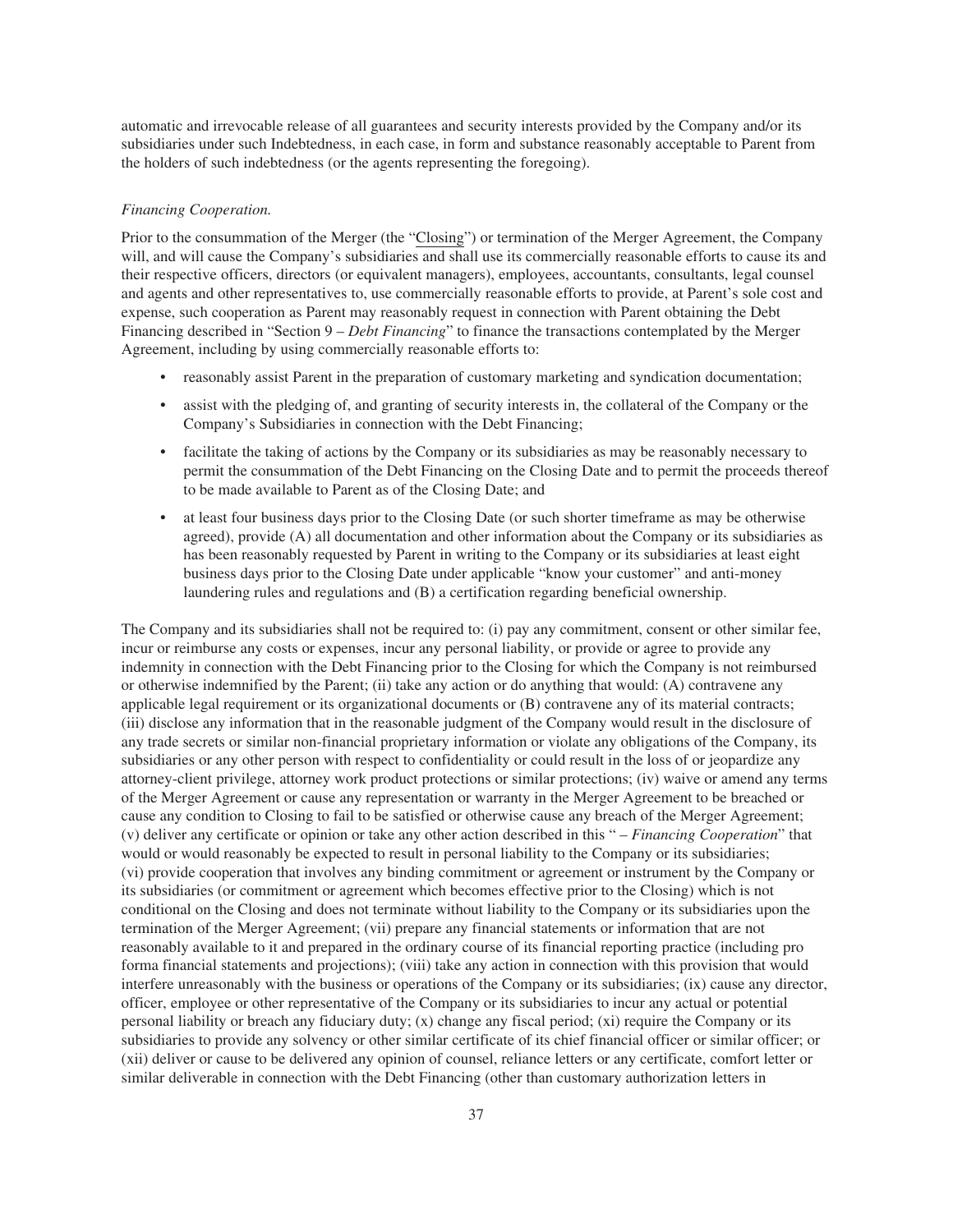automatic and irrevocable release of all guarantees and security interests provided by the Company and/or its subsidiaries under such Indebtedness, in each case, in form and substance reasonably acceptable to Parent from the holders of such indebtedness (or the agents representing the foregoing).

*Financing Cooperation.*

Prior to the consummation of the Merger (the "Closing") or termination of the Merger Agreement, the Company will, and will cause the Company's subsidiaries and shall use its commercially reasonable efforts to cause its and their respective officers, directors (or equivalent managers), employees, accountants, consultants, legal counsel and agents and other representatives to, use commercially reasonable efforts to provide, at Parent's sole cost and expense, such cooperation as Parent may reasonably request in connection with Parent obtaining the Debt Financing described in "Section 9 – *Debt Financing*" to finance the transactions contemplated by the Merger Agreement, including by using commercially reasonable efforts to:

- reasonably assist Parent in the preparation of customary marketing and syndication documentation;
- assist with the pledging of, and granting of security interests in, the collateral of the Company or the Company's Subsidiaries in connection with the Debt Financing;
- facilitate the taking of actions by the Company or its subsidiaries as may be reasonably necessary to permit the consummation of the Debt Financing on the Closing Date and to permit the proceeds thereof to be made available to Parent as of the Closing Date; and
- at least four business days prior to the Closing Date (or such shorter timeframe as may be otherwise agreed), provide (A) all documentation and other information about the Company or its subsidiaries as has been reasonably requested by Parent in writing to the Company or its subsidiaries at least eight business days prior to the Closing Date under applicable "know your customer" and anti-money laundering rules and regulations and (B) a certification regarding beneficial ownership.

The Company and its subsidiaries shall not be required to: (i) pay any commitment, consent or other similar fee, incur or reimburse any costs or expenses, incur any personal liability, or provide or agree to provide any indemnity in connection with the Debt Financing prior to the Closing for which the Company is not reimbursed or otherwise indemnified by the Parent; (ii) take any action or do anything that would: (A) contravene any applicable legal requirement or its organizational documents or (B) contravene any of its material contracts; (iii) disclose any information that in the reasonable judgment of the Company would result in the disclosure of any trade secrets or similar non-financial proprietary information or violate any obligations of the Company, its subsidiaries or any other person with respect to confidentiality or could result in the loss of or jeopardize any attorney-client privilege, attorney work product protections or similar protections; (iv) waive or amend any terms of the Merger Agreement or cause any representation or warranty in the Merger Agreement to be breached or cause any condition to Closing to fail to be satisfied or otherwise cause any breach of the Merger Agreement; (v) deliver any certificate or opinion or take any other action described in this " – *Financing Cooperation*" that would or would reasonably be expected to result in personal liability to the Company or its subsidiaries; (vi) provide cooperation that involves any binding commitment or agreement or instrument by the Company or its subsidiaries (or commitment or agreement which becomes effective prior to the Closing) which is not conditional on the Closing and does not terminate without liability to the Company or its subsidiaries upon the termination of the Merger Agreement; (vii) prepare any financial statements or information that are not reasonably available to it and prepared in the ordinary course of its financial reporting practice (including pro forma financial statements and projections); (viii) take any action in connection with this provision that would interfere unreasonably with the business or operations of the Company or its subsidiaries; (ix) cause any director, officer, employee or other representative of the Company or its subsidiaries to incur any actual or potential personal liability or breach any fiduciary duty; (x) change any fiscal period; (xi) require the Company or its subsidiaries to provide any solvency or other similar certificate of its chief financial officer or similar officer; or (xii) deliver or cause to be delivered any opinion of counsel, reliance letters or any certificate, comfort letter or similar deliverable in connection with the Debt Financing (other than customary authorization letters in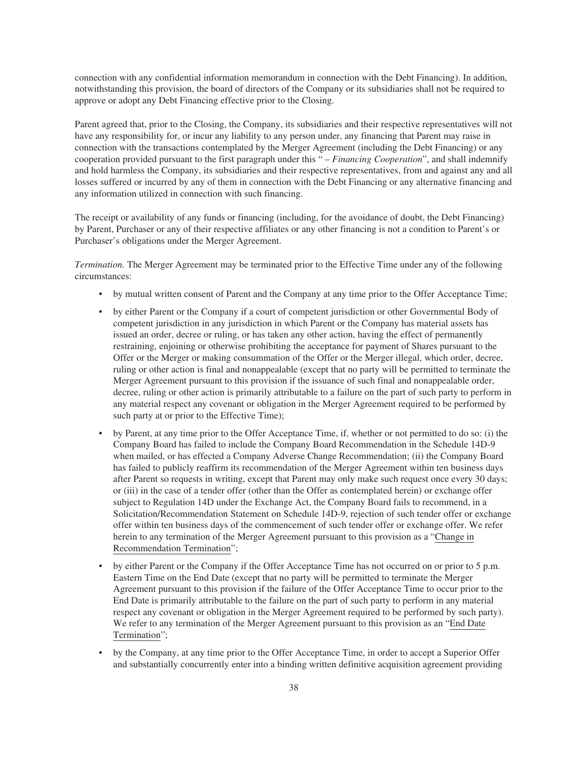connection with any confidential information memorandum in connection with the Debt Financing). In addition, notwithstanding this provision, the board of directors of the Company or its subsidiaries shall not be required to approve or adopt any Debt Financing effective prior to the Closing.

Parent agreed that, prior to the Closing, the Company, its subsidiaries and their respective representatives will not have any responsibility for, or incur any liability to any person under, any financing that Parent may raise in connection with the transactions contemplated by the Merger Agreement (including the Debt Financing) or any cooperation provided pursuant to the first paragraph under this " – *Financing Cooperation*", and shall indemnify and hold harmless the Company, its subsidiaries and their respective representatives, from and against any and all losses suffered or incurred by any of them in connection with the Debt Financing or any alternative financing and any information utilized in connection with such financing.

The receipt or availability of any funds or financing (including, for the avoidance of doubt, the Debt Financing) by Parent, Purchaser or any of their respective affiliates or any other financing is not a condition to Parent's or Purchaser's obligations under the Merger Agreement.

*Termination.* The Merger Agreement may be terminated prior to the Effective Time under any of the following circumstances:

- by mutual written consent of Parent and the Company at any time prior to the Offer Acceptance Time;
- by either Parent or the Company if a court of competent jurisdiction or other Governmental Body of competent jurisdiction in any jurisdiction in which Parent or the Company has material assets has issued an order, decree or ruling, or has taken any other action, having the effect of permanently restraining, enjoining or otherwise prohibiting the acceptance for payment of Shares pursuant to the Offer or the Merger or making consummation of the Offer or the Merger illegal, which order, decree, ruling or other action is final and nonappealable (except that no party will be permitted to terminate the Merger Agreement pursuant to this provision if the issuance of such final and nonappealable order, decree, ruling or other action is primarily attributable to a failure on the part of such party to perform in any material respect any covenant or obligation in the Merger Agreement required to be performed by such party at or prior to the Effective Time);
- by Parent, at any time prior to the Offer Acceptance Time, if, whether or not permitted to do so: (i) the Company Board has failed to include the Company Board Recommendation in the Schedule 14D-9 when mailed, or has effected a Company Adverse Change Recommendation; (ii) the Company Board has failed to publicly reaffirm its recommendation of the Merger Agreement within ten business days after Parent so requests in writing, except that Parent may only make such request once every 30 days; or (iii) in the case of a tender offer (other than the Offer as contemplated herein) or exchange offer subject to Regulation 14D under the Exchange Act, the Company Board fails to recommend, in a Solicitation/Recommendation Statement on Schedule 14D-9, rejection of such tender offer or exchange offer within ten business days of the commencement of such tender offer or exchange offer. We refer herein to any termination of the Merger Agreement pursuant to this provision as a "Change in Recommendation Termination";
- by either Parent or the Company if the Offer Acceptance Time has not occurred on or prior to 5 p.m. Eastern Time on the End Date (except that no party will be permitted to terminate the Merger Agreement pursuant to this provision if the failure of the Offer Acceptance Time to occur prior to the End Date is primarily attributable to the failure on the part of such party to perform in any material respect any covenant or obligation in the Merger Agreement required to be performed by such party). We refer to any termination of the Merger Agreement pursuant to this provision as an "End Date Termination";
- by the Company, at any time prior to the Offer Acceptance Time, in order to accept a Superior Offer and substantially concurrently enter into a binding written definitive acquisition agreement providing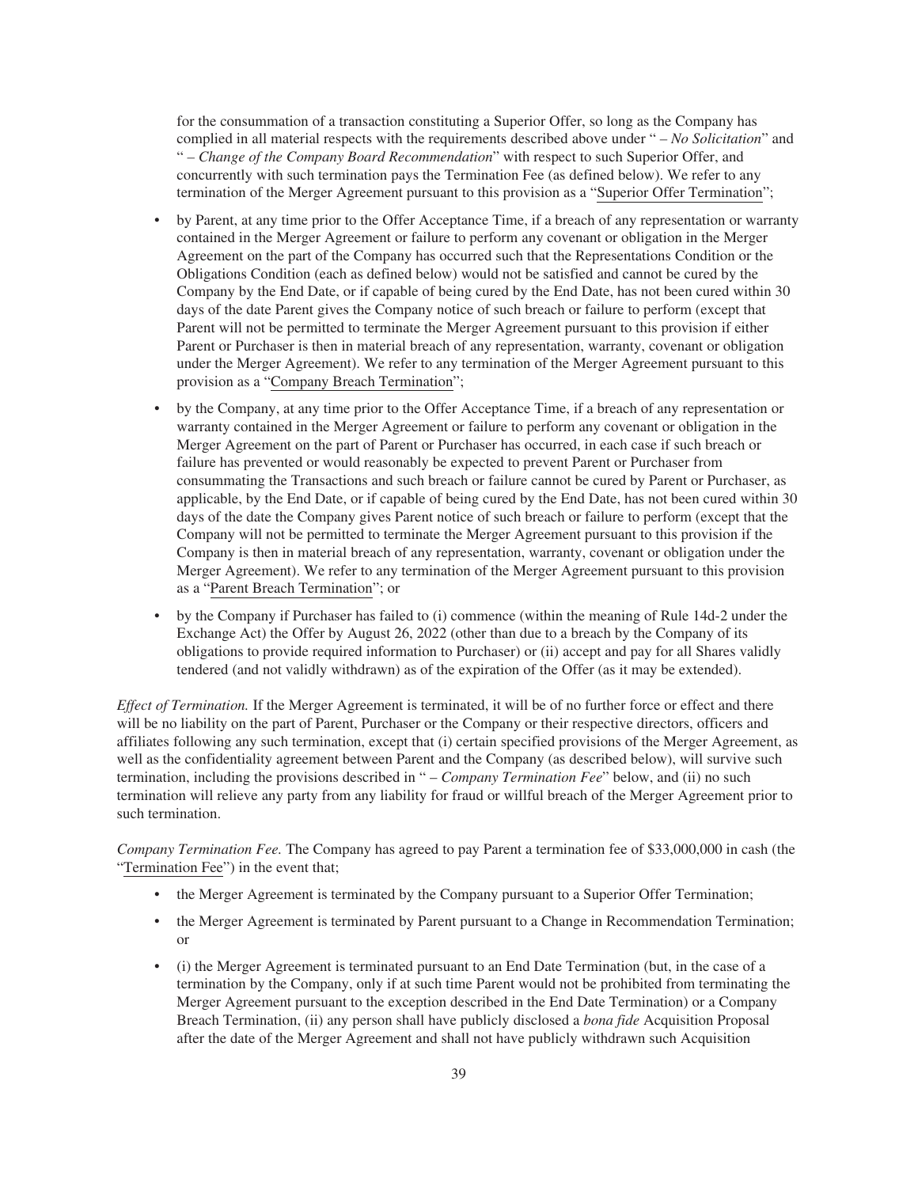for the consummation of a transaction constituting a Superior Offer, so long as the Company has complied in all material respects with the requirements described above under " – *No Solicitation*" and " – *Change of the Company Board Recommendation*" with respect to such Superior Offer, and concurrently with such termination pays the Termination Fee (as defined below). We refer to any termination of the Merger Agreement pursuant to this provision as a "Superior Offer Termination";

- by Parent, at any time prior to the Offer Acceptance Time, if a breach of any representation or warranty contained in the Merger Agreement or failure to perform any covenant or obligation in the Merger Agreement on the part of the Company has occurred such that the Representations Condition or the Obligations Condition (each as defined below) would not be satisfied and cannot be cured by the Company by the End Date, or if capable of being cured by the End Date, has not been cured within 30 days of the date Parent gives the Company notice of such breach or failure to perform (except that Parent will not be permitted to terminate the Merger Agreement pursuant to this provision if either Parent or Purchaser is then in material breach of any representation, warranty, covenant or obligation under the Merger Agreement). We refer to any termination of the Merger Agreement pursuant to this provision as a "Company Breach Termination";
- by the Company, at any time prior to the Offer Acceptance Time, if a breach of any representation or warranty contained in the Merger Agreement or failure to perform any covenant or obligation in the Merger Agreement on the part of Parent or Purchaser has occurred, in each case if such breach or failure has prevented or would reasonably be expected to prevent Parent or Purchaser from consummating the Transactions and such breach or failure cannot be cured by Parent or Purchaser, as applicable, by the End Date, or if capable of being cured by the End Date, has not been cured within 30 days of the date the Company gives Parent notice of such breach or failure to perform (except that the Company will not be permitted to terminate the Merger Agreement pursuant to this provision if the Company is then in material breach of any representation, warranty, covenant or obligation under the Merger Agreement). We refer to any termination of the Merger Agreement pursuant to this provision as a "Parent Breach Termination"; or
- by the Company if Purchaser has failed to (i) commence (within the meaning of Rule 14d-2 under the Exchange Act) the Offer by August 26, 2022 (other than due to a breach by the Company of its obligations to provide required information to Purchaser) or (ii) accept and pay for all Shares validly tendered (and not validly withdrawn) as of the expiration of the Offer (as it may be extended).

*Effect of Termination.* If the Merger Agreement is terminated, it will be of no further force or effect and there will be no liability on the part of Parent, Purchaser or the Company or their respective directors, officers and affiliates following any such termination, except that (i) certain specified provisions of the Merger Agreement, as well as the confidentiality agreement between Parent and the Company (as described below), will survive such termination, including the provisions described in " – *Company Termination Fee*" below, and (ii) no such termination will relieve any party from any liability for fraud or willful breach of the Merger Agreement prior to such termination.

*Company Termination Fee.* The Company has agreed to pay Parent a termination fee of $33,000,000 in cash (the "Termination Fee") in the event that;

- the Merger Agreement is terminated by the Company pursuant to a Superior Offer Termination;
- the Merger Agreement is terminated by Parent pursuant to a Change in Recommendation Termination; or
- (i) the Merger Agreement is terminated pursuant to an End Date Termination (but, in the case of a termination by the Company, only if at such time Parent would not be prohibited from terminating the Merger Agreement pursuant to the exception described in the End Date Termination) or a Company Breach Termination, (ii) any person shall have publicly disclosed a *bona fide* Acquisition Proposal after the date of the Merger Agreement and shall not have publicly withdrawn such Acquisition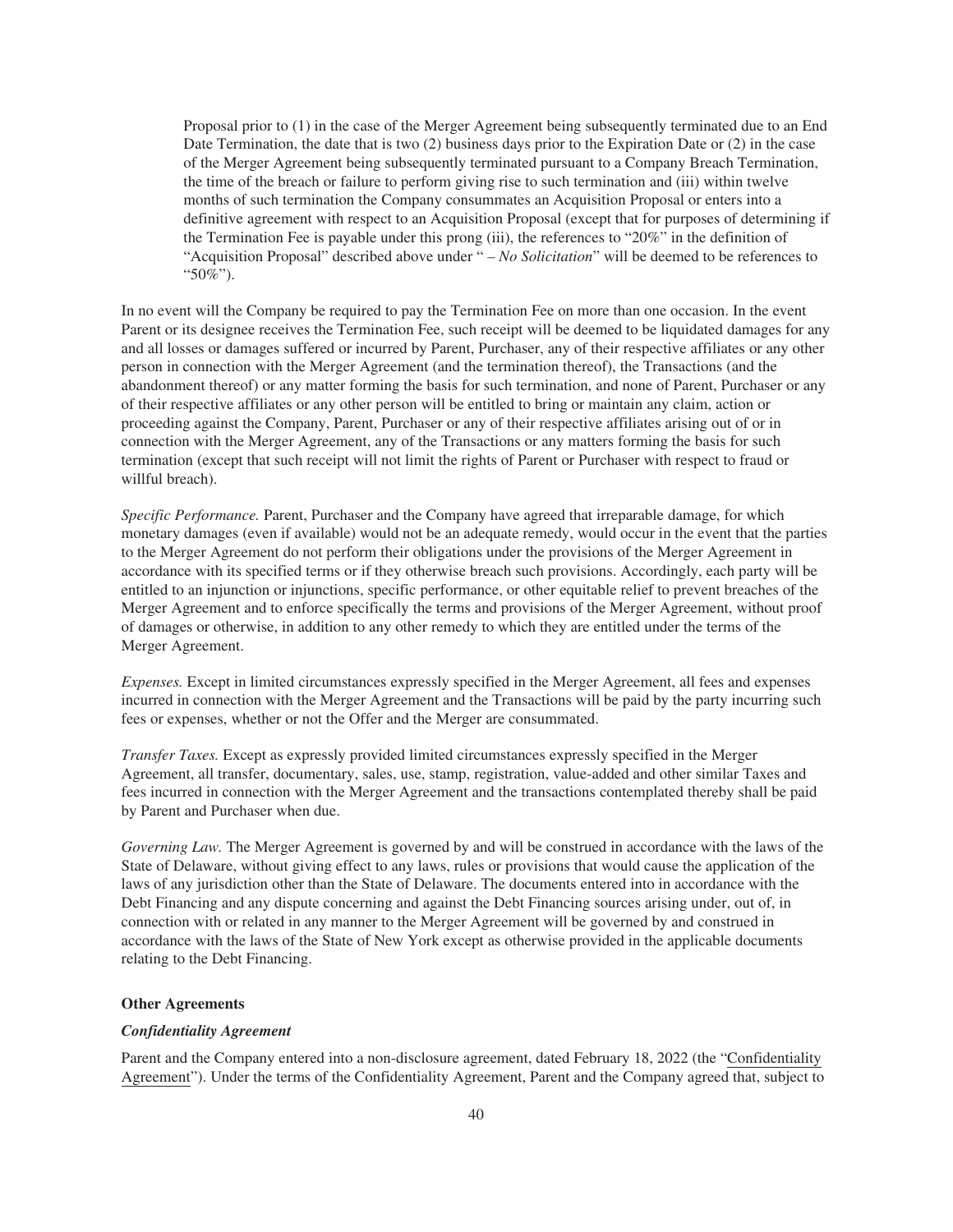Proposal prior to (1) in the case of the Merger Agreement being subsequently terminated due to an End Date Termination, the date that is two (2) business days prior to the Expiration Date or (2) in the case of the Merger Agreement being subsequently terminated pursuant to a Company Breach Termination, the time of the breach or failure to perform giving rise to such termination and (iii) within twelve months of such termination the Company consummates an Acquisition Proposal or enters into a definitive agreement with respect to an Acquisition Proposal (except that for purposes of determining if the Termination Fee is payable under this prong (iii), the references to "20%" in the definition of "Acquisition Proposal" described above under " – *No Solicitation*" will be deemed to be references to "50%").

In no event will the Company be required to pay the Termination Fee on more than one occasion. In the event Parent or its designee receives the Termination Fee, such receipt will be deemed to be liquidated damages for any and all losses or damages suffered or incurred by Parent, Purchaser, any of their respective affiliates or any other person in connection with the Merger Agreement (and the termination thereof), the Transactions (and the abandonment thereof) or any matter forming the basis for such termination, and none of Parent, Purchaser or any of their respective affiliates or any other person will be entitled to bring or maintain any claim, action or proceeding against the Company, Parent, Purchaser or any of their respective affiliates arising out of or in connection with the Merger Agreement, any of the Transactions or any matters forming the basis for such termination (except that such receipt will not limit the rights of Parent or Purchaser with respect to fraud or willful breach).

*Specific Performance.* Parent, Purchaser and the Company have agreed that irreparable damage, for which monetary damages (even if available) would not be an adequate remedy, would occur in the event that the parties to the Merger Agreement do not perform their obligations under the provisions of the Merger Agreement in accordance with its specified terms or if they otherwise breach such provisions. Accordingly, each party will be entitled to an injunction or injunctions, specific performance, or other equitable relief to prevent breaches of the Merger Agreement and to enforce specifically the terms and provisions of the Merger Agreement, without proof of damages or otherwise, in addition to any other remedy to which they are entitled under the terms of the Merger Agreement.

*Expenses.* Except in limited circumstances expressly specified in the Merger Agreement, all fees and expenses incurred in connection with the Merger Agreement and the Transactions will be paid by the party incurring such fees or expenses, whether or not the Offer and the Merger are consummated.

*Transfer Taxes.* Except as expressly provided limited circumstances expressly specified in the Merger Agreement, all transfer, documentary, sales, use, stamp, registration, value-added and other similar Taxes and fees incurred in connection with the Merger Agreement and the transactions contemplated thereby shall be paid by Parent and Purchaser when due.

*Governing Law.* The Merger Agreement is governed by and will be construed in accordance with the laws of the State of Delaware, without giving effect to any laws, rules or provisions that would cause the application of the laws of any jurisdiction other than the State of Delaware. The documents entered into in accordance with the Debt Financing and any dispute concerning and against the Debt Financing sources arising under, out of, in connection with or related in any manner to the Merger Agreement will be governed by and construed in accordance with the laws of the State of New York except as otherwise provided in the applicable documents relating to the Debt Financing.

**Other Agreements**

***Confidentiality Agreement***

Parent and the Company entered into a non-disclosure agreement, dated February 18, 2022 (the "Confidentiality Agreement"). Under the terms of the Confidentiality Agreement, Parent and the Company agreed that, subject to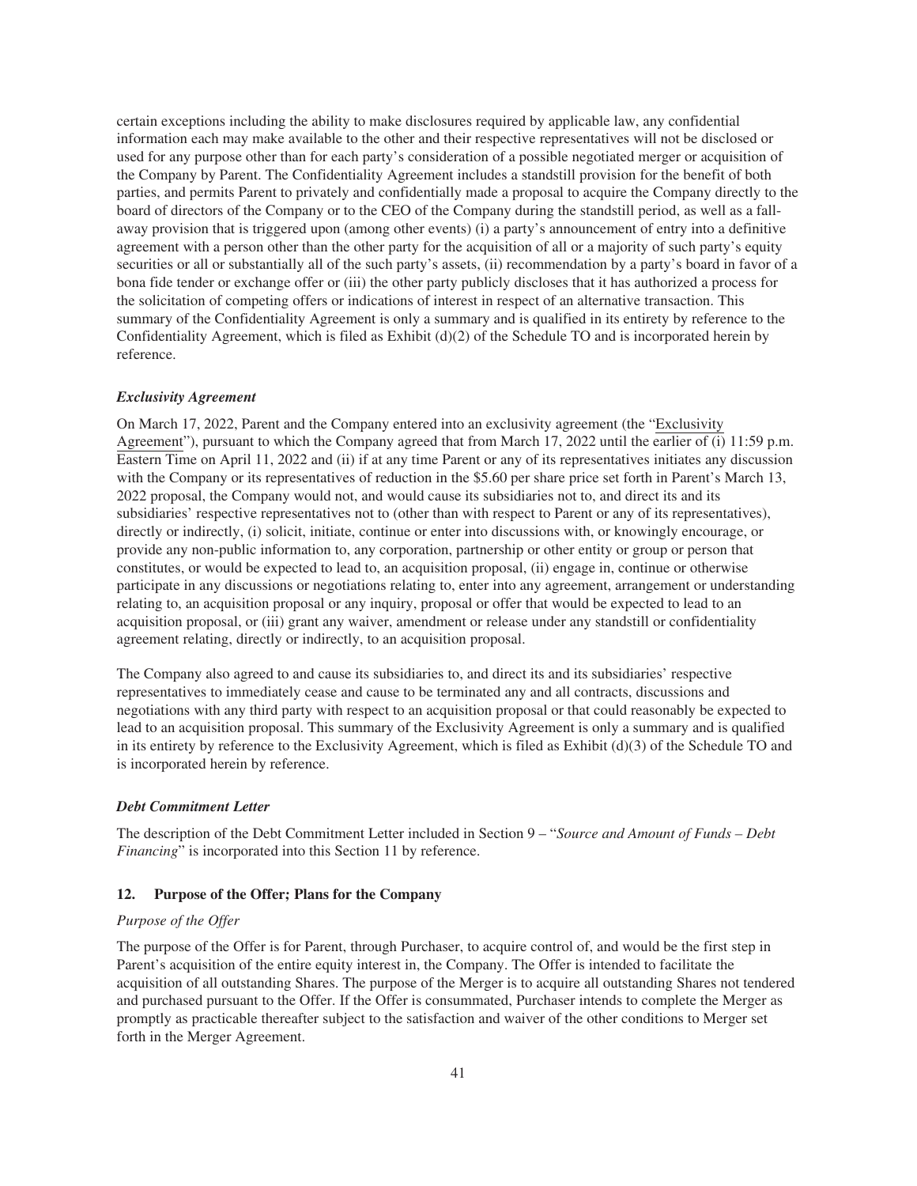certain exceptions including the ability to make disclosures required by applicable law, any confidential information each may make available to the other and their respective representatives will not be disclosed or used for any purpose other than for each party's consideration of a possible negotiated merger or acquisition of the Company by Parent. The Confidentiality Agreement includes a standstill provision for the benefit of both parties, and permits Parent to privately and confidentially made a proposal to acquire the Company directly to the board of directors of the Company or to the CEO of the Company during the standstill period, as well as a fall-away provision that is triggered upon (among other events) (i) a party's announcement of entry into a definitive agreement with a person other than the other party for the acquisition of all or a majority of such party's equity securities or all or substantially all of the such party's assets, (ii) recommendation by a party's board in favor of a bona fide tender or exchange offer or (iii) the other party publicly discloses that it has authorized a process for the solicitation of competing offers or indications of interest in respect of an alternative transaction. This summary of the Confidentiality Agreement is only a summary and is qualified in its entirety by reference to the Confidentiality Agreement, which is filed as Exhibit (d)(2) of the Schedule TO and is incorporated herein by reference.

### *Exclusivity Agreement*

On March 17, 2022, Parent and the Company entered into an exclusivity agreement (the "Exclusivity Agreement"), pursuant to which the Company agreed that from March 17, 2022 until the earlier of (i) 11:59 p.m. Eastern Time on April 11, 2022 and (ii) if at any time Parent or any of its representatives initiates any discussion with the Company or its representatives of reduction in the $5.60 per share price set forth in Parent's March 13, 2022 proposal, the Company would not, and would cause its subsidiaries not to, and direct its and its subsidiaries' respective representatives not to (other than with respect to Parent or any of its representatives), directly or indirectly, (i) solicit, initiate, continue or enter into discussions with, or knowingly encourage, or provide any non-public information to, any corporation, partnership or other entity or group or person that constitutes, or would be expected to lead to, an acquisition proposal, (ii) engage in, continue or otherwise participate in any discussions or negotiations relating to, enter into any agreement, arrangement or understanding relating to, an acquisition proposal or any inquiry, proposal or offer that would be expected to lead to an acquisition proposal, or (iii) grant any waiver, amendment or release under any standstill or confidentiality agreement relating, directly or indirectly, to an acquisition proposal.

The Company also agreed to and cause its subsidiaries to, and direct its and its subsidiaries' respective representatives to immediately cease and cause to be terminated any and all contracts, discussions and negotiations with any third party with respect to an acquisition proposal or that could reasonably be expected to lead to an acquisition proposal. This summary of the Exclusivity Agreement is only a summary and is qualified in its entirety by reference to the Exclusivity Agreement, which is filed as Exhibit (d)(3) of the Schedule TO and is incorporated herein by reference.

### *Debt Commitment Letter*

The description of the Debt Commitment Letter included in Section 9 – "*Source and Amount of Funds – Debt Financing*" is incorporated into this Section 11 by reference.

## 12. Purpose of the Offer; Plans for the Company

### *Purpose of the Offer*

The purpose of the Offer is for Parent, through Purchaser, to acquire control of, and would be the first step in Parent's acquisition of the entire equity interest in, the Company. The Offer is intended to facilitate the acquisition of all outstanding Shares. The purpose of the Merger is to acquire all outstanding Shares not tendered and purchased pursuant to the Offer. If the Offer is consummated, Purchaser intends to complete the Merger as promptly as practicable thereafter subject to the satisfaction and waiver of the other conditions to Merger set forth in the Merger Agreement.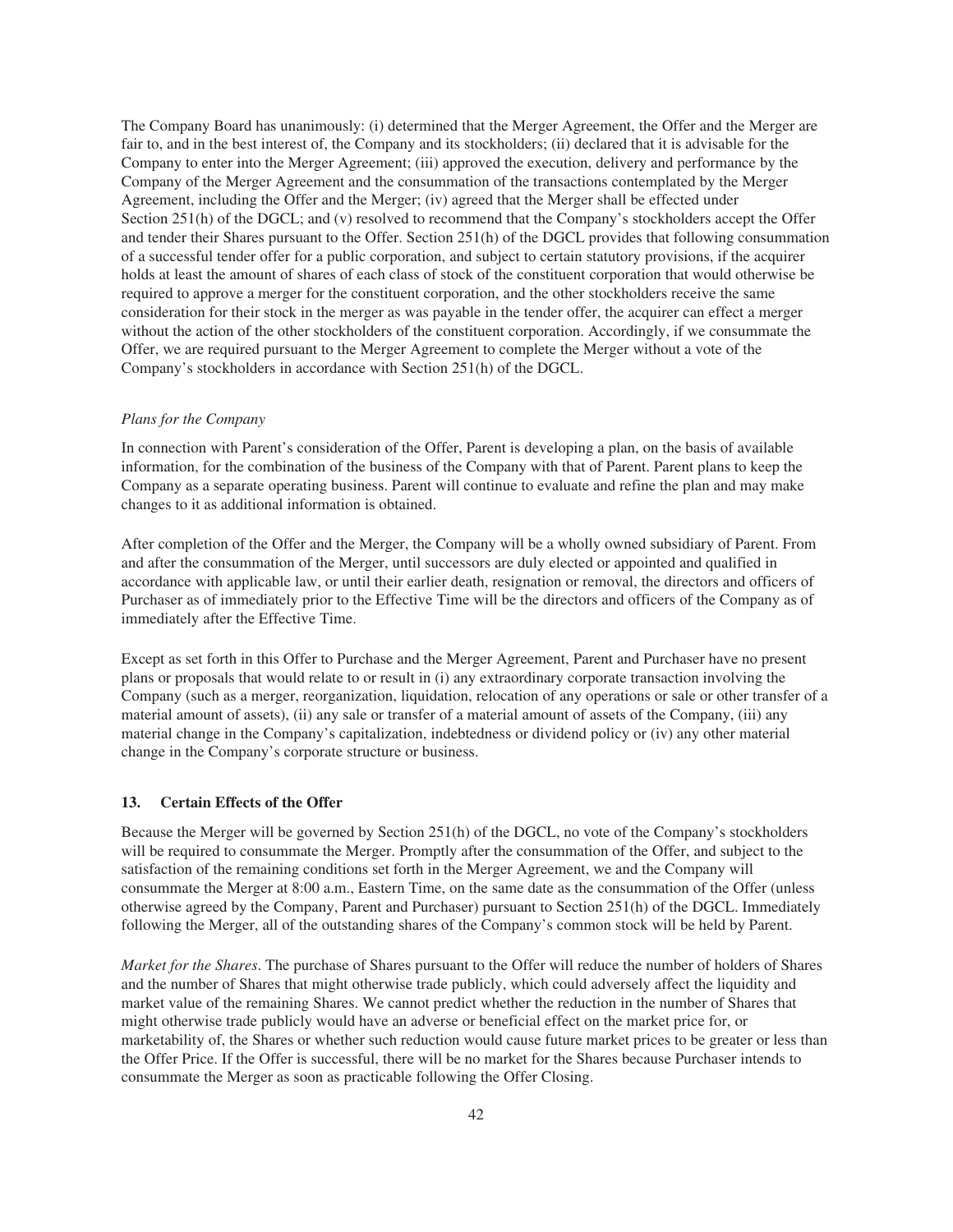The Company Board has unanimously: (i) determined that the Merger Agreement, the Offer and the Merger are fair to, and in the best interest of, the Company and its stockholders; (ii) declared that it is advisable for the Company to enter into the Merger Agreement; (iii) approved the execution, delivery and performance by the Company of the Merger Agreement and the consummation of the transactions contemplated by the Merger Agreement, including the Offer and the Merger; (iv) agreed that the Merger shall be effected under Section 251(h) of the DGCL; and (v) resolved to recommend that the Company's stockholders accept the Offer and tender their Shares pursuant to the Offer. Section 251(h) of the DGCL provides that following consummation of a successful tender offer for a public corporation, and subject to certain statutory provisions, if the acquirer holds at least the amount of shares of each class of stock of the constituent corporation that would otherwise be required to approve a merger for the constituent corporation, and the other stockholders receive the same consideration for their stock in the merger as was payable in the tender offer, the acquirer can effect a merger without the action of the other stockholders of the constituent corporation. Accordingly, if we consummate the Offer, we are required pursuant to the Merger Agreement to complete the Merger without a vote of the Company's stockholders in accordance with Section 251(h) of the DGCL.

*Plans for the Company*

In connection with Parent's consideration of the Offer, Parent is developing a plan, on the basis of available information, for the combination of the business of the Company with that of Parent. Parent plans to keep the Company as a separate operating business. Parent will continue to evaluate and refine the plan and may make changes to it as additional information is obtained.

After completion of the Offer and the Merger, the Company will be a wholly owned subsidiary of Parent. From and after the consummation of the Merger, until successors are duly elected or appointed and qualified in accordance with applicable law, or until their earlier death, resignation or removal, the directors and officers of Purchaser as of immediately prior to the Effective Time will be the directors and officers of the Company as of immediately after the Effective Time.

Except as set forth in this Offer to Purchase and the Merger Agreement, Parent and Purchaser have no present plans or proposals that would relate to or result in (i) any extraordinary corporate transaction involving the Company (such as a merger, reorganization, liquidation, relocation of any operations or sale or other transfer of a material amount of assets), (ii) any sale or transfer of a material amount of assets of the Company, (iii) any material change in the Company's capitalization, indebtedness or dividend policy or (iv) any other material change in the Company's corporate structure or business.

### 13. Certain Effects of the Offer

Because the Merger will be governed by Section 251(h) of the DGCL, no vote of the Company's stockholders will be required to consummate the Merger. Promptly after the consummation of the Offer, and subject to the satisfaction of the remaining conditions set forth in the Merger Agreement, we and the Company will consummate the Merger at 8:00 a.m., Eastern Time, on the same date as the consummation of the Offer (unless otherwise agreed by the Company, Parent and Purchaser) pursuant to Section 251(h) of the DGCL. Immediately following the Merger, all of the outstanding shares of the Company's common stock will be held by Parent.

*Market for the Shares*. The purchase of Shares pursuant to the Offer will reduce the number of holders of Shares and the number of Shares that might otherwise trade publicly, which could adversely affect the liquidity and market value of the remaining Shares. We cannot predict whether the reduction in the number of Shares that might otherwise trade publicly would have an adverse or beneficial effect on the market price for, or marketability of, the Shares or whether such reduction would cause future market prices to be greater or less than the Offer Price. If the Offer is successful, there will be no market for the Shares because Purchaser intends to consummate the Merger as soon as practicable following the Offer Closing.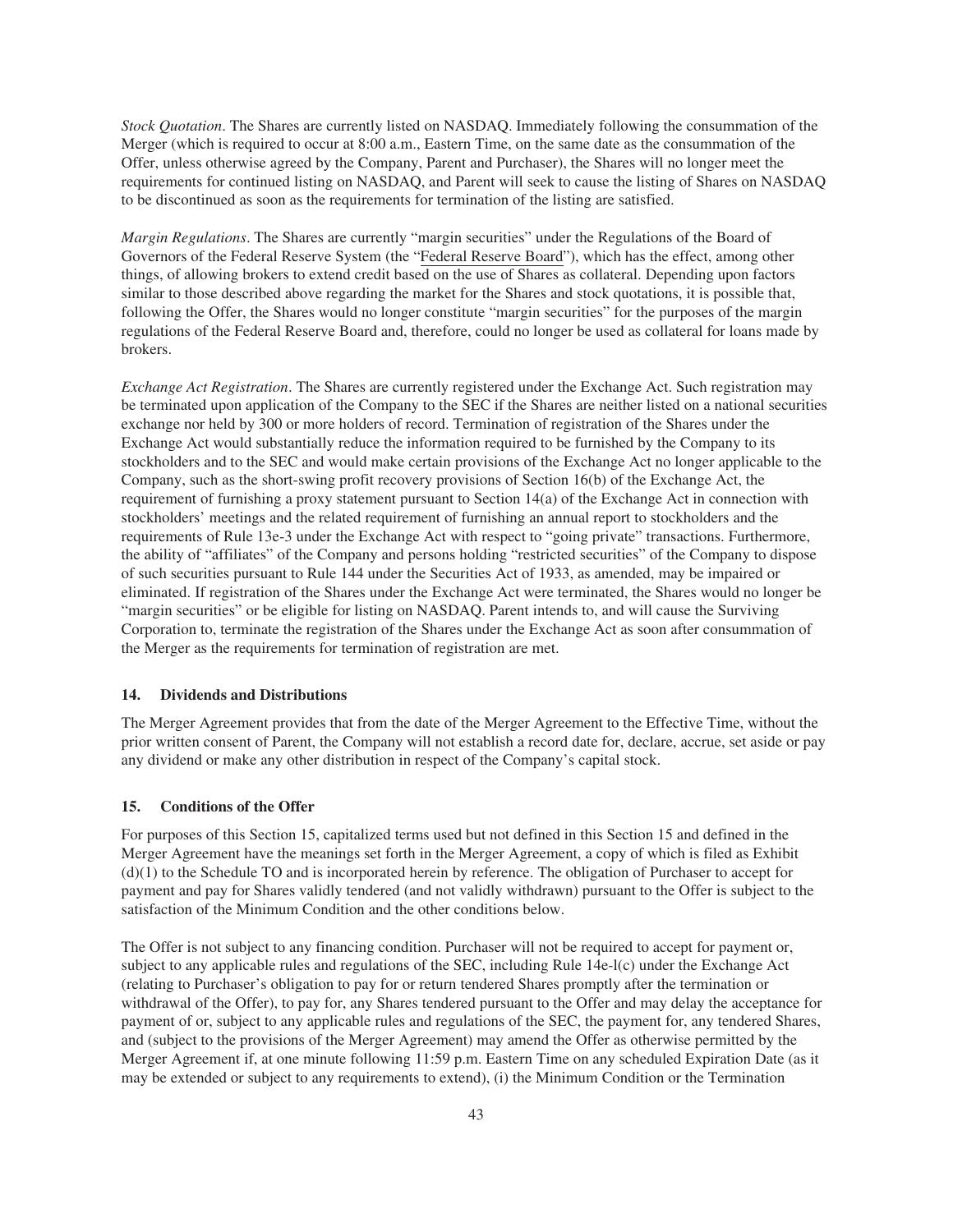*Stock Quotation*. The Shares are currently listed on NASDAQ. Immediately following the consummation of the Merger (which is required to occur at 8:00 a.m., Eastern Time, on the same date as the consummation of the Offer, unless otherwise agreed by the Company, Parent and Purchaser), the Shares will no longer meet the requirements for continued listing on NASDAQ, and Parent will seek to cause the listing of Shares on NASDAQ to be discontinued as soon as the requirements for termination of the listing are satisfied.

*Margin Regulations*. The Shares are currently "margin securities" under the Regulations of the Board of Governors of the Federal Reserve System (the "Federal Reserve Board"), which has the effect, among other things, of allowing brokers to extend credit based on the use of Shares as collateral. Depending upon factors similar to those described above regarding the market for the Shares and stock quotations, it is possible that, following the Offer, the Shares would no longer constitute "margin securities" for the purposes of the margin regulations of the Federal Reserve Board and, therefore, could no longer be used as collateral for loans made by brokers.

*Exchange Act Registration*. The Shares are currently registered under the Exchange Act. Such registration may be terminated upon application of the Company to the SEC if the Shares are neither listed on a national securities exchange nor held by 300 or more holders of record. Termination of registration of the Shares under the Exchange Act would substantially reduce the information required to be furnished by the Company to its stockholders and to the SEC and would make certain provisions of the Exchange Act no longer applicable to the Company, such as the short-swing profit recovery provisions of Section 16(b) of the Exchange Act, the requirement of furnishing a proxy statement pursuant to Section 14(a) of the Exchange Act in connection with stockholders' meetings and the related requirement of furnishing an annual report to stockholders and the requirements of Rule 13e-3 under the Exchange Act with respect to "going private" transactions. Furthermore, the ability of "affiliates" of the Company and persons holding "restricted securities" of the Company to dispose of such securities pursuant to Rule 144 under the Securities Act of 1933, as amended, may be impaired or eliminated. If registration of the Shares under the Exchange Act were terminated, the Shares would no longer be "margin securities" or be eligible for listing on NASDAQ. Parent intends to, and will cause the Surviving Corporation to, terminate the registration of the Shares under the Exchange Act as soon after consummation of the Merger as the requirements for termination of registration are met.

### 14. Dividends and Distributions

The Merger Agreement provides that from the date of the Merger Agreement to the Effective Time, without the prior written consent of Parent, the Company will not establish a record date for, declare, accrue, set aside or pay any dividend or make any other distribution in respect of the Company's capital stock.

### 15. Conditions of the Offer

For purposes of this Section 15, capitalized terms used but not defined in this Section 15 and defined in the Merger Agreement have the meanings set forth in the Merger Agreement, a copy of which is filed as Exhibit (d)(1) to the Schedule TO and is incorporated herein by reference. The obligation of Purchaser to accept for payment and pay for Shares validly tendered (and not validly withdrawn) pursuant to the Offer is subject to the satisfaction of the Minimum Condition and the other conditions below.

The Offer is not subject to any financing condition. Purchaser will not be required to accept for payment or, subject to any applicable rules and regulations of the SEC, including Rule 14e-l(c) under the Exchange Act (relating to Purchaser's obligation to pay for or return tendered Shares promptly after the termination or withdrawal of the Offer), to pay for, any Shares tendered pursuant to the Offer and may delay the acceptance for payment of or, subject to any applicable rules and regulations of the SEC, the payment for, any tendered Shares, and (subject to the provisions of the Merger Agreement) may amend the Offer as otherwise permitted by the Merger Agreement if, at one minute following 11:59 p.m. Eastern Time on any scheduled Expiration Date (as it may be extended or subject to any requirements to extend), (i) the Minimum Condition or the Termination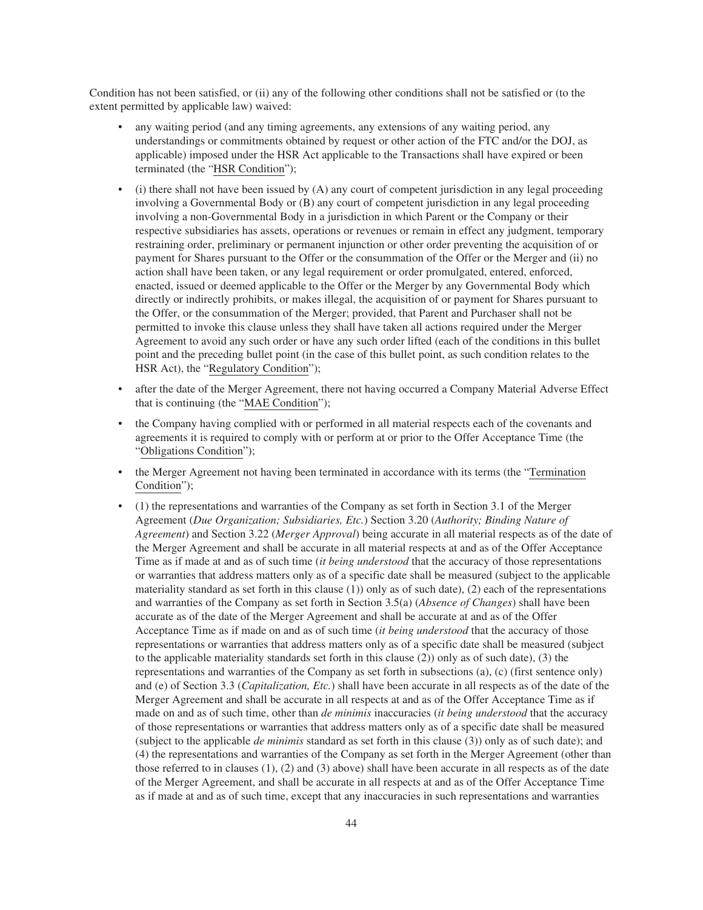Condition has not been satisfied, or (ii) any of the following other conditions shall not be satisfied or (to the extent permitted by applicable law) waived:

- any waiting period (and any timing agreements, any extensions of any waiting period, any understandings or commitments obtained by request or other action of the FTC and/or the DOJ, as applicable) imposed under the HSR Act applicable to the Transactions shall have expired or been terminated (the "HSR Condition");
- (i) there shall not have been issued by (A) any court of competent jurisdiction in any legal proceeding involving a Governmental Body or (B) any court of competent jurisdiction in any legal proceeding involving a non-Governmental Body in a jurisdiction in which Parent or the Company or their respective subsidiaries has assets, operations or revenues or remain in effect any judgment, temporary restraining order, preliminary or permanent injunction or other order preventing the acquisition of or payment for Shares pursuant to the Offer or the consummation of the Offer or the Merger and (ii) no action shall have been taken, or any legal requirement or order promulgated, entered, enforced, enacted, issued or deemed applicable to the Offer or the Merger by any Governmental Body which directly or indirectly prohibits, or makes illegal, the acquisition of or payment for Shares pursuant to the Offer, or the consummation of the Merger; provided, that Parent and Purchaser shall not be permitted to invoke this clause unless they shall have taken all actions required under the Merger Agreement to avoid any such order or have any such order lifted (each of the conditions in this bullet point and the preceding bullet point (in the case of this bullet point, as such condition relates to the HSR Act), the "Regulatory Condition");
- after the date of the Merger Agreement, there not having occurred a Company Material Adverse Effect that is continuing (the "MAE Condition");
- the Company having complied with or performed in all material respects each of the covenants and agreements it is required to comply with or perform at or prior to the Offer Acceptance Time (the "Obligations Condition");
- the Merger Agreement not having been terminated in accordance with its terms (the "Termination Condition");
- (1) the representations and warranties of the Company as set forth in Section 3.1 of the Merger Agreement (*Due Organization; Subsidiaries, Etc.*) Section 3.20 (*Authority; Binding Nature of Agreement*) and Section 3.22 (*Merger Approval*) being accurate in all material respects as of the date of the Merger Agreement and shall be accurate in all material respects at and as of the Offer Acceptance Time as if made at and as of such time (*it being understood* that the accuracy of those representations or warranties that address matters only as of a specific date shall be measured (subject to the applicable materiality standard as set forth in this clause (1)) only as of such date), (2) each of the representations and warranties of the Company as set forth in Section 3.5(a) (*Absence of Changes*) shall have been accurate as of the date of the Merger Agreement and shall be accurate at and as of the Offer Acceptance Time as if made on and as of such time (*it being understood* that the accuracy of those representations or warranties that address matters only as of a specific date shall be measured (subject to the applicable materiality standards set forth in this clause (2)) only as of such date), (3) the representations and warranties of the Company as set forth in subsections (a), (c) (first sentence only) and (e) of Section 3.3 (*Capitalization, Etc.*) shall have been accurate in all respects as of the date of the Merger Agreement and shall be accurate in all respects at and as of the Offer Acceptance Time as if made on and as of such time, other than *de minimis* inaccuracies (*it being understood* that the accuracy of those representations or warranties that address matters only as of a specific date shall be measured (subject to the applicable *de minimis* standard as set forth in this clause (3)) only as of such date); and (4) the representations and warranties of the Company as set forth in the Merger Agreement (other than those referred to in clauses (1), (2) and (3) above) shall have been accurate in all respects as of the date of the Merger Agreement, and shall be accurate in all respects at and as of the Offer Acceptance Time as if made at and as of such time, except that any inaccuracies in such representations and warranties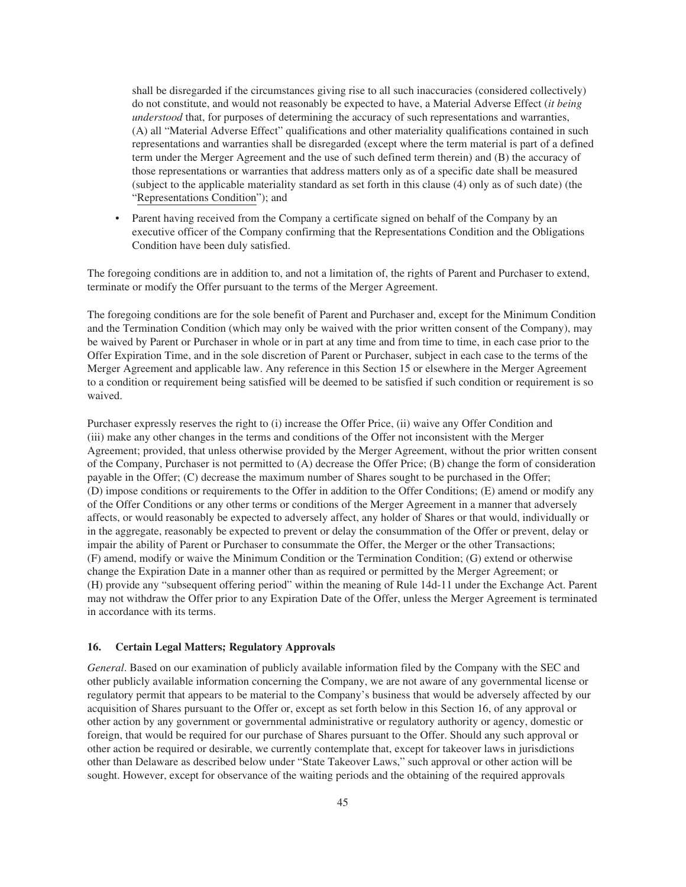shall be disregarded if the circumstances giving rise to all such inaccuracies (considered collectively) do not constitute, and would not reasonably be expected to have, a Material Adverse Effect (*it being understood* that, for purposes of determining the accuracy of such representations and warranties, (A) all "Material Adverse Effect" qualifications and other materiality qualifications contained in such representations and warranties shall be disregarded (except where the term material is part of a defined term under the Merger Agreement and the use of such defined term therein) and (B) the accuracy of those representations or warranties that address matters only as of a specific date shall be measured (subject to the applicable materiality standard as set forth in this clause (4) only as of such date) (the "Representations Condition"); and

- Parent having received from the Company a certificate signed on behalf of the Company by an executive officer of the Company confirming that the Representations Condition and the Obligations Condition have been duly satisfied.

The foregoing conditions are in addition to, and not a limitation of, the rights of Parent and Purchaser to extend, terminate or modify the Offer pursuant to the terms of the Merger Agreement.

The foregoing conditions are for the sole benefit of Parent and Purchaser and, except for the Minimum Condition and the Termination Condition (which may only be waived with the prior written consent of the Company), may be waived by Parent or Purchaser in whole or in part at any time and from time to time, in each case prior to the Offer Expiration Time, and in the sole discretion of Parent or Purchaser, subject in each case to the terms of the Merger Agreement and applicable law. Any reference in this Section 15 or elsewhere in the Merger Agreement to a condition or requirement being satisfied will be deemed to be satisfied if such condition or requirement is so waived.

Purchaser expressly reserves the right to (i) increase the Offer Price, (ii) waive any Offer Condition and (iii) make any other changes in the terms and conditions of the Offer not inconsistent with the Merger Agreement; provided, that unless otherwise provided by the Merger Agreement, without the prior written consent of the Company, Purchaser is not permitted to (A) decrease the Offer Price; (B) change the form of consideration payable in the Offer; (C) decrease the maximum number of Shares sought to be purchased in the Offer; (D) impose conditions or requirements to the Offer in addition to the Offer Conditions; (E) amend or modify any of the Offer Conditions or any other terms or conditions of the Merger Agreement in a manner that adversely affects, or would reasonably be expected to adversely affect, any holder of Shares or that would, individually or in the aggregate, reasonably be expected to prevent or delay the consummation of the Offer or prevent, delay or impair the ability of Parent or Purchaser to consummate the Offer, the Merger or the other Transactions; (F) amend, modify or waive the Minimum Condition or the Termination Condition; (G) extend or otherwise change the Expiration Date in a manner other than as required or permitted by the Merger Agreement; or (H) provide any "subsequent offering period" within the meaning of Rule 14d-11 under the Exchange Act. Parent may not withdraw the Offer prior to any Expiration Date of the Offer, unless the Merger Agreement is terminated in accordance with its terms.

## 16. Certain Legal Matters; Regulatory Approvals

*General*. Based on our examination of publicly available information filed by the Company with the SEC and other publicly available information concerning the Company, we are not aware of any governmental license or regulatory permit that appears to be material to the Company's business that would be adversely affected by our acquisition of Shares pursuant to the Offer or, except as set forth below in this Section 16, of any approval or other action by any government or governmental administrative or regulatory authority or agency, domestic or foreign, that would be required for our purchase of Shares pursuant to the Offer. Should any such approval or other action be required or desirable, we currently contemplate that, except for takeover laws in jurisdictions other than Delaware as described below under "State Takeover Laws," such approval or other action will be sought. However, except for observance of the waiting periods and the obtaining of the required approvals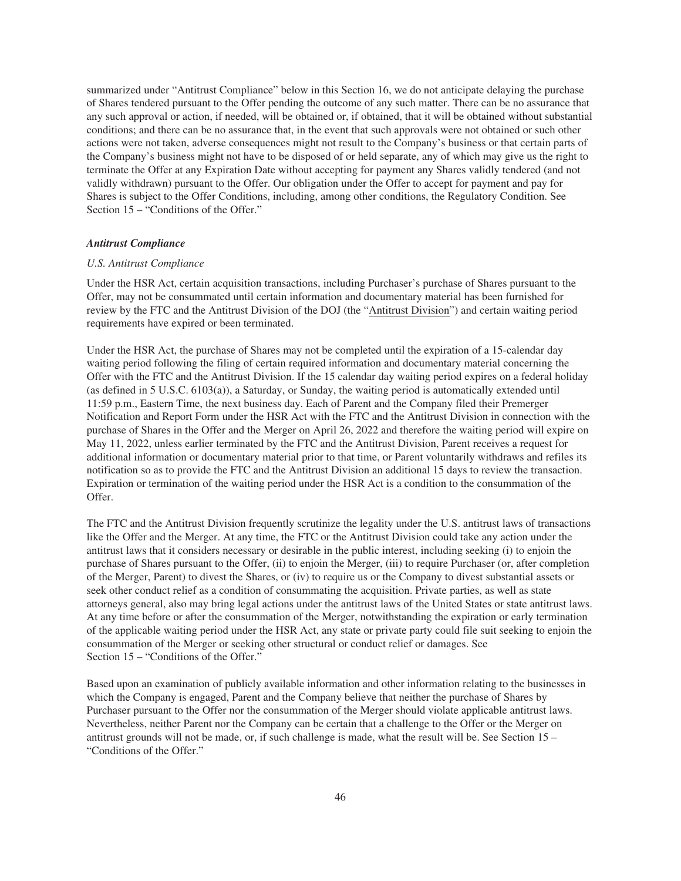summarized under "Antitrust Compliance" below in this Section 16, we do not anticipate delaying the purchase of Shares tendered pursuant to the Offer pending the outcome of any such matter. There can be no assurance that any such approval or action, if needed, will be obtained or, if obtained, that it will be obtained without substantial conditions; and there can be no assurance that, in the event that such approvals were not obtained or such other actions were not taken, adverse consequences might not result to the Company's business or that certain parts of the Company's business might not have to be disposed of or held separate, any of which may give us the right to terminate the Offer at any Expiration Date without accepting for payment any Shares validly tendered (and not validly withdrawn) pursuant to the Offer. Our obligation under the Offer to accept for payment and pay for Shares is subject to the Offer Conditions, including, among other conditions, the Regulatory Condition. See Section 15 – "Conditions of the Offer."

***Antitrust Compliance***

*U.S. Antitrust Compliance*

Under the HSR Act, certain acquisition transactions, including Purchaser's purchase of Shares pursuant to the Offer, may not be consummated until certain information and documentary material has been furnished for review by the FTC and the Antitrust Division of the DOJ (the "Antitrust Division") and certain waiting period requirements have expired or been terminated.

Under the HSR Act, the purchase of Shares may not be completed until the expiration of a 15-calendar day waiting period following the filing of certain required information and documentary material concerning the Offer with the FTC and the Antitrust Division. If the 15 calendar day waiting period expires on a federal holiday (as defined in 5 U.S.C. 6103(a)), a Saturday, or Sunday, the waiting period is automatically extended until 11:59 p.m., Eastern Time, the next business day. Each of Parent and the Company filed their Premerger Notification and Report Form under the HSR Act with the FTC and the Antitrust Division in connection with the purchase of Shares in the Offer and the Merger on April 26, 2022 and therefore the waiting period will expire on May 11, 2022, unless earlier terminated by the FTC and the Antitrust Division, Parent receives a request for additional information or documentary material prior to that time, or Parent voluntarily withdraws and refiles its notification so as to provide the FTC and the Antitrust Division an additional 15 days to review the transaction. Expiration or termination of the waiting period under the HSR Act is a condition to the consummation of the Offer.

The FTC and the Antitrust Division frequently scrutinize the legality under the U.S. antitrust laws of transactions like the Offer and the Merger. At any time, the FTC or the Antitrust Division could take any action under the antitrust laws that it considers necessary or desirable in the public interest, including seeking (i) to enjoin the purchase of Shares pursuant to the Offer, (ii) to enjoin the Merger, (iii) to require Purchaser (or, after completion of the Merger, Parent) to divest the Shares, or (iv) to require us or the Company to divest substantial assets or seek other conduct relief as a condition of consummating the acquisition. Private parties, as well as state attorneys general, also may bring legal actions under the antitrust laws of the United States or state antitrust laws. At any time before or after the consummation of the Merger, notwithstanding the expiration or early termination of the applicable waiting period under the HSR Act, any state or private party could file suit seeking to enjoin the consummation of the Merger or seeking other structural or conduct relief or damages. See Section 15 – "Conditions of the Offer."

Based upon an examination of publicly available information and other information relating to the businesses in which the Company is engaged, Parent and the Company believe that neither the purchase of Shares by Purchaser pursuant to the Offer nor the consummation of the Merger should violate applicable antitrust laws. Nevertheless, neither Parent nor the Company can be certain that a challenge to the Offer or the Merger on antitrust grounds will not be made, or, if such challenge is made, what the result will be. See Section 15 – "Conditions of the Offer."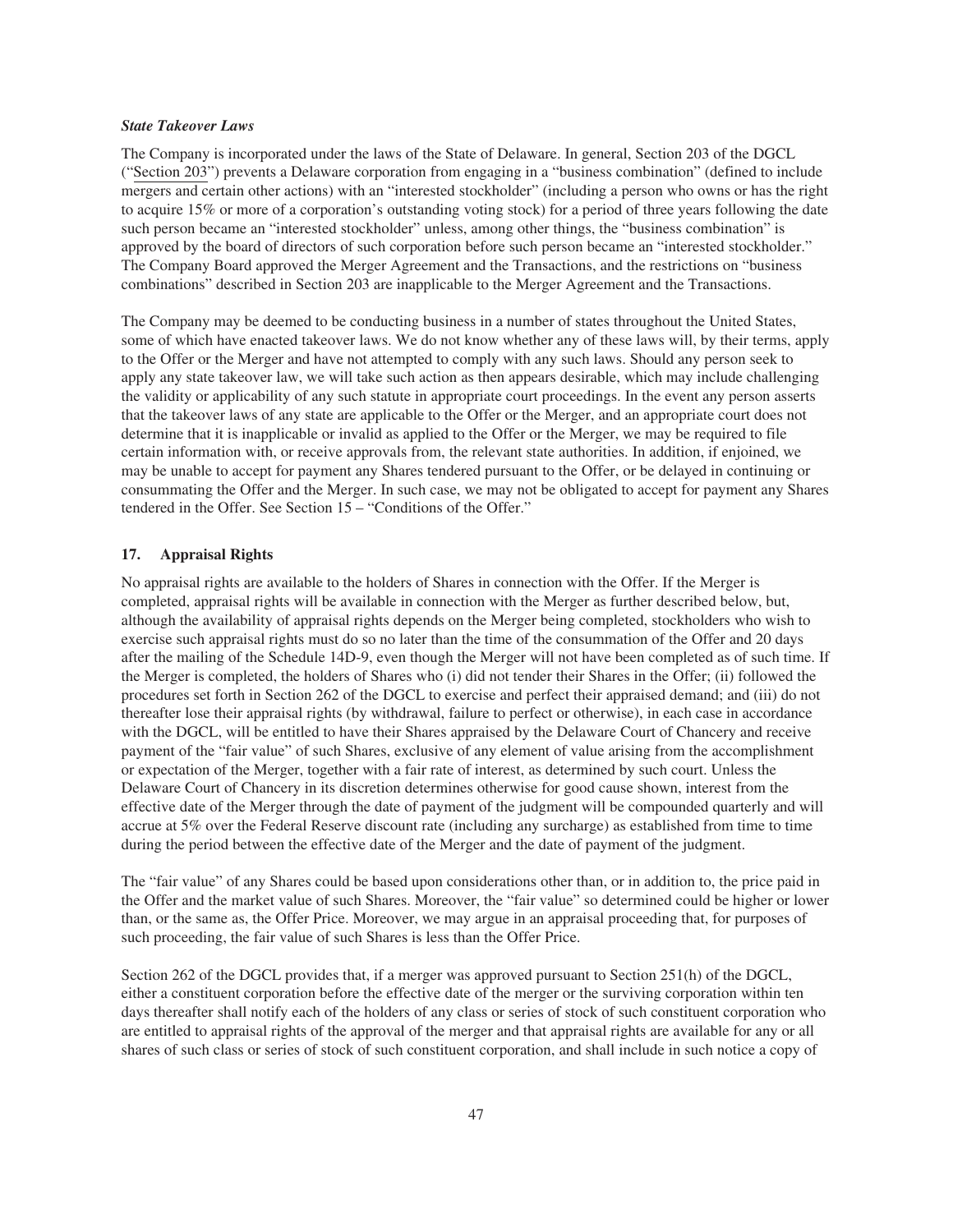***State Takeover Laws***

The Company is incorporated under the laws of the State of Delaware. In general, Section 203 of the DGCL ("Section 203") prevents a Delaware corporation from engaging in a "business combination" (defined to include mergers and certain other actions) with an "interested stockholder" (including a person who owns or has the right to acquire 15% or more of a corporation's outstanding voting stock) for a period of three years following the date such person became an "interested stockholder" unless, among other things, the "business combination" is approved by the board of directors of such corporation before such person became an "interested stockholder." The Company Board approved the Merger Agreement and the Transactions, and the restrictions on "business combinations" described in Section 203 are inapplicable to the Merger Agreement and the Transactions.

The Company may be deemed to be conducting business in a number of states throughout the United States, some of which have enacted takeover laws. We do not know whether any of these laws will, by their terms, apply to the Offer or the Merger and have not attempted to comply with any such laws. Should any person seek to apply any state takeover law, we will take such action as then appears desirable, which may include challenging the validity or applicability of any such statute in appropriate court proceedings. In the event any person asserts that the takeover laws of any state are applicable to the Offer or the Merger, and an appropriate court does not determine that it is inapplicable or invalid as applied to the Offer or the Merger, we may be required to file certain information with, or receive approvals from, the relevant state authorities. In addition, if enjoined, we may be unable to accept for payment any Shares tendered pursuant to the Offer, or be delayed in continuing or consummating the Offer and the Merger. In such case, we may not be obligated to accept for payment any Shares tendered in the Offer. See Section 15 – "Conditions of the Offer."

## 17. Appraisal Rights

No appraisal rights are available to the holders of Shares in connection with the Offer. If the Merger is completed, appraisal rights will be available in connection with the Merger as further described below, but, although the availability of appraisal rights depends on the Merger being completed, stockholders who wish to exercise such appraisal rights must do so no later than the time of the consummation of the Offer and 20 days after the mailing of the Schedule 14D-9, even though the Merger will not have been completed as of such time. If the Merger is completed, the holders of Shares who (i) did not tender their Shares in the Offer; (ii) followed the procedures set forth in Section 262 of the DGCL to exercise and perfect their appraised demand; and (iii) do not thereafter lose their appraisal rights (by withdrawal, failure to perfect or otherwise), in each case in accordance with the DGCL, will be entitled to have their Shares appraised by the Delaware Court of Chancery and receive payment of the "fair value" of such Shares, exclusive of any element of value arising from the accomplishment or expectation of the Merger, together with a fair rate of interest, as determined by such court. Unless the Delaware Court of Chancery in its discretion determines otherwise for good cause shown, interest from the effective date of the Merger through the date of payment of the judgment will be compounded quarterly and will accrue at 5% over the Federal Reserve discount rate (including any surcharge) as established from time to time during the period between the effective date of the Merger and the date of payment of the judgment.

The "fair value" of any Shares could be based upon considerations other than, or in addition to, the price paid in the Offer and the market value of such Shares. Moreover, the "fair value" so determined could be higher or lower than, or the same as, the Offer Price. Moreover, we may argue in an appraisal proceeding that, for purposes of such proceeding, the fair value of such Shares is less than the Offer Price.

Section 262 of the DGCL provides that, if a merger was approved pursuant to Section 251(h) of the DGCL, either a constituent corporation before the effective date of the merger or the surviving corporation within ten days thereafter shall notify each of the holders of any class or series of stock of such constituent corporation who are entitled to appraisal rights of the approval of the merger and that appraisal rights are available for any or all shares of such class or series of stock of such constituent corporation, and shall include in such notice a copy of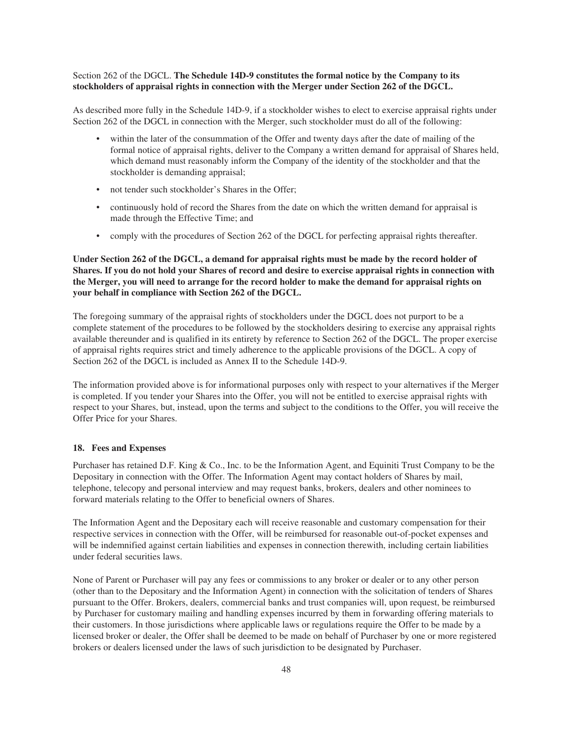Section 262 of the DGCL. **The Schedule 14D-9 constitutes the formal notice by the Company to its stockholders of appraisal rights in connection with the Merger under Section 262 of the DGCL.**

As described more fully in the Schedule 14D-9, if a stockholder wishes to elect to exercise appraisal rights under Section 262 of the DGCL in connection with the Merger, such stockholder must do all of the following:

- within the later of the consummation of the Offer and twenty days after the date of mailing of the formal notice of appraisal rights, deliver to the Company a written demand for appraisal of Shares held, which demand must reasonably inform the Company of the identity of the stockholder and that the stockholder is demanding appraisal;
- not tender such stockholder's Shares in the Offer;
- continuously hold of record the Shares from the date on which the written demand for appraisal is made through the Effective Time; and
- comply with the procedures of Section 262 of the DGCL for perfecting appraisal rights thereafter.

**Under Section 262 of the DGCL, a demand for appraisal rights must be made by the record holder of Shares. If you do not hold your Shares of record and desire to exercise appraisal rights in connection with the Merger, you will need to arrange for the record holder to make the demand for appraisal rights on your behalf in compliance with Section 262 of the DGCL.**

The foregoing summary of the appraisal rights of stockholders under the DGCL does not purport to be a complete statement of the procedures to be followed by the stockholders desiring to exercise any appraisal rights available thereunder and is qualified in its entirety by reference to Section 262 of the DGCL. The proper exercise of appraisal rights requires strict and timely adherence to the applicable provisions of the DGCL. A copy of Section 262 of the DGCL is included as Annex II to the Schedule 14D-9.

The information provided above is for informational purposes only with respect to your alternatives if the Merger is completed. If you tender your Shares into the Offer, you will not be entitled to exercise appraisal rights with respect to your Shares, but, instead, upon the terms and subject to the conditions to the Offer, you will receive the Offer Price for your Shares.

### 18. Fees and Expenses

Purchaser has retained D.F. King & Co., Inc. to be the Information Agent, and Equiniti Trust Company to be the Depositary in connection with the Offer. The Information Agent may contact holders of Shares by mail, telephone, telecopy and personal interview and may request banks, brokers, dealers and other nominees to forward materials relating to the Offer to beneficial owners of Shares.

The Information Agent and the Depositary each will receive reasonable and customary compensation for their respective services in connection with the Offer, will be reimbursed for reasonable out-of-pocket expenses and will be indemnified against certain liabilities and expenses in connection therewith, including certain liabilities under federal securities laws.

None of Parent or Purchaser will pay any fees or commissions to any broker or dealer or to any other person (other than to the Depositary and the Information Agent) in connection with the solicitation of tenders of Shares pursuant to the Offer. Brokers, dealers, commercial banks and trust companies will, upon request, be reimbursed by Purchaser for customary mailing and handling expenses incurred by them in forwarding offering materials to their customers. In those jurisdictions where applicable laws or regulations require the Offer to be made by a licensed broker or dealer, the Offer shall be deemed to be made on behalf of Purchaser by one or more registered brokers or dealers licensed under the laws of such jurisdiction to be designated by Purchaser.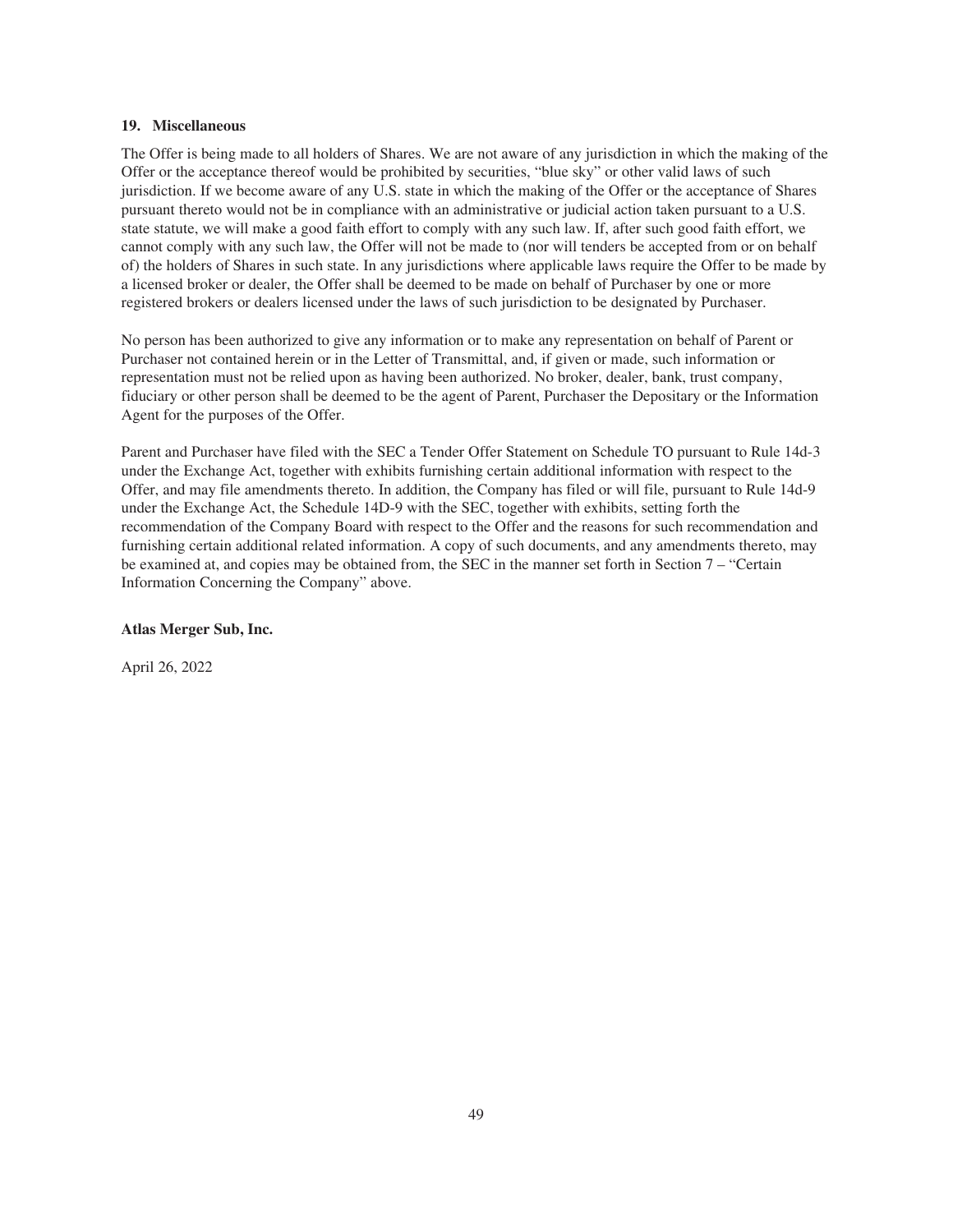### 19. Miscellaneous

The Offer is being made to all holders of Shares. We are not aware of any jurisdiction in which the making of the Offer or the acceptance thereof would be prohibited by securities, "blue sky" or other valid laws of such jurisdiction. If we become aware of any U.S. state in which the making of the Offer or the acceptance of Shares pursuant thereto would not be in compliance with an administrative or judicial action taken pursuant to a U.S. state statute, we will make a good faith effort to comply with any such law. If, after such good faith effort, we cannot comply with any such law, the Offer will not be made to (nor will tenders be accepted from or on behalf of) the holders of Shares in such state. In any jurisdictions where applicable laws require the Offer to be made by a licensed broker or dealer, the Offer shall be deemed to be made on behalf of Purchaser by one or more registered brokers or dealers licensed under the laws of such jurisdiction to be designated by Purchaser.

No person has been authorized to give any information or to make any representation on behalf of Parent or Purchaser not contained herein or in the Letter of Transmittal, and, if given or made, such information or representation must not be relied upon as having been authorized. No broker, dealer, bank, trust company, fiduciary or other person shall be deemed to be the agent of Parent, Purchaser the Depositary or the Information Agent for the purposes of the Offer.

Parent and Purchaser have filed with the SEC a Tender Offer Statement on Schedule TO pursuant to Rule 14d-3 under the Exchange Act, together with exhibits furnishing certain additional information with respect to the Offer, and may file amendments thereto. In addition, the Company has filed or will file, pursuant to Rule 14d-9 under the Exchange Act, the Schedule 14D-9 with the SEC, together with exhibits, setting forth the recommendation of the Company Board with respect to the Offer and the reasons for such recommendation and furnishing certain additional related information. A copy of such documents, and any amendments thereto, may be examined at, and copies may be obtained from, the SEC in the manner set forth in Section 7 – "Certain Information Concerning the Company" above.

**Atlas Merger Sub, Inc.**

April 26, 2022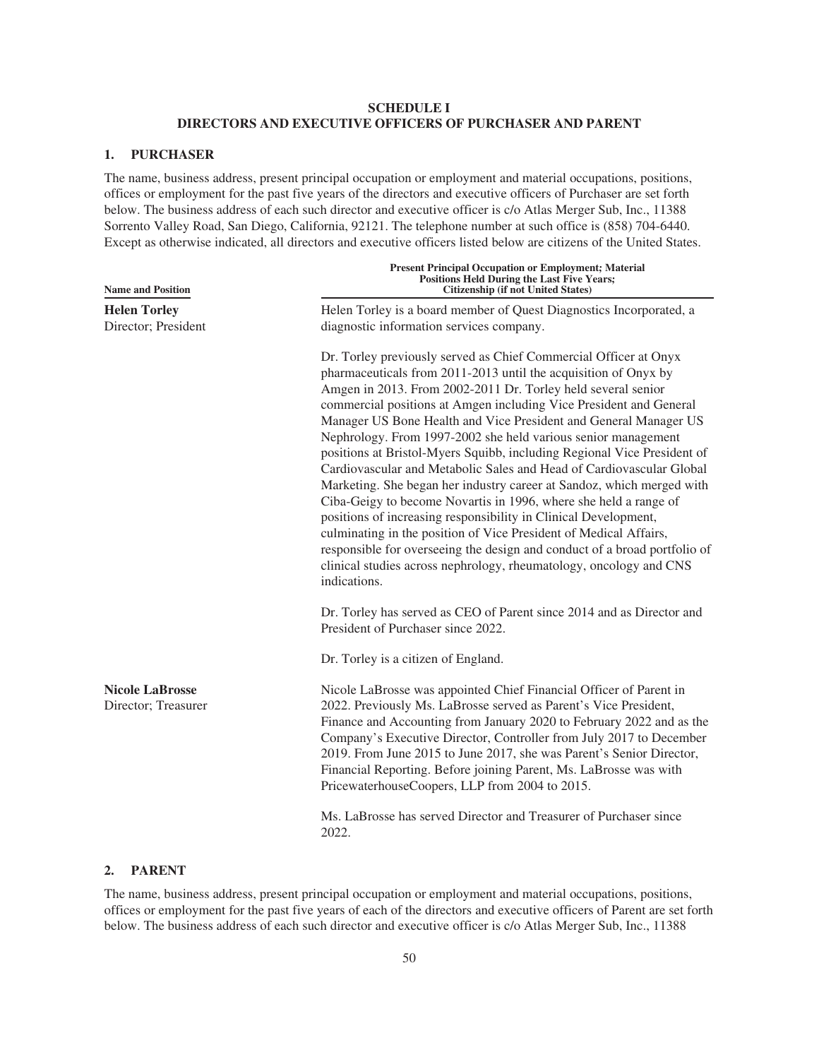**SCHEDULE I**
**DIRECTORS AND EXECUTIVE OFFICERS OF PURCHASER AND PARENT**

## 1. PURCHASER

The name, business address, present principal occupation or employment and material occupations, positions, offices or employment for the past five years of the directors and executive officers of Purchaser are set forth below. The business address of each such director and executive officer is c/o Atlas Merger Sub, Inc., 11388 Sorrento Valley Road, San Diego, California, 92121. The telephone number at such office is (858) 704-6440. Except as otherwise indicated, all directors and executive officers listed below are citizens of the United States.

| Name and Position | Present Principal Occupation or Employment; Material Positions Held During the Last Five Years; Citizenship (if not United States) |
|---|---|
| **Helen Torley**<br>Director; President | Helen Torley is a board member of Quest Diagnostics Incorporated, a diagnostic information services company.<br><br>Dr. Torley previously served as Chief Commercial Officer at Onyx pharmaceuticals from 2011-2013 until the acquisition of Onyx by Amgen in 2013. From 2002-2011 Dr. Torley held several senior commercial positions at Amgen including Vice President and General Manager US Bone Health and Vice President and General Manager US Nephrology. From 1997-2002 she held various senior management positions at Bristol-Myers Squibb, including Regional Vice President of Cardiovascular and Metabolic Sales and Head of Cardiovascular Global Marketing. She began her industry career at Sandoz, which merged with Ciba-Geigy to become Novartis in 1996, where she held a range of positions of increasing responsibility in Clinical Development, culminating in the position of Vice President of Medical Affairs, responsible for overseeing the design and conduct of a broad portfolio of clinical studies across nephrology, rheumatology, oncology and CNS indications.<br><br>Dr. Torley has served as CEO of Parent since 2014 and as Director and President of Purchaser since 2022.<br><br>Dr. Torley is a citizen of England. |
| **Nicole LaBrosse**<br>Director; Treasurer | Nicole LaBrosse was appointed Chief Financial Officer of Parent in 2022. Previously Ms. LaBrosse served as Parent's Vice President, Finance and Accounting from January 2020 to February 2022 and as the Company's Executive Director, Controller from July 2017 to December 2019. From June 2015 to June 2017, she was Parent's Senior Director, Financial Reporting. Before joining Parent, Ms. LaBrosse was with PricewaterhouseCoopers, LLP from 2004 to 2015.<br><br>Ms. LaBrosse has served Director and Treasurer of Purchaser since 2022. |

## 2. PARENT

The name, business address, present principal occupation or employment and material occupations, positions, offices or employment for the past five years of each of the directors and executive officers of Parent are set forth below. The business address of each such director and executive officer is c/o Atlas Merger Sub, Inc., 11388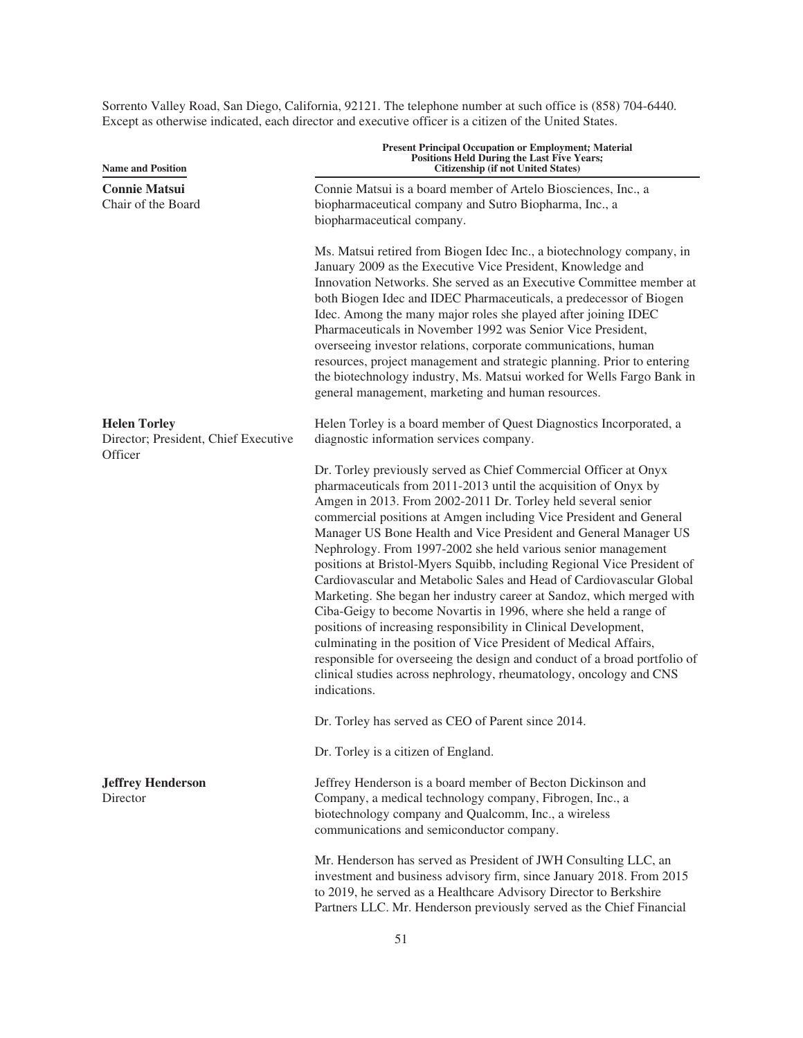Sorrento Valley Road, San Diego, California, 92121. The telephone number at such office is (858) 704-6440. Except as otherwise indicated, each director and executive officer is a citizen of the United States.

| Name and Position | Present Principal Occupation or Employment; Material Positions Held During the Last Five Years; Citizenship (if not United States) |
| --- | --- |
| **Connie Matsui**<br>Chair of the Board | Connie Matsui is a board member of Artelo Biosciences, Inc., a biopharmaceutical company and Sutro Biopharma, Inc., a biopharmaceutical company.<br><br>Ms. Matsui retired from Biogen Idec Inc., a biotechnology company, in January 2009 as the Executive Vice President, Knowledge and Innovation Networks. She served as an Executive Committee member at both Biogen Idec and IDEC Pharmaceuticals, a predecessor of Biogen Idec. Among the many major roles she played after joining IDEC Pharmaceuticals in November 1992 was Senior Vice President, overseeing investor relations, corporate communications, human resources, project management and strategic planning. Prior to entering the biotechnology industry, Ms. Matsui worked for Wells Fargo Bank in general management, marketing and human resources. |
| **Helen Torley**<br>Director; President, Chief Executive Officer | Helen Torley is a board member of Quest Diagnostics Incorporated, a diagnostic information services company.<br><br>Dr. Torley previously served as Chief Commercial Officer at Onyx pharmaceuticals from 2011-2013 until the acquisition of Onyx by Amgen in 2013. From 2002-2011 Dr. Torley held several senior commercial positions at Amgen including Vice President and General Manager US Bone Health and Vice President and General Manager US Nephrology. From 1997-2002 she held various senior management positions at Bristol-Myers Squibb, including Regional Vice President of Cardiovascular and Metabolic Sales and Head of Cardiovascular Global Marketing. She began her industry career at Sandoz, which merged with Ciba-Geigy to become Novartis in 1996, where she held a range of positions of increasing responsibility in Clinical Development, culminating in the position of Vice President of Medical Affairs, responsible for overseeing the design and conduct of a broad portfolio of clinical studies across nephrology, rheumatology, oncology and CNS indications.<br><br>Dr. Torley has served as CEO of Parent since 2014.<br><br>Dr. Torley is a citizen of England. |
| **Jeffrey Henderson**<br>Director | Jeffrey Henderson is a board member of Becton Dickinson and Company, a medical technology company, Fibrogen, Inc., a biotechnology company and Qualcomm, Inc., a wireless communications and semiconductor company.<br><br>Mr. Henderson has served as President of JWH Consulting LLC, an investment and business advisory firm, since January 2018. From 2015 to 2019, he served as a Healthcare Advisory Director to Berkshire Partners LLC. Mr. Henderson previously served as the Chief Financial |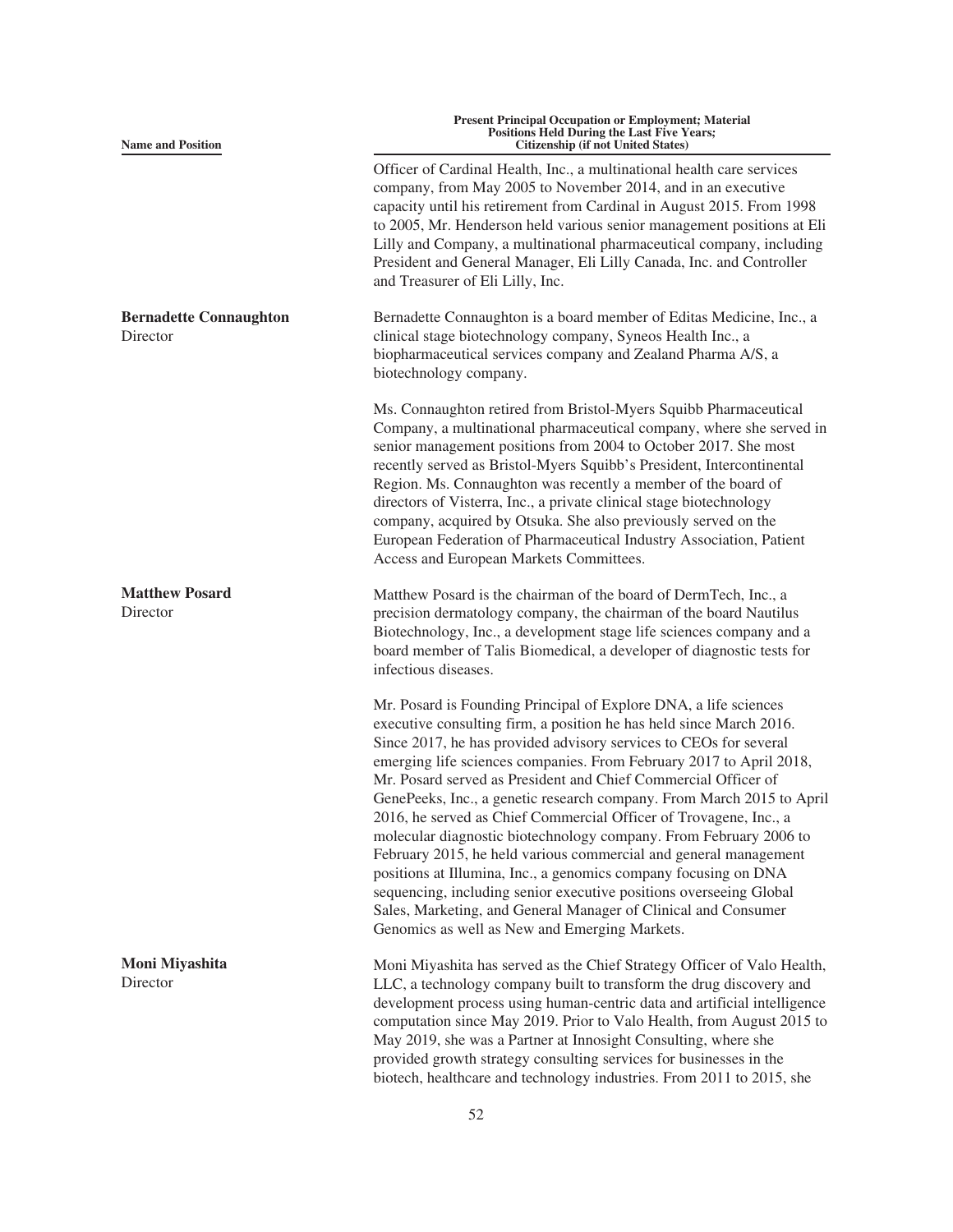| Name and Position | Present Principal Occupation or Employment; Material Positions Held During the Last Five Years; Citizenship (if not United States) |
|---|---|
| | Officer of Cardinal Health, Inc., a multinational health care services company, from May 2005 to November 2014, and in an executive capacity until his retirement from Cardinal in August 2015. From 1998 to 2005, Mr. Henderson held various senior management positions at Eli Lilly and Company, a multinational pharmaceutical company, including President and General Manager, Eli Lilly Canada, Inc. and Controller and Treasurer of Eli Lilly, Inc. |
| **Bernadette Connaughton**<br>Director | Bernadette Connaughton is a board member of Editas Medicine, Inc., a clinical stage biotechnology company, Syneos Health Inc., a biopharmaceutical services company and Zealand Pharma A/S, a biotechnology company.<br><br>Ms. Connaughton retired from Bristol-Myers Squibb Pharmaceutical Company, a multinational pharmaceutical company, where she served in senior management positions from 2004 to October 2017. She most recently served as Bristol-Myers Squibb's President, Intercontinental Region. Ms. Connaughton was recently a member of the board of directors of Visterra, Inc., a private clinical stage biotechnology company, acquired by Otsuka. She also previously served on the European Federation of Pharmaceutical Industry Association, Patient Access and European Markets Committees. |
| **Matthew Posard**<br>Director | Matthew Posard is the chairman of the board of DermTech, Inc., a precision dermatology company, the chairman of the board Nautilus Biotechnology, Inc., a development stage life sciences company and a board member of Talis Biomedical, a developer of diagnostic tests for infectious diseases.<br><br>Mr. Posard is Founding Principal of Explore DNA, a life sciences executive consulting firm, a position he has held since March 2016. Since 2017, he has provided advisory services to CEOs for several emerging life sciences companies. From February 2017 to April 2018, Mr. Posard served as President and Chief Commercial Officer of GenePeeks, Inc., a genetic research company. From March 2015 to April 2016, he served as Chief Commercial Officer of Trovagene, Inc., a molecular diagnostic biotechnology company. From February 2006 to February 2015, he held various commercial and general management positions at Illumina, Inc., a genomics company focusing on DNA sequencing, including senior executive positions overseeing Global Sales, Marketing, and General Manager of Clinical and Consumer Genomics as well as New and Emerging Markets. |
| **Moni Miyashita**<br>Director | Moni Miyashita has served as the Chief Strategy Officer of Valo Health, LLC, a technology company built to transform the drug discovery and development process using human-centric data and artificial intelligence computation since May 2019. Prior to Valo Health, from August 2015 to May 2019, she was a Partner at Innosight Consulting, where she provided growth strategy consulting services for businesses in the biotech, healthcare and technology industries. From 2011 to 2015, she |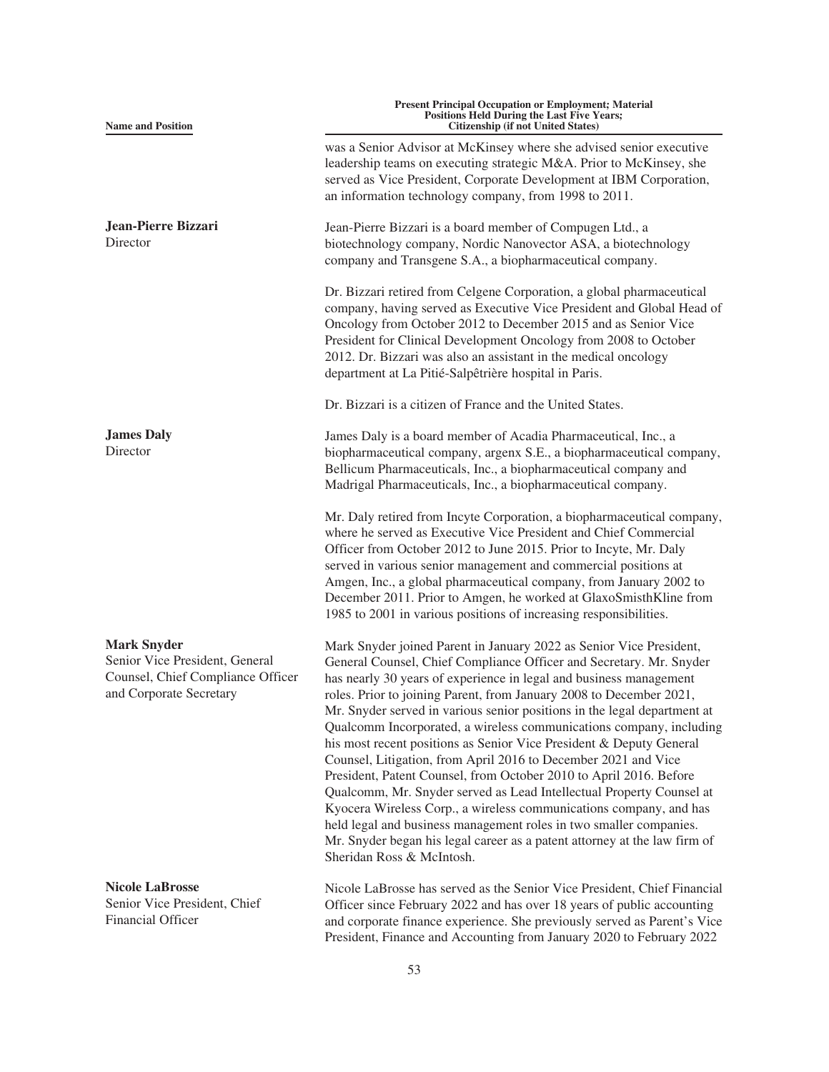| Name and Position | Present Principal Occupation or Employment; Material Positions Held During the Last Five Years; Citizenship (if not United States) |
|---|---|
| | was a Senior Advisor at McKinsey where she advised senior executive leadership teams on executing strategic M&A. Prior to McKinsey, she served as Vice President, Corporate Development at IBM Corporation, an information technology company, from 1998 to 2011. |
| **Jean-Pierre Bizzari**<br>Director | Jean-Pierre Bizzari is a board member of Compugen Ltd., a biotechnology company, Nordic Nanovector ASA, a biotechnology company and Transgene S.A., a biopharmaceutical company.<br><br>Dr. Bizzari retired from Celgene Corporation, a global pharmaceutical company, having served as Executive Vice President and Global Head of Oncology from October 2012 to December 2015 and as Senior Vice President for Clinical Development Oncology from 2008 to October 2012. Dr. Bizzari was also an assistant in the medical oncology department at La Pitié-Salpêtrière hospital in Paris.<br><br>Dr. Bizzari is a citizen of France and the United States. |
| **James Daly**<br>Director | James Daly is a board member of Acadia Pharmaceutical, Inc., a biopharmaceutical company, argenx S.E., a biopharmaceutical company, Bellicum Pharmaceuticals, Inc., a biopharmaceutical company and Madrigal Pharmaceuticals, Inc., a biopharmaceutical company.<br><br>Mr. Daly retired from Incyte Corporation, a biopharmaceutical company, where he served as Executive Vice President and Chief Commercial Officer from October 2012 to June 2015. Prior to Incyte, Mr. Daly served in various senior management and commercial positions at Amgen, Inc., a global pharmaceutical company, from January 2002 to December 2011. Prior to Amgen, he worked at GlaxoSmisthKline from 1985 to 2001 in various positions of increasing responsibilities. |
| **Mark Snyder**<br>Senior Vice President, General Counsel, Chief Compliance Officer and Corporate Secretary | Mark Snyder joined Parent in January 2022 as Senior Vice President, General Counsel, Chief Compliance Officer and Secretary. Mr. Snyder has nearly 30 years of experience in legal and business management roles. Prior to joining Parent, from January 2008 to December 2021, Mr. Snyder served in various senior positions in the legal department at Qualcomm Incorporated, a wireless communications company, including his most recent positions as Senior Vice President & Deputy General Counsel, Litigation, from April 2016 to December 2021 and Vice President, Patent Counsel, from October 2010 to April 2016. Before Qualcomm, Mr. Snyder served as Lead Intellectual Property Counsel at Kyocera Wireless Corp., a wireless communications company, and has held legal and business management roles in two smaller companies. Mr. Snyder began his legal career as a patent attorney at the law firm of Sheridan Ross & McIntosh. |
| **Nicole LaBrosse**<br>Senior Vice President, Chief Financial Officer | Nicole LaBrosse has served as the Senior Vice President, Chief Financial Officer since February 2022 and has over 18 years of public accounting and corporate finance experience. She previously served as Parent's Vice President, Finance and Accounting from January 2020 to February 2022 |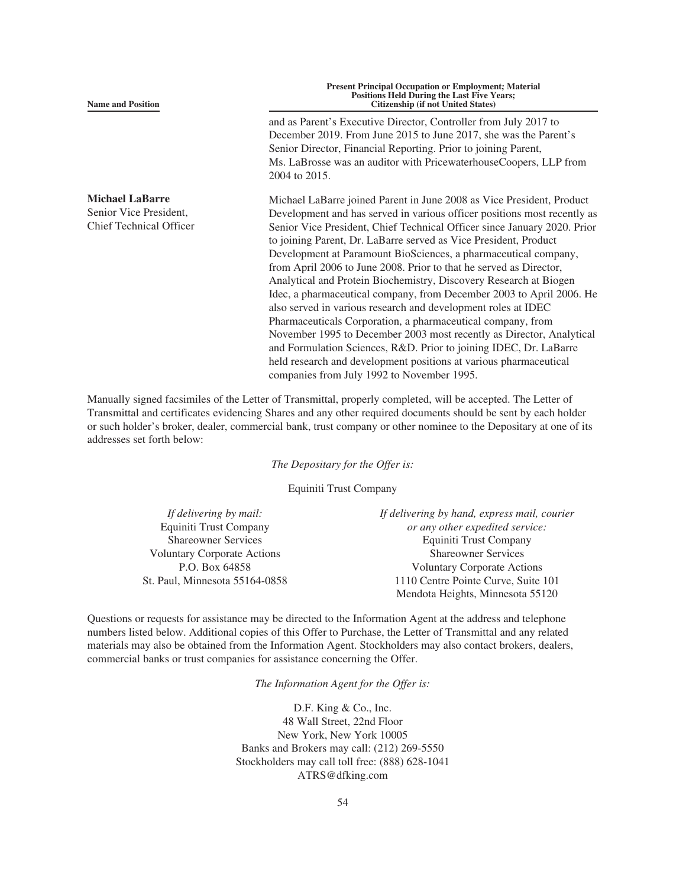| Name and Position | Present Principal Occupation or Employment; Material Positions Held During the Last Five Years; Citizenship (if not United States) |
|---|---|
| | and as Parent's Executive Director, Controller from July 2017 to December 2019. From June 2015 to June 2017, she was the Parent's Senior Director, Financial Reporting. Prior to joining Parent, Ms. LaBrosse was an auditor with PricewaterhouseCoopers, LLP from 2004 to 2015. |
| **Michael LaBarre** Senior Vice President, Chief Technical Officer | Michael LaBarre joined Parent in June 2008 as Vice President, Product Development and has served in various officer positions most recently as Senior Vice President, Chief Technical Officer since January 2020. Prior to joining Parent, Dr. LaBarre served as Vice President, Product Development at Paramount BioSciences, a pharmaceutical company, from April 2006 to June 2008. Prior to that he served as Director, Analytical and Protein Biochemistry, Discovery Research at Biogen Idec, a pharmaceutical company, from December 2003 to April 2006. He also served in various research and development roles at IDEC Pharmaceuticals Corporation, a pharmaceutical company, from November 1995 to December 2003 most recently as Director, Analytical and Formulation Sciences, R&D. Prior to joining IDEC, Dr. LaBarre held research and development positions at various pharmaceutical companies from July 1992 to November 1995. |

Manually signed facsimiles of the Letter of Transmittal, properly completed, will be accepted. The Letter of Transmittal and certificates evidencing Shares and any other required documents should be sent by each holder or such holder's broker, dealer, commercial bank, trust company or other nominee to the Depositary at one of its addresses set forth below:

*The Depositary for the Offer is:*

Equiniti Trust Company

*If delivering by mail:*
Equiniti Trust Company
Shareowner Services
Voluntary Corporate Actions
P.O. Box 64858
St. Paul, Minnesota 55164-0858

*If delivering by hand, express mail, courier or any other expedited service:*
Equiniti Trust Company
Shareowner Services
Voluntary Corporate Actions
1110 Centre Pointe Curve, Suite 101
Mendota Heights, Minnesota 55120

Questions or requests for assistance may be directed to the Information Agent at the address and telephone numbers listed below. Additional copies of this Offer to Purchase, the Letter of Transmittal and any related materials may also be obtained from the Information Agent. Stockholders may also contact brokers, dealers, commercial banks or trust companies for assistance concerning the Offer.

*The Information Agent for the Offer is:*

D.F. King & Co., Inc.
48 Wall Street, 22nd Floor
New York, New York 10005
Banks and Brokers may call: (212) 269-5550
Stockholders may call toll free: (888) 628-1041
ATRS@dfking.com